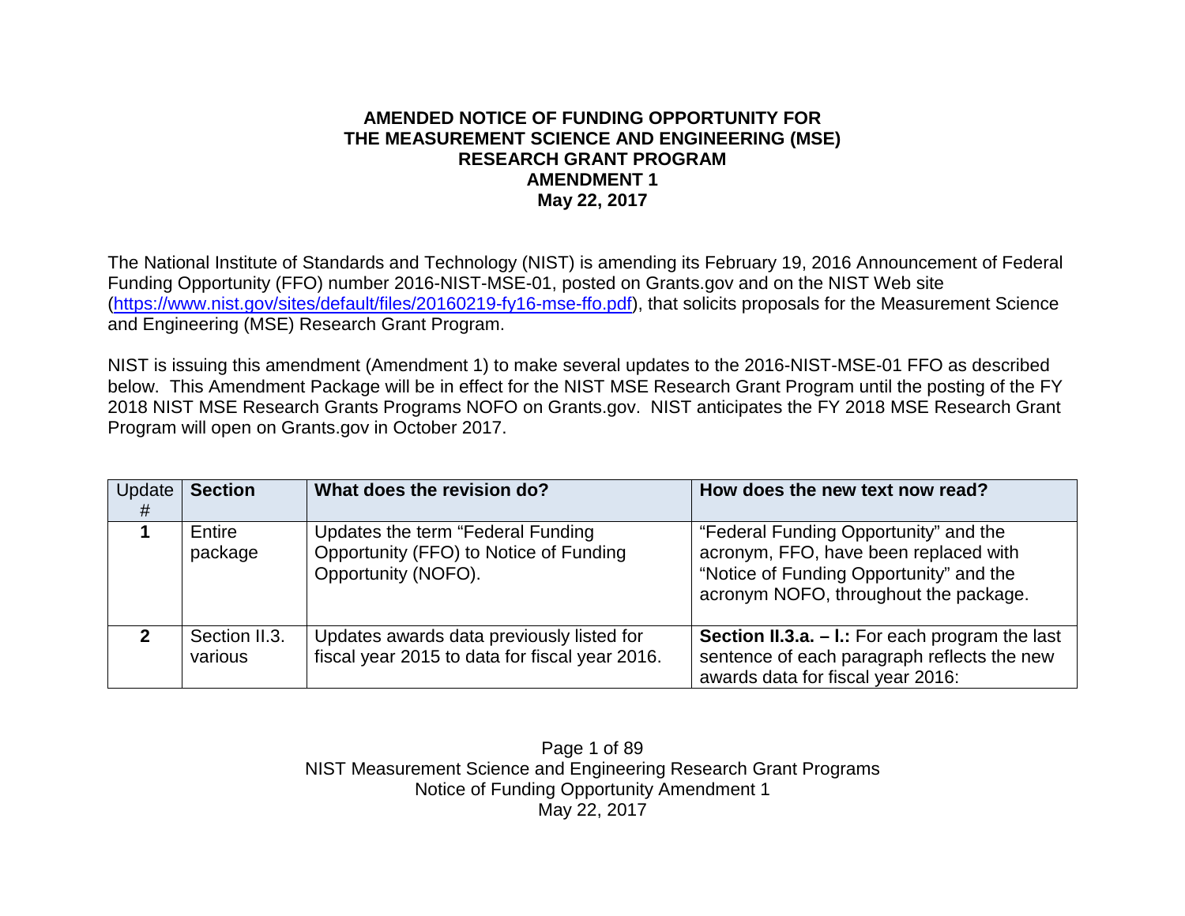# AMENDED NOTICE OF FUNDING OPPORTUNITY FOR THE MEASUREMENT SCIENCE AND ENGINEERING (MSE) RESEARCH GRANT PROGRAM

**AMENDMENT 1**

**May 22, 2017**

The National Institute of Standards and Technology (NIST) is amending its February 19, 2016 Announcement of Federal Funding Opportunity (FFO) number 2016-NIST-MSE-01, posted on Grants.gov and on the NIST Web site (https://www.nist.gov/sites/default/files/20160219-fy16-mse-ffo.pdf), that solicits proposals for the Measurement Science and Engineering (MSE) Research Grant Program.

NIST is issuing this amendment (Amendment 1) to make several updates to the 2016-NIST-MSE-01 FFO as described below. This Amendment Package will be in effect for the NIST MSE Research Grant Program until the posting of the FY 2018 NIST MSE Research Grants Programs NOFO on Grants.gov. NIST anticipates the FY 2018 MSE Research Grant Program will open on Grants.gov in October 2017.

| Update # | Section | What does the revision do? | How does the new text now read? |
|---|---|---|---|
| **1** | Entire package | Updates the term “Federal Funding Opportunity (FFO) to Notice of Funding Opportunity (NOFO). | “Federal Funding Opportunity” and the acronym, FFO, have been replaced with “Notice of Funding Opportunity” and the acronym NOFO, throughout the package. |
| **2** | Section II.3. various | Updates awards data previously listed for fiscal year 2015 to data for fiscal year 2016. | **Section II.3.a. – l.:** For each program the last sentence of each paragraph reflects the new awards data for fiscal year 2016: |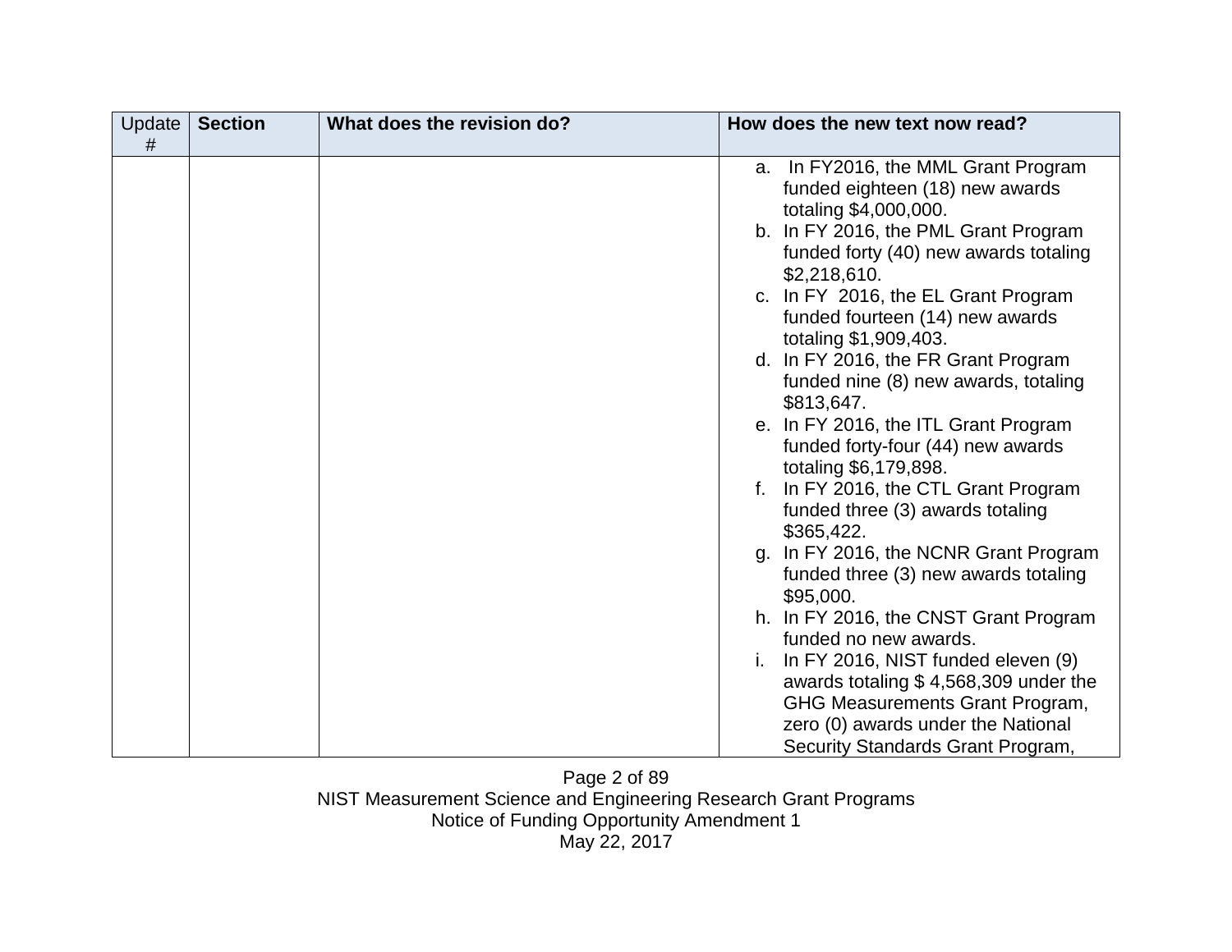| Update # | Section | What does the revision do? | How does the new text now read? |
| --- | --- | --- | --- |
| | | | a. In FY2016, the MML Grant Program funded eighteen (18) new awards totaling $4,000,000.<br>b. In FY 2016, the PML Grant Program funded forty (40) new awards totaling $2,218,610.<br>c. In FY 2016, the EL Grant Program funded fourteen (14) new awards totaling $1,909,403.<br>d. In FY 2016, the FR Grant Program funded nine (8) new awards, totaling $813,647.<br>e. In FY 2016, the ITL Grant Program funded forty-four (44) new awards totaling $6,179,898.<br>f. In FY 2016, the CTL Grant Program funded three (3) awards totaling $365,422.<br>g. In FY 2016, the NCNR Grant Program funded three (3) new awards totaling $95,000.<br>h. In FY 2016, the CNST Grant Program funded no new awards.<br>i. In FY 2016, NIST funded eleven (9) awards totaling $ 4,568,309 under the GHG Measurements Grant Program, zero (0) awards under the National Security Standards Grant Program, |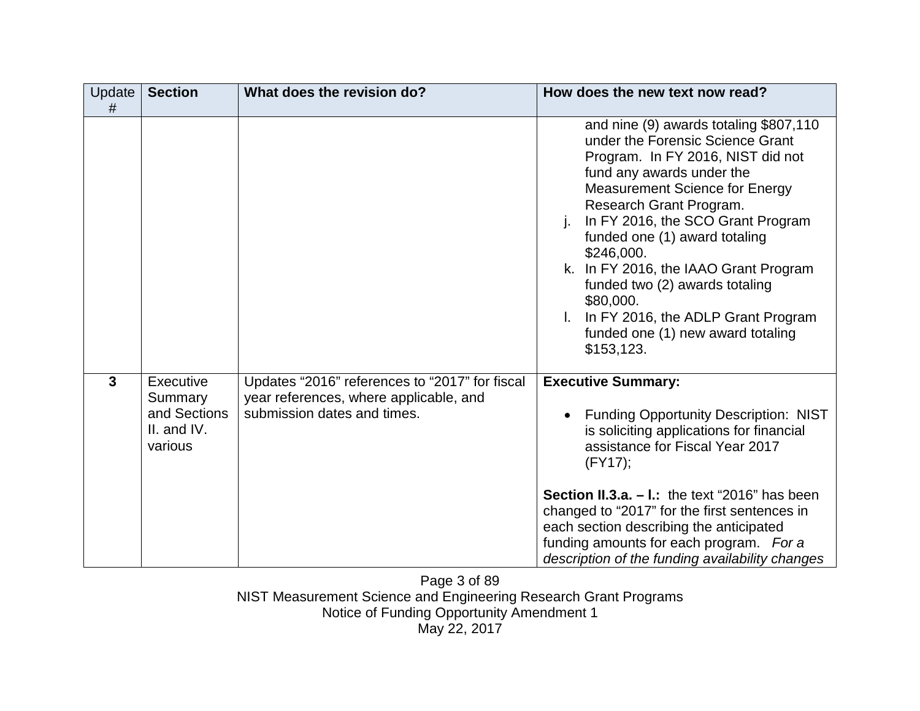| Update # | Section | What does the revision do? | How does the new text now read? |
|---|---|---|---|
| | | | and nine (9) awards totaling $807,110 under the Forensic Science Grant Program. In FY 2016, NIST did not fund any awards under the Measurement Science for Energy Research Grant Program.<br>j. In FY 2016, the SCO Grant Program funded one (1) award totaling $246,000.<br>k. In FY 2016, the IAAO Grant Program funded two (2) awards totaling $80,000.<br>l. In FY 2016, the ADLP Grant Program funded one (1) new award totaling $153,123. |
| **3** | Executive Summary and Sections II. and IV. various | Updates “2016” references to “2017” for fiscal year references, where applicable, and submission dates and times. | **Executive Summary:**<br><br>• Funding Opportunity Description: NIST is soliciting applications for financial assistance for Fiscal Year 2017 (FY17);<br><br>**Section II.3.a. – l.:** the text “2016” has been changed to “2017” for the first sentences in each section describing the anticipated funding amounts for each program. *For a description of the funding availability changes* |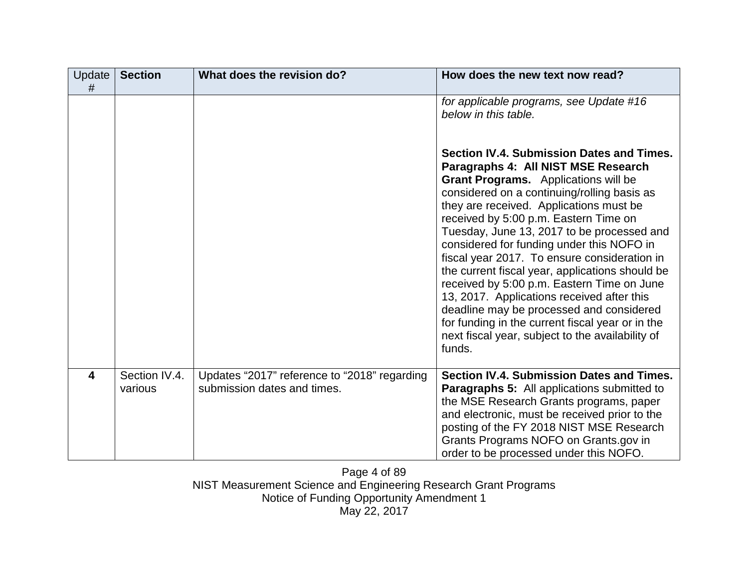| Update # | Section | What does the revision do? | How does the new text now read? |
|---|---|---|---|
| | | | *for applicable programs, see Update #16 below in this table.*<br><br>**Section IV.4. Submission Dates and Times. Paragraphs 4: All NIST MSE Research Grant Programs.** Applications will be considered on a continuing/rolling basis as they are received. Applications must be received by 5:00 p.m. Eastern Time on Tuesday, June 13, 2017 to be processed and considered for funding under this NOFO in fiscal year 2017. To ensure consideration in the current fiscal year, applications should be received by 5:00 p.m. Eastern Time on June 13, 2017. Applications received after this deadline may be processed and considered for funding in the current fiscal year or in the next fiscal year, subject to the availability of funds. |
| **4** | Section IV.4. various | Updates "2017" reference to "2018" regarding submission dates and times. | **Section IV.4. Submission Dates and Times. Paragraphs 5:** All applications submitted to the MSE Research Grants programs, paper and electronic, must be received prior to the posting of the FY 2018 NIST MSE Research Grants Programs NOFO on Grants.gov in order to be processed under this NOFO. |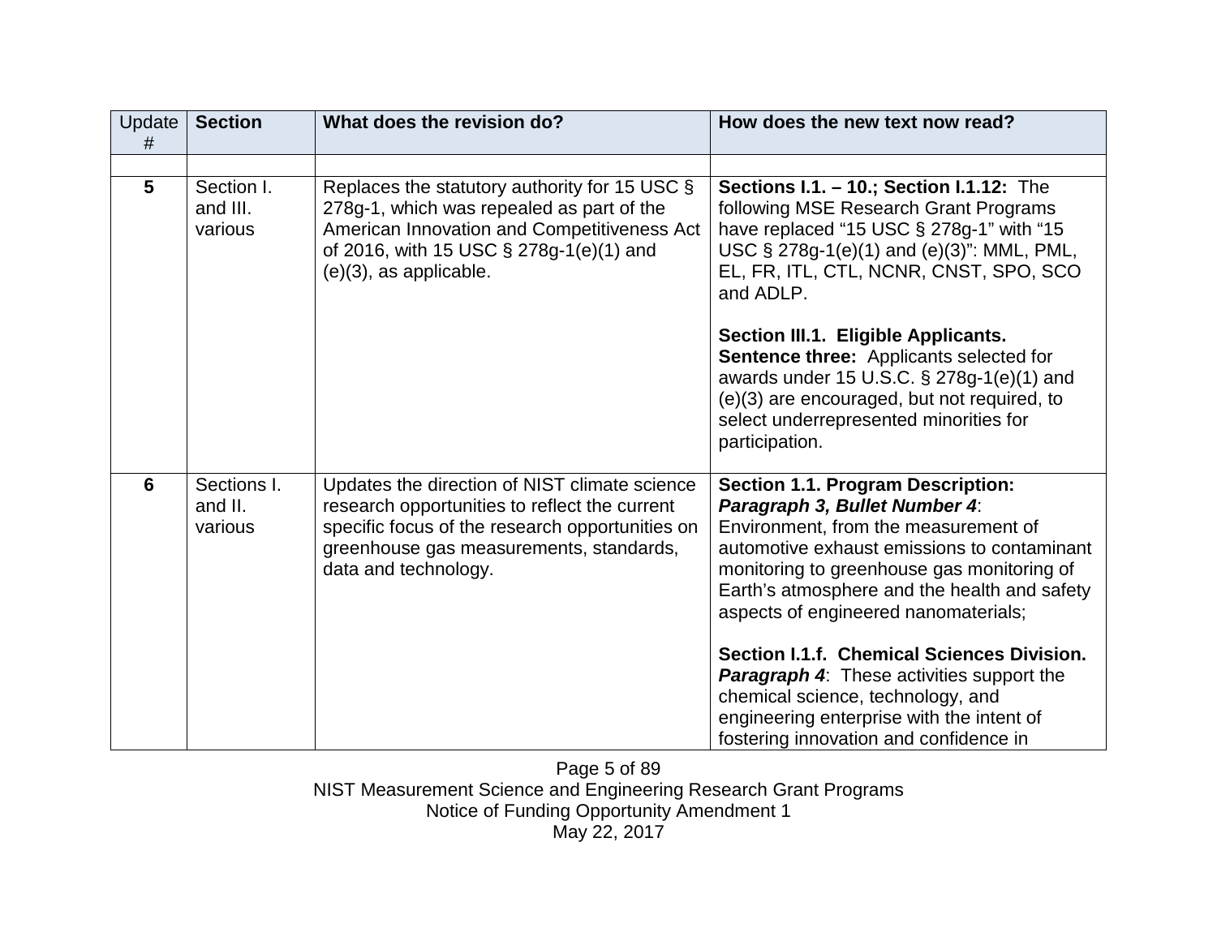| Update # | Section | What does the revision do? | How does the new text now read? |
|---|---|---|---|
| | | | |
| **5** | Section I. and III. various | Replaces the statutory authority for 15 USC § 278g-1, which was repealed as part of the American Innovation and Competitiveness Act of 2016, with 15 USC § 278g-1(e)(1) and (e)(3), as applicable. | **Sections I.1. – 10.; Section I.1.12:** The following MSE Research Grant Programs have replaced "15 USC § 278g-1" with "15 USC § 278g-1(e)(1) and (e)(3)": MML, PML, EL, FR, ITL, CTL, NCNR, CNST, SPO, SCO and ADLP.<br><br>**Section III.1. Eligible Applicants. Sentence three:** Applicants selected for awards under 15 U.S.C. § 278g-1(e)(1) and (e)(3) are encouraged, but not required, to select underrepresented minorities for participation. |
| **6** | Sections I. and II. various | Updates the direction of NIST climate science research opportunities to reflect the current specific focus of the research opportunities on greenhouse gas measurements, standards, data and technology. | **Section 1.1. Program Description:** ***Paragraph 3, Bullet Number 4***: Environment, from the measurement of automotive exhaust emissions to contaminant monitoring to greenhouse gas monitoring of Earth's atmosphere and the health and safety aspects of engineered nanomaterials;<br><br>**Section I.1.f. Chemical Sciences Division.** ***Paragraph 4***: These activities support the chemical science, technology, and engineering enterprise with the intent of fostering innovation and confidence in |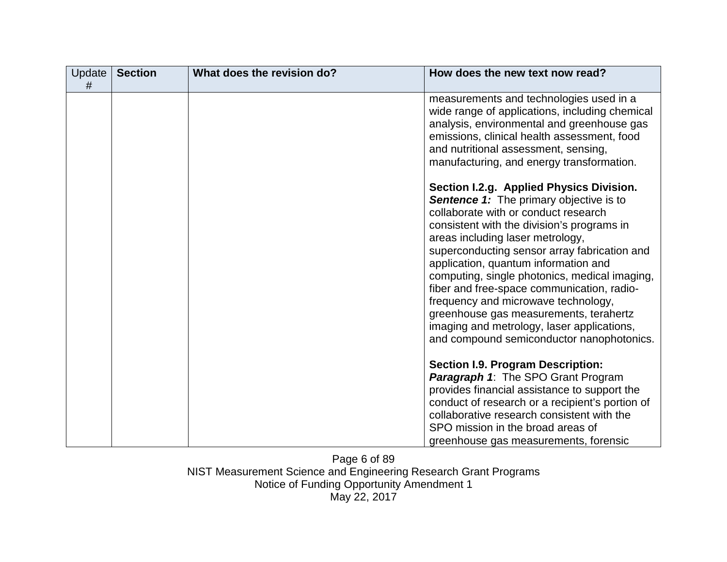| Update # | Section | What does the revision do? | How does the new text now read? |
|---|---|---|---|
| | | | measurements and technologies used in a wide range of applications, including chemical analysis, environmental and greenhouse gas emissions, clinical health assessment, food and nutritional assessment, sensing, manufacturing, and energy transformation.<br><br>**Section I.2.g. Applied Physics Division.** ***Sentence 1:*** The primary objective is to collaborate with or conduct research consistent with the division's programs in areas including laser metrology, superconducting sensor array fabrication and application, quantum information and computing, single photonics, medical imaging, fiber and free-space communication, radio-frequency and microwave technology, greenhouse gas measurements, terahertz imaging and metrology, laser applications, and compound semiconductor nanophotonics.<br><br>**Section I.9. Program Description:** ***Paragraph 1***: The SPO Grant Program provides financial assistance to support the conduct of research or a recipient's portion of collaborative research consistent with the SPO mission in the broad areas of greenhouse gas measurements, forensic |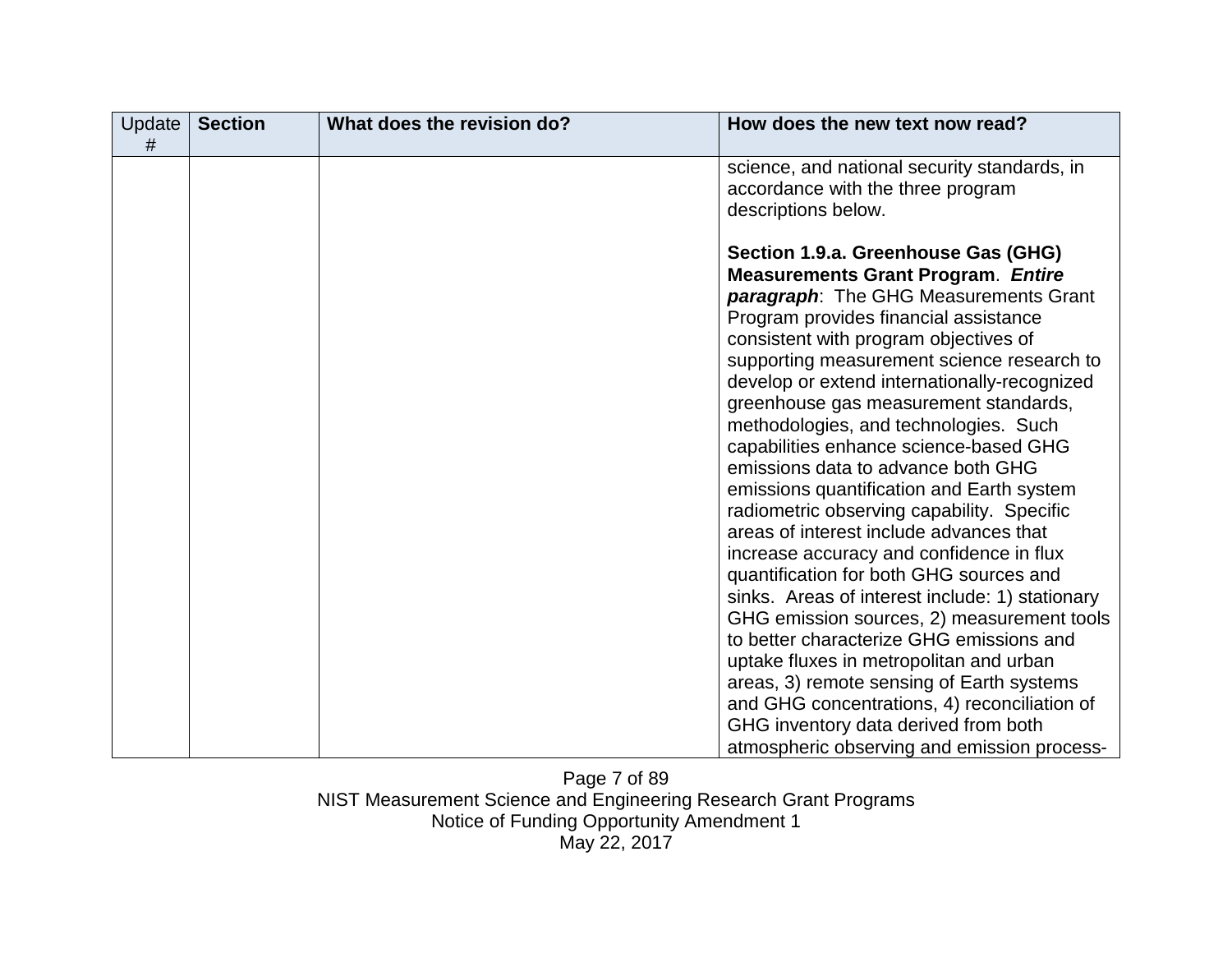| Update # | Section | What does the revision do? | How does the new text now read? |
| --- | --- | --- | --- |
| | | | science, and national security standards, in accordance with the three program descriptions below.<br><br>**Section 1.9.a. Greenhouse Gas (GHG) Measurements Grant Program**. ***Entire paragraph***: The GHG Measurements Grant Program provides financial assistance consistent with program objectives of supporting measurement science research to develop or extend internationally-recognized greenhouse gas measurement standards, methodologies, and technologies. Such capabilities enhance science-based GHG emissions data to advance both GHG emissions quantification and Earth system radiometric observing capability. Specific areas of interest include advances that increase accuracy and confidence in flux quantification for both GHG sources and sinks. Areas of interest include: 1) stationary GHG emission sources, 2) measurement tools to better characterize GHG emissions and uptake fluxes in metropolitan and urban areas, 3) remote sensing of Earth systems and GHG concentrations, 4) reconciliation of GHG inventory data derived from both atmospheric observing and emission process- |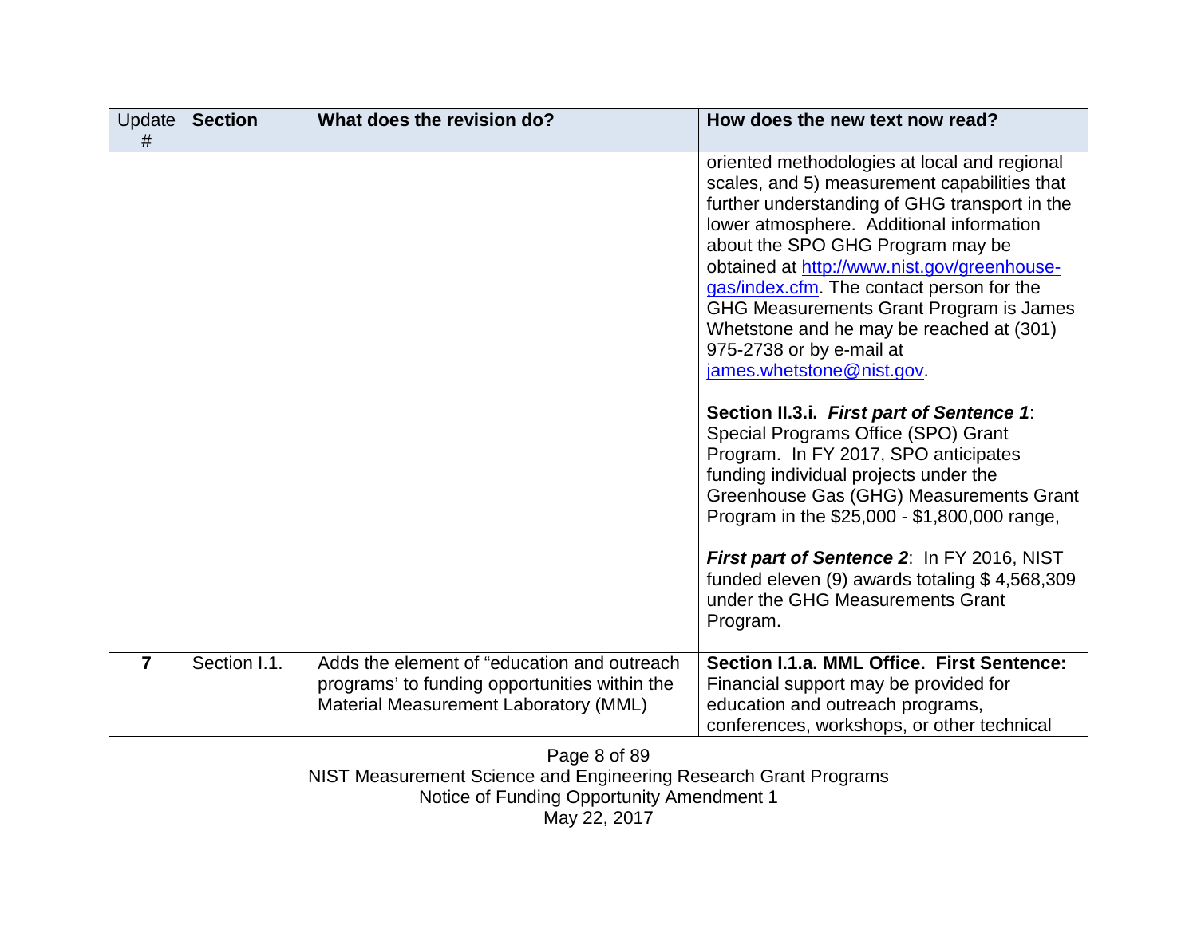| Update # | Section | What does the revision do? | How does the new text now read? |
|---|---|---|---|
| | | | oriented methodologies at local and regional scales, and 5) measurement capabilities that further understanding of GHG transport in the lower atmosphere. Additional information about the SPO GHG Program may be obtained at [http://www.nist.gov/greenhouse-gas/index.cfm](http://www.nist.gov/greenhouse-gas/index.cfm). The contact person for the GHG Measurements Grant Program is James Whetstone and he may be reached at (301) 975-2738 or by e-mail at [james.whetstone@nist.gov](mailto:james.whetstone@nist.gov).<br><br>**Section II.3.i. *First part of Sentence 1***: Special Programs Office (SPO) Grant Program. In FY 2017, SPO anticipates funding individual projects under the Greenhouse Gas (GHG) Measurements Grant Program in the \$25,000 - \$1,800,000 range,<br><br>***First part of Sentence 2***: In FY 2016, NIST funded eleven (9) awards totaling \$ 4,568,309 under the GHG Measurements Grant Program. |
| **7** | Section I.1. | Adds the element of "education and outreach programs' to funding opportunities within the Material Measurement Laboratory (MML) | **Section I.1.a. MML Office. First Sentence:** Financial support may be provided for education and outreach programs, conferences, workshops, or other technical |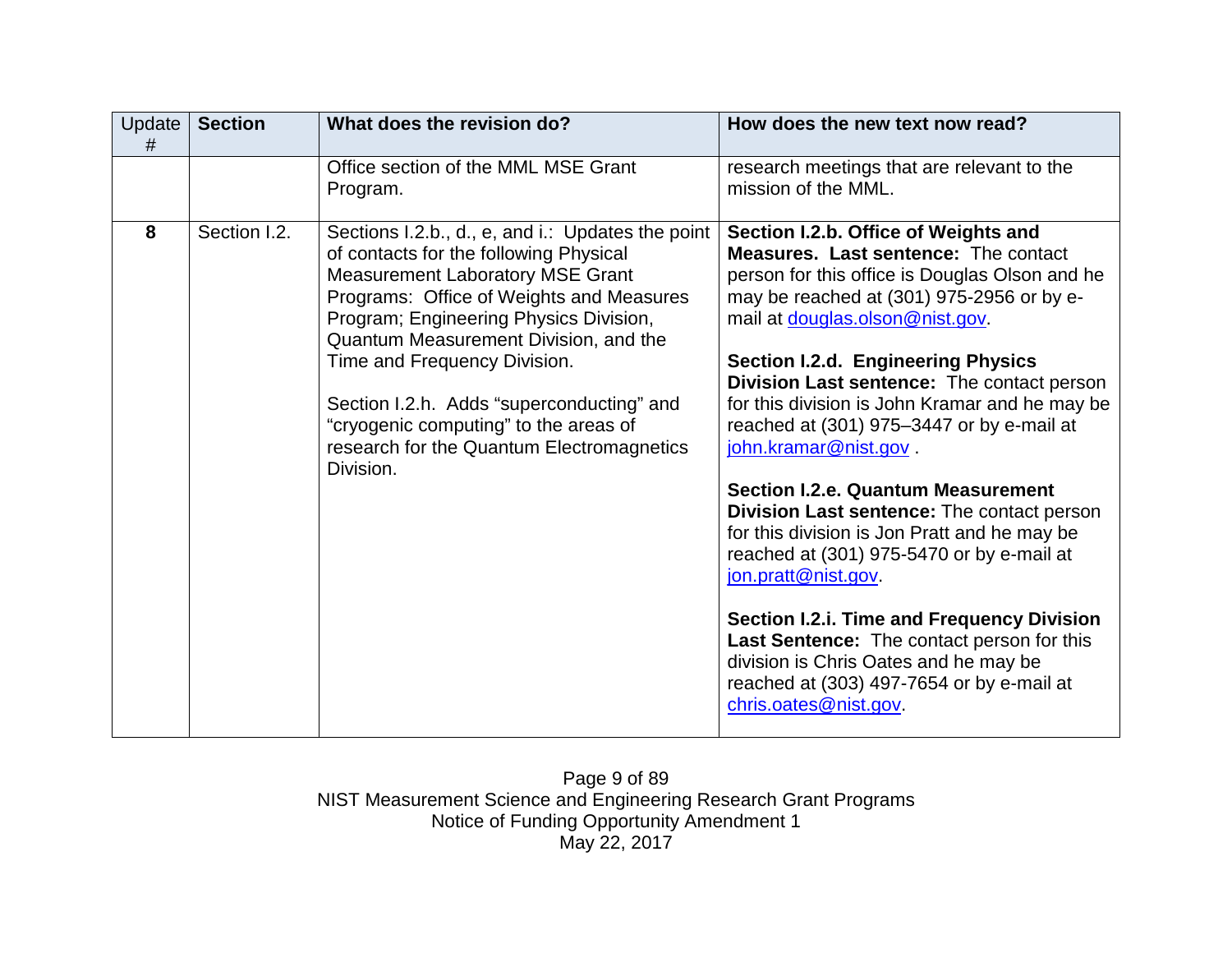| Update # | Section | What does the revision do? | How does the new text now read? |
|---|---|---|---|
| | | Office section of the MML MSE Grant Program. | research meetings that are relevant to the mission of the MML. |
| **8** | Section I.2. | Sections I.2.b., d., e, and i.: Updates the point of contacts for the following Physical Measurement Laboratory MSE Grant Programs: Office of Weights and Measures Program; Engineering Physics Division, Quantum Measurement Division, and the Time and Frequency Division.<br><br>Section I.2.h. Adds “superconducting” and “cryogenic computing” to the areas of research for the Quantum Electromagnetics Division. | **Section I.2.b. Office of Weights and Measures. Last sentence:** The contact person for this office is Douglas Olson and he may be reached at (301) 975-2956 or by e-mail at douglas.olson@nist.gov.<br><br>**Section I.2.d. Engineering Physics Division Last sentence:** The contact person for this division is John Kramar and he may be reached at (301) 975–3447 or by e-mail at john.kramar@nist.gov .<br><br>**Section I.2.e. Quantum Measurement Division Last sentence:** The contact person for this division is Jon Pratt and he may be reached at (301) 975-5470 or by e-mail at jon.pratt@nist.gov.<br><br>**Section I.2.i. Time and Frequency Division Last Sentence:** The contact person for this division is Chris Oates and he may be reached at (303) 497-7654 or by e-mail at chris.oates@nist.gov. |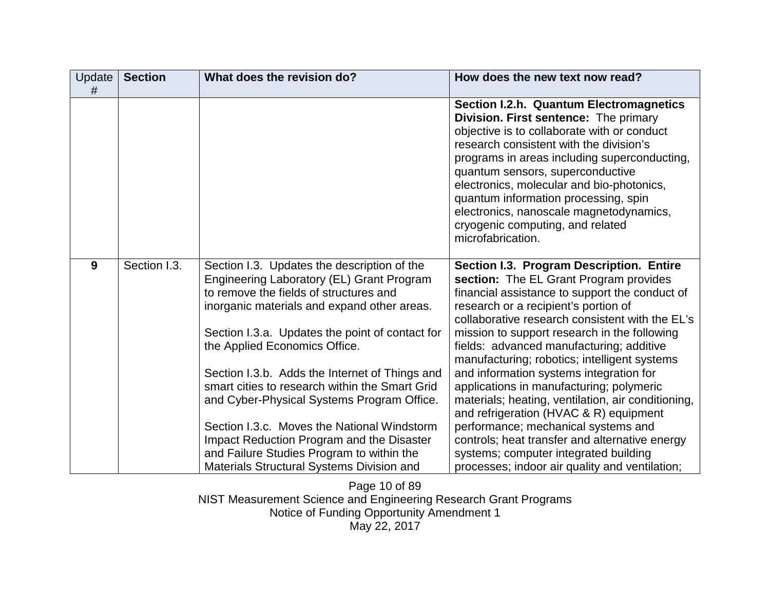| Update # | Section | What does the revision do? | How does the new text now read? |
|---|---|---|---|
| | | | **Section I.2.h. Quantum Electromagnetics Division. First sentence:** The primary objective is to collaborate with or conduct research consistent with the division's programs in areas including superconducting, quantum sensors, superconductive electronics, molecular and bio-photonics, quantum information processing, spin electronics, nanoscale magnetodynamics, cryogenic computing, and related microfabrication. |
| **9** | Section I.3. | Section I.3. Updates the description of the Engineering Laboratory (EL) Grant Program to remove the fields of structures and inorganic materials and expand other areas.<br><br>Section I.3.a. Updates the point of contact for the Applied Economics Office.<br><br>Section I.3.b. Adds the Internet of Things and smart cities to research within the Smart Grid and Cyber-Physical Systems Program Office.<br><br>Section I.3.c. Moves the National Windstorm Impact Reduction Program and the Disaster and Failure Studies Program to within the Materials Structural Systems Division and | **Section I.3. Program Description. Entire section:** The EL Grant Program provides financial assistance to support the conduct of research or a recipient's portion of collaborative research consistent with the EL's mission to support research in the following fields: advanced manufacturing; additive manufacturing; robotics; intelligent systems and information systems integration for applications in manufacturing; polymeric materials; heating, ventilation, air conditioning, and refrigeration (HVAC & R) equipment performance; mechanical systems and controls; heat transfer and alternative energy systems; computer integrated building processes; indoor air quality and ventilation; |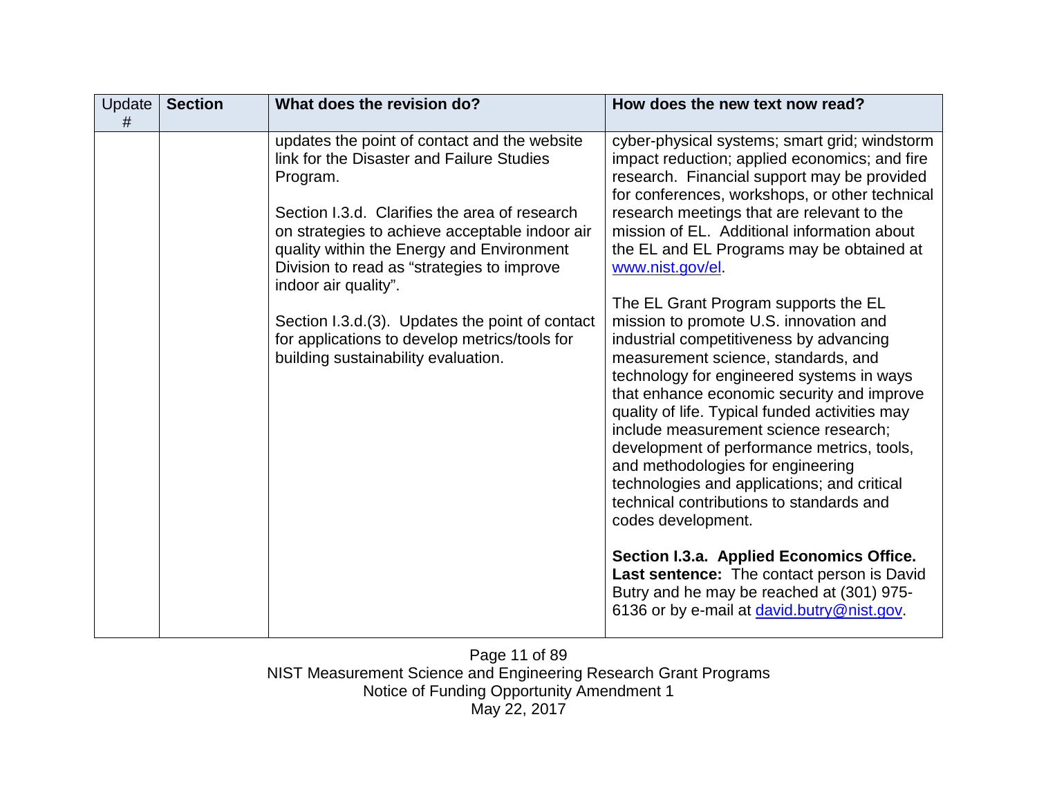| Update # | Section | What does the revision do? | How does the new text now read? |
|---|---|---|---|
| | | updates the point of contact and the website link for the Disaster and Failure Studies Program.<br><br>Section I.3.d. Clarifies the area of research on strategies to achieve acceptable indoor air quality within the Energy and Environment Division to read as “strategies to improve indoor air quality”.<br><br>Section I.3.d.(3). Updates the point of contact for applications to develop metrics/tools for building sustainability evaluation. | cyber-physical systems; smart grid; windstorm impact reduction; applied economics; and fire research. Financial support may be provided for conferences, workshops, or other technical research meetings that are relevant to the mission of EL. Additional information about the EL and EL Programs may be obtained at www.nist.gov/el.<br><br>The EL Grant Program supports the EL mission to promote U.S. innovation and industrial competitiveness by advancing measurement science, standards, and technology for engineered systems in ways that enhance economic security and improve quality of life. Typical funded activities may include measurement science research; development of performance metrics, tools, and methodologies for engineering technologies and applications; and critical technical contributions to standards and codes development.<br><br>**Section I.3.a. Applied Economics Office. Last sentence:** The contact person is David Butry and he may be reached at (301) 975-6136 or by e-mail at david.butry@nist.gov. |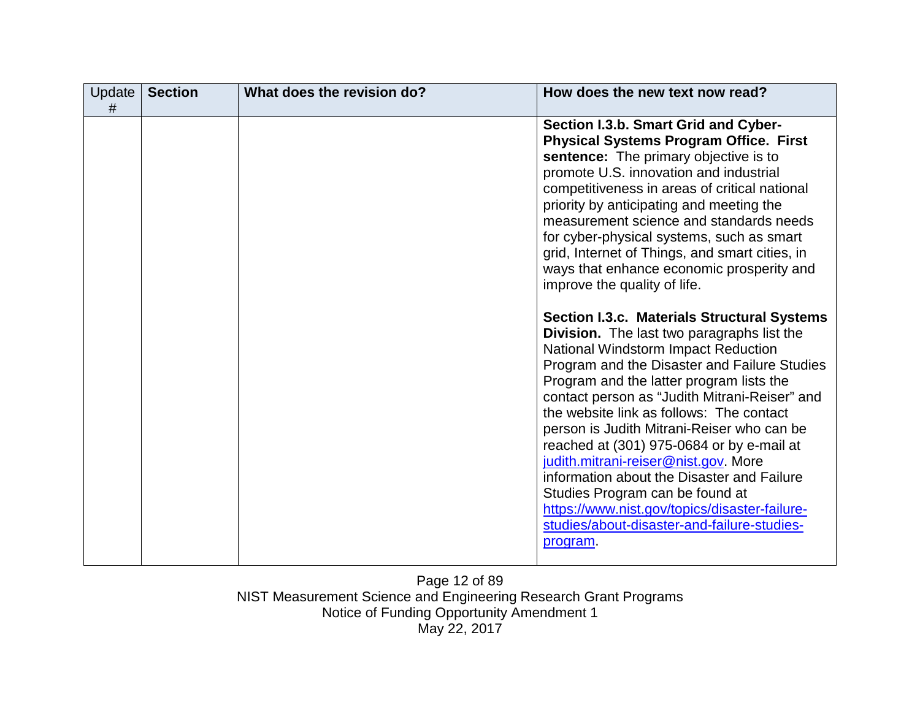| Update # | Section | What does the revision do? | How does the new text now read? |
|---|---|---|---|
| | | | **Section I.3.b. Smart Grid and Cyber-Physical Systems Program Office. First sentence:** The primary objective is to promote U.S. innovation and industrial competitiveness in areas of critical national priority by anticipating and meeting the measurement science and standards needs for cyber-physical systems, such as smart grid, Internet of Things, and smart cities, in ways that enhance economic prosperity and improve the quality of life.<br><br>**Section I.3.c. Materials Structural Systems Division.** The last two paragraphs list the National Windstorm Impact Reduction Program and the Disaster and Failure Studies Program and the latter program lists the contact person as "Judith Mitrani-Reiser" and the website link as follows: The contact person is Judith Mitrani-Reiser who can be reached at (301) 975-0684 or by e-mail at judith.mitrani-reiser@nist.gov. More information about the Disaster and Failure Studies Program can be found at https://www.nist.gov/topics/disaster-failure-studies/about-disaster-and-failure-studies-program. |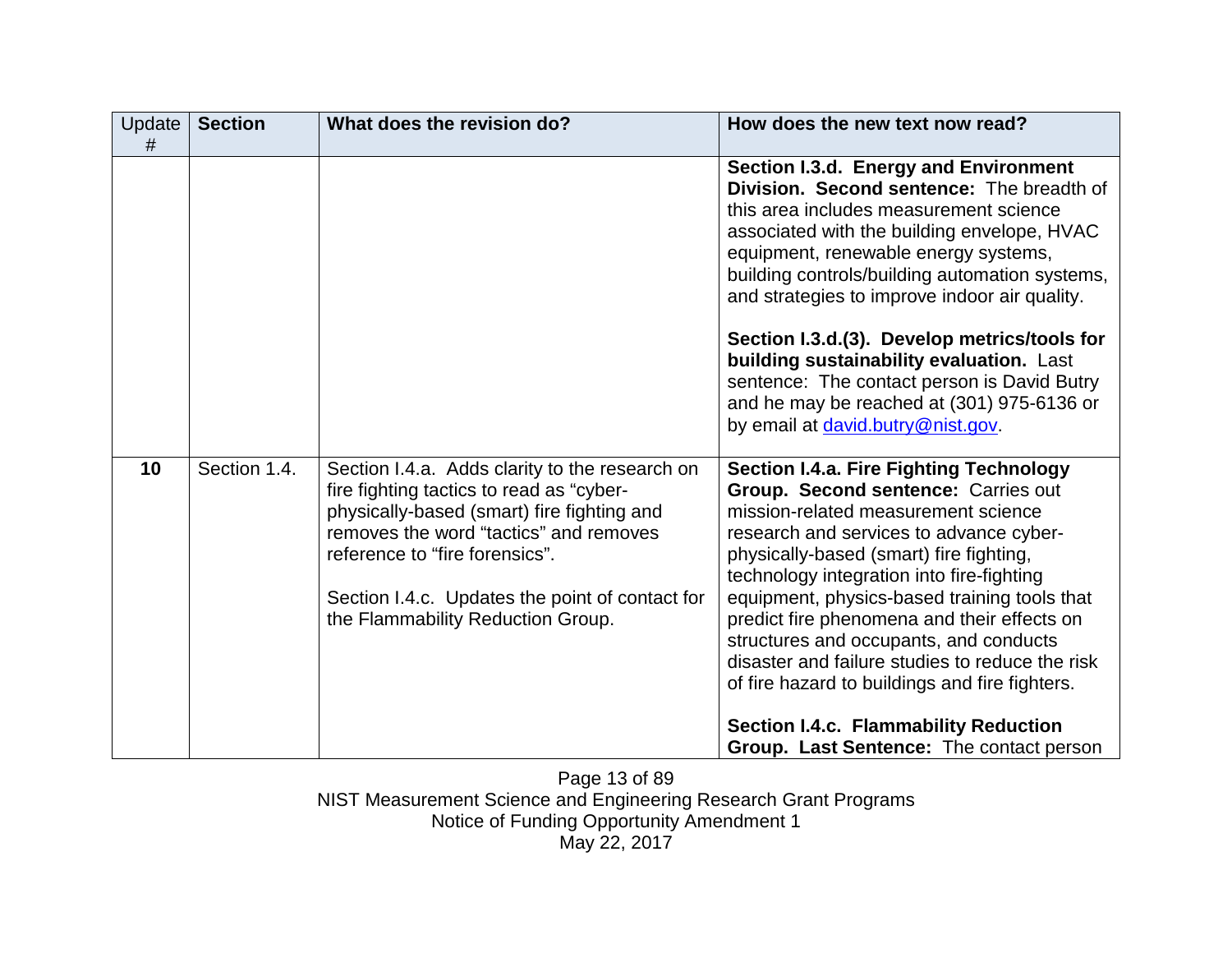| Update # | Section | What does the revision do? | How does the new text now read? |
| --- | --- | --- | --- |
| | | | **Section I.3.d. Energy and Environment Division. Second sentence:** The breadth of this area includes measurement science associated with the building envelope, HVAC equipment, renewable energy systems, building controls/building automation systems, and strategies to improve indoor air quality.<br><br>**Section I.3.d.(3). Develop metrics/tools for building sustainability evaluation.** Last sentence: The contact person is David Butry and he may be reached at (301) 975-6136 or by email at david.butry@nist.gov. |
| **10** | Section 1.4. | Section I.4.a. Adds clarity to the research on fire fighting tactics to read as "cyber-physically-based (smart) fire fighting and removes the word "tactics" and removes reference to "fire forensics".<br><br>Section I.4.c. Updates the point of contact for the Flammability Reduction Group. | **Section I.4.a. Fire Fighting Technology Group. Second sentence:** Carries out mission-related measurement science research and services to advance cyber-physically-based (smart) fire fighting, technology integration into fire-fighting equipment, physics-based training tools that predict fire phenomena and their effects on structures and occupants, and conducts disaster and failure studies to reduce the risk of fire hazard to buildings and fire fighters.<br><br>**Section I.4.c. Flammability Reduction Group. Last Sentence:** The contact person |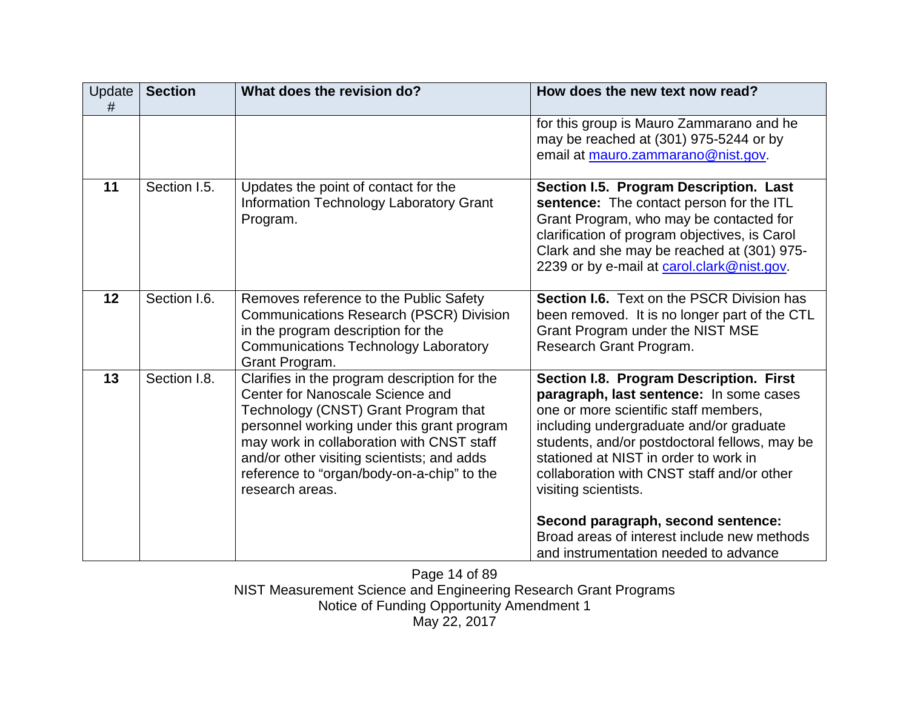| Update # | Section | What does the revision do? | How does the new text now read? |
|---|---|---|---|
| | | | for this group is Mauro Zammarano and he may be reached at (301) 975-5244 or by email at mauro.zammarano@nist.gov. |
| **11** | Section I.5. | Updates the point of contact for the Information Technology Laboratory Grant Program. | **Section I.5. Program Description. Last sentence:** The contact person for the ITL Grant Program, who may be contacted for clarification of program objectives, is Carol Clark and she may be reached at (301) 975-2239 or by e-mail at carol.clark@nist.gov. |
| **12** | Section I.6. | Removes reference to the Public Safety Communications Research (PSCR) Division in the program description for the Communications Technology Laboratory Grant Program. | **Section I.6.** Text on the PSCR Division has been removed. It is no longer part of the CTL Grant Program under the NIST MSE Research Grant Program. |
| **13** | Section I.8. | Clarifies in the program description for the Center for Nanoscale Science and Technology (CNST) Grant Program that personnel working under this grant program may work in collaboration with CNST staff and/or other visiting scientists; and adds reference to "organ/body-on-a-chip" to the research areas. | **Section I.8. Program Description. First paragraph, last sentence:** In some cases one or more scientific staff members, including undergraduate and/or graduate students, and/or postdoctoral fellows, may be stationed at NIST in order to work in collaboration with CNST staff and/or other visiting scientists. <br><br> **Second paragraph, second sentence:** Broad areas of interest include new methods and instrumentation needed to advance |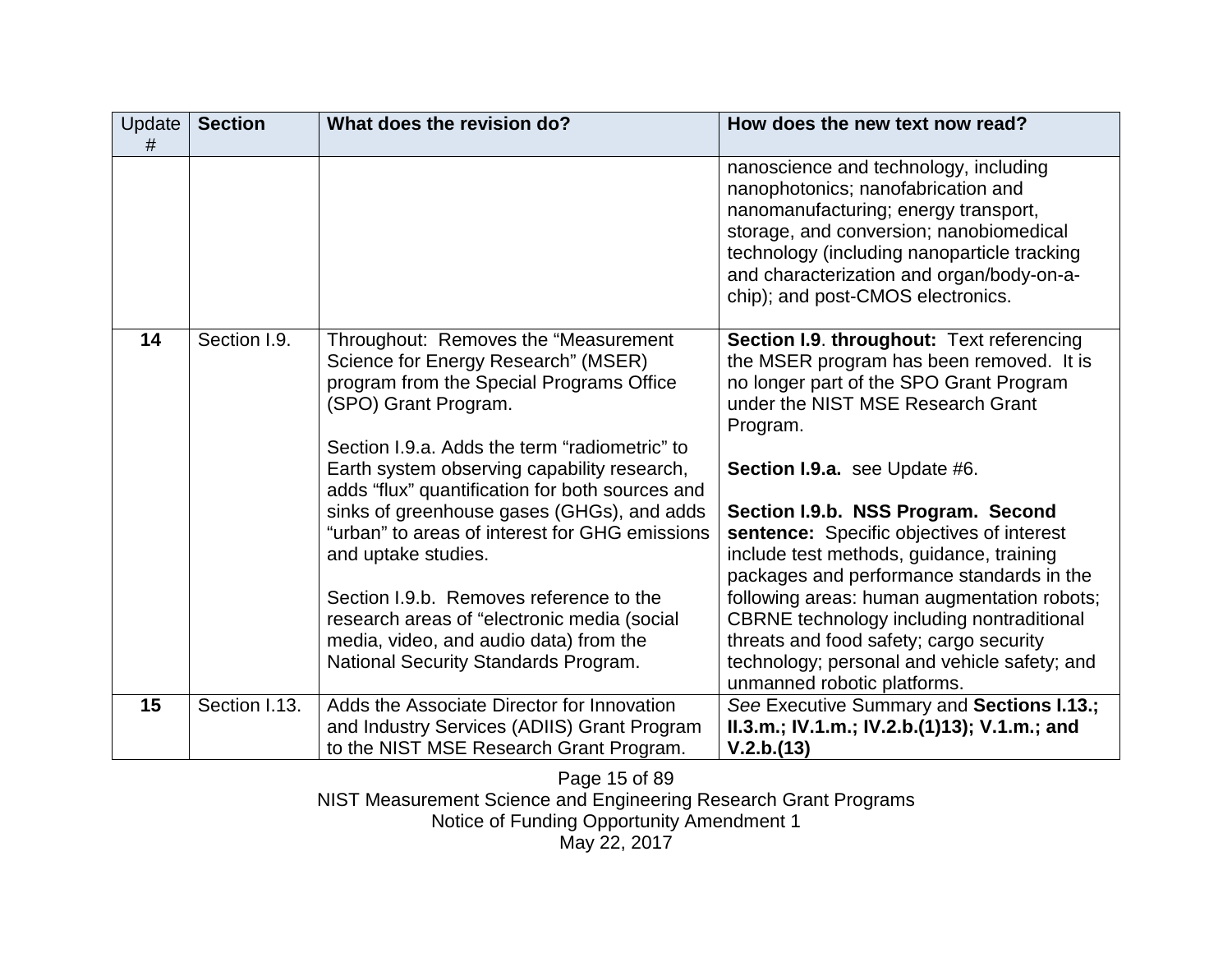| Update # | Section | What does the revision do? | How does the new text now read? |
|---|---|---|---|
| | | | nanoscience and technology, including nanophotonics; nanofabrication and nanomanufacturing; energy transport, storage, and conversion; nanobiomedical technology (including nanoparticle tracking and characterization and organ/body-on-a-chip); and post-CMOS electronics. |
| **14** | Section I.9. | Throughout: Removes the "Measurement Science for Energy Research" (MSER) program from the Special Programs Office (SPO) Grant Program.<br><br>Section I.9.a. Adds the term "radiometric" to Earth system observing capability research, adds "flux" quantification for both sources and sinks of greenhouse gases (GHGs), and adds "urban" to areas of interest for GHG emissions and uptake studies.<br><br>Section I.9.b. Removes reference to the research areas of "electronic media (social media, video, and audio data) from the National Security Standards Program. | **Section I.9**. **throughout:** Text referencing the MSER program has been removed. It is no longer part of the SPO Grant Program under the NIST MSE Research Grant Program.<br><br>**Section I.9.a.** see Update #6.<br><br>**Section I.9.b. NSS Program. Second sentence:** Specific objectives of interest include test methods, guidance, training packages and performance standards in the following areas: human augmentation robots; CBRNE technology including nontraditional threats and food safety; cargo security technology; personal and vehicle safety; and unmanned robotic platforms. |
| **15** | Section I.13. | Adds the Associate Director for Innovation and Industry Services (ADIIS) Grant Program to the NIST MSE Research Grant Program. | *See* Executive Summary and **Sections I.13.; II.3.m.; IV.1.m.; IV.2.b.(1)13); V.1.m.; and V.2.b.(13)** |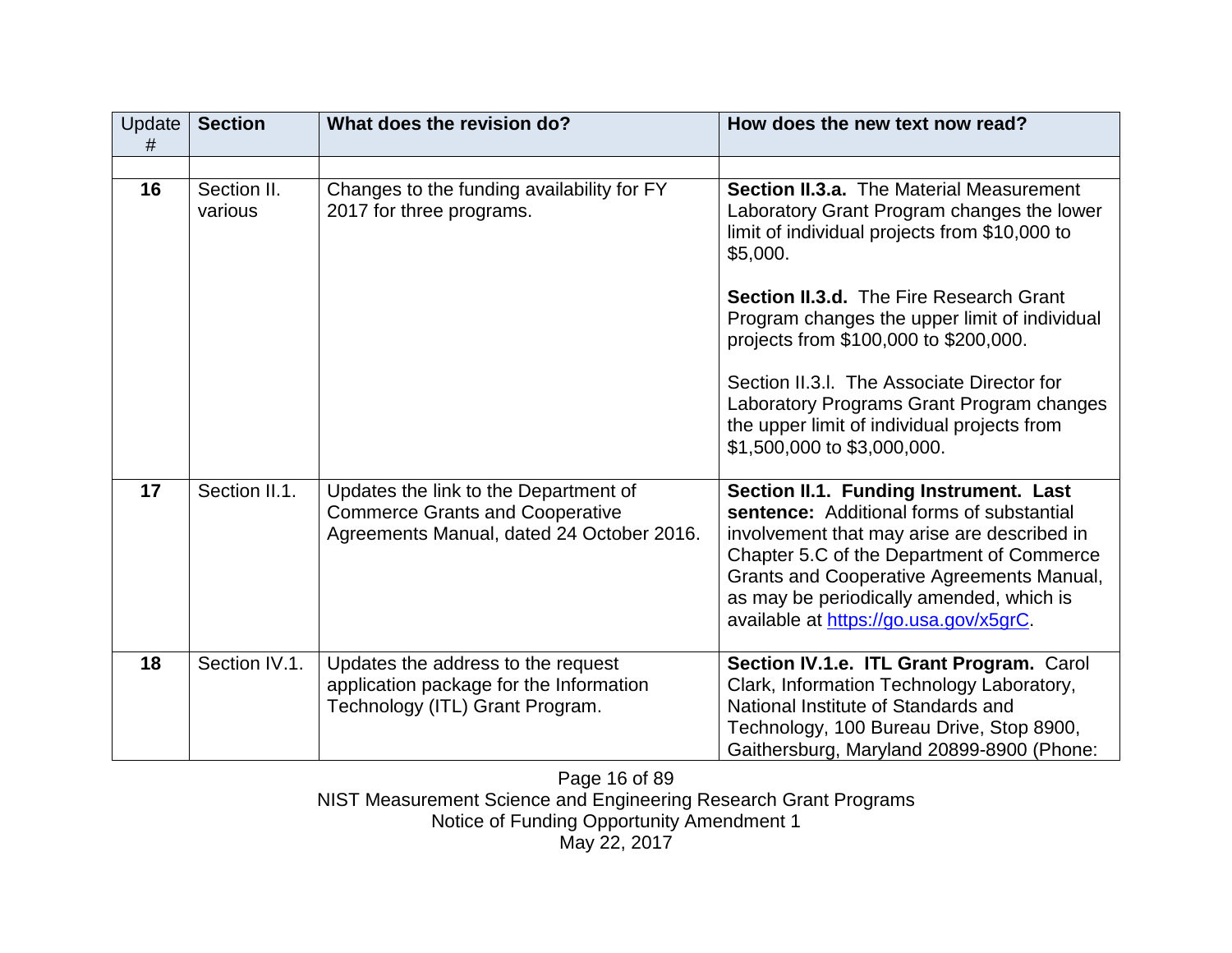| Update # | **Section** | **What does the revision do?** | **How does the new text now read?** |
|---|---|---|---|
| | | | |
| **16** | Section II. various | Changes to the funding availability for FY 2017 for three programs. | **Section II.3.a.** The Material Measurement Laboratory Grant Program changes the lower limit of individual projects from $10,000 to $5,000.<br><br>**Section II.3.d.** The Fire Research Grant Program changes the upper limit of individual projects from $100,000 to $200,000.<br><br>Section II.3.l. The Associate Director for Laboratory Programs Grant Program changes the upper limit of individual projects from $1,500,000 to $3,000,000. |
| **17** | Section II.1. | Updates the link to the Department of Commerce Grants and Cooperative Agreements Manual, dated 24 October 2016. | **Section II.1. Funding Instrument. Last sentence:** Additional forms of substantial involvement that may arise are described in Chapter 5.C of the Department of Commerce Grants and Cooperative Agreements Manual, as may be periodically amended, which is available at https://go.usa.gov/x5grC. |
| **18** | Section IV.1. | Updates the address to the request application package for the Information Technology (ITL) Grant Program. | **Section IV.1.e. ITL Grant Program.** Carol Clark, Information Technology Laboratory, National Institute of Standards and Technology, 100 Bureau Drive, Stop 8900, Gaithersburg, Maryland 20899-8900 (Phone: |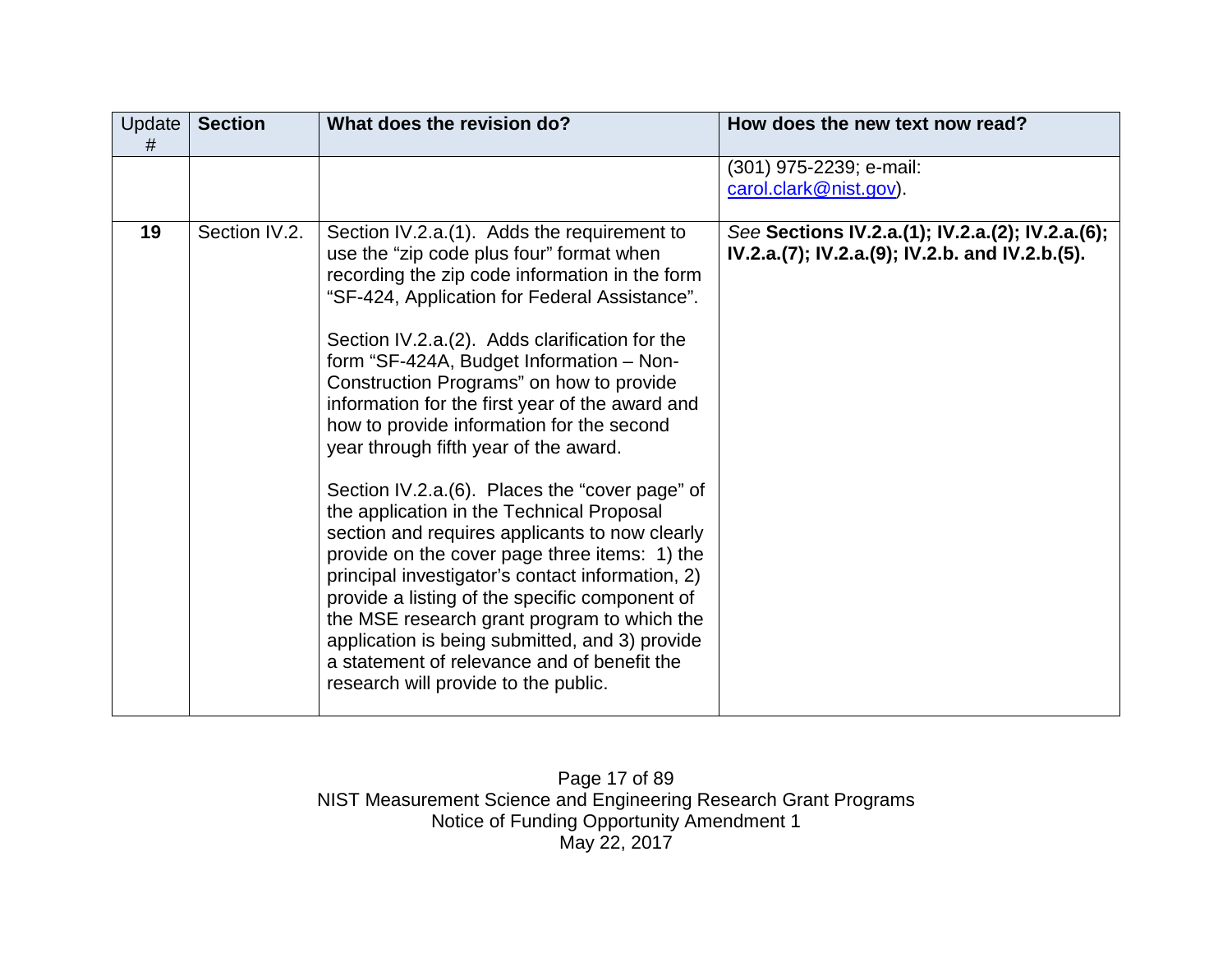| Update # | Section | What does the revision do? | How does the new text now read? |
|---|---|---|---|
| | | | (301) 975-2239; e-mail: carol.clark@nist.gov). |
| **19** | Section IV.2. | Section IV.2.a.(1). Adds the requirement to use the "zip code plus four" format when recording the zip code information in the form "SF-424, Application for Federal Assistance".<br><br>Section IV.2.a.(2). Adds clarification for the form "SF-424A, Budget Information – Non-Construction Programs" on how to provide information for the first year of the award and how to provide information for the second year through fifth year of the award.<br><br>Section IV.2.a.(6). Places the "cover page" of the application in the Technical Proposal section and requires applicants to now clearly provide on the cover page three items: 1) the principal investigator's contact information, 2) provide a listing of the specific component of the MSE research grant program to which the application is being submitted, and 3) provide a statement of relevance and of benefit the research will provide to the public. | *See* **Sections IV.2.a.(1); IV.2.a.(2); IV.2.a.(6); IV.2.a.(7); IV.2.a.(9); IV.2.b. and IV.2.b.(5).** |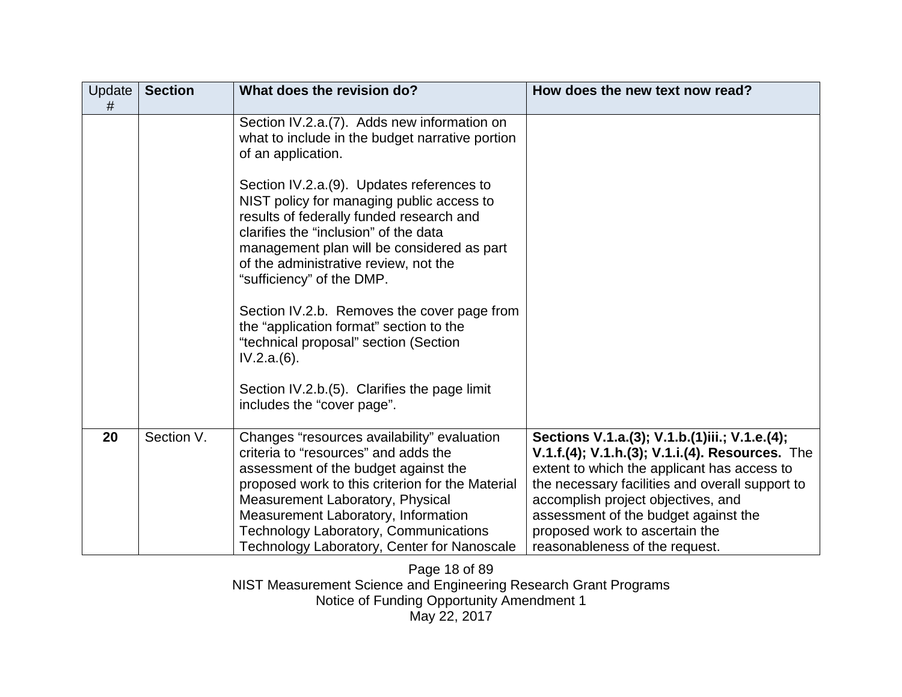| Update # | Section | What does the revision do? | How does the new text now read? |
|---|---|---|---|
| | | Section IV.2.a.(7). Adds new information on what to include in the budget narrative portion of an application.<br><br>Section IV.2.a.(9). Updates references to NIST policy for managing public access to results of federally funded research and clarifies the “inclusion” of the data management plan will be considered as part of the administrative review, not the “sufficiency” of the DMP.<br><br>Section IV.2.b. Removes the cover page from the “application format” section to the “technical proposal” section (Section IV.2.a.(6).<br><br>Section IV.2.b.(5). Clarifies the page limit includes the “cover page”. | |
| **20** | Section V. | Changes “resources availability” evaluation criteria to “resources” and adds the assessment of the budget against the proposed work to this criterion for the Material Measurement Laboratory, Physical Measurement Laboratory, Information Technology Laboratory, Communications Technology Laboratory, Center for Nanoscale | **Sections V.1.a.(3); V.1.b.(1)iii.; V.1.e.(4); V.1.f.(4); V.1.h.(3); V.1.i.(4). Resources.** The extent to which the applicant has access to the necessary facilities and overall support to accomplish project objectives, and assessment of the budget against the proposed work to ascertain the reasonableness of the request. |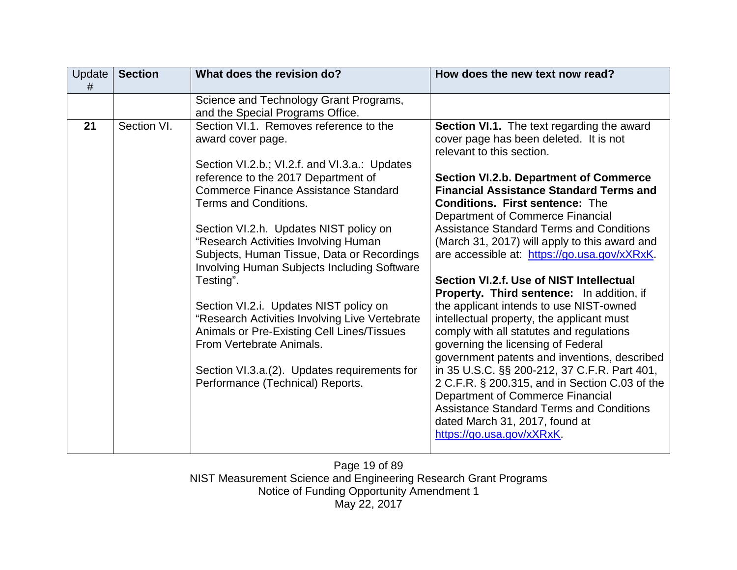| Update # | Section | What does the revision do? | How does the new text now read? |
|---|---|---|---|
| | | Science and Technology Grant Programs, and the Special Programs Office. | |
| **21** | Section VI. | Section VI.1. Removes reference to the award cover page.<br><br>Section VI.2.b.; VI.2.f. and VI.3.a.: Updates reference to the 2017 Department of Commerce Finance Assistance Standard Terms and Conditions.<br><br>Section VI.2.h. Updates NIST policy on "Research Activities Involving Human Subjects, Human Tissue, Data or Recordings Involving Human Subjects Including Software Testing".<br><br>Section VI.2.i. Updates NIST policy on "Research Activities Involving Live Vertebrate Animals or Pre-Existing Cell Lines/Tissues From Vertebrate Animals.<br><br>Section VI.3.a.(2). Updates requirements for Performance (Technical) Reports. | **Section VI.1.** The text regarding the award cover page has been deleted. It is not relevant to this section.<br><br>**Section VI.2.b. Department of Commerce Financial Assistance Standard Terms and Conditions. First sentence:** The Department of Commerce Financial Assistance Standard Terms and Conditions (March 31, 2017) will apply to this award and are accessible at: https://go.usa.gov/xXRxK.<br><br>**Section VI.2.f. Use of NIST Intellectual Property. Third sentence:** In addition, if the applicant intends to use NIST-owned intellectual property, the applicant must comply with all statutes and regulations governing the licensing of Federal government patents and inventions, described in 35 U.S.C. §§ 200-212, 37 C.F.R. Part 401, 2 C.F.R. § 200.315, and in Section C.03 of the Department of Commerce Financial Assistance Standard Terms and Conditions dated March 31, 2017, found at https://go.usa.gov/xXRxK. |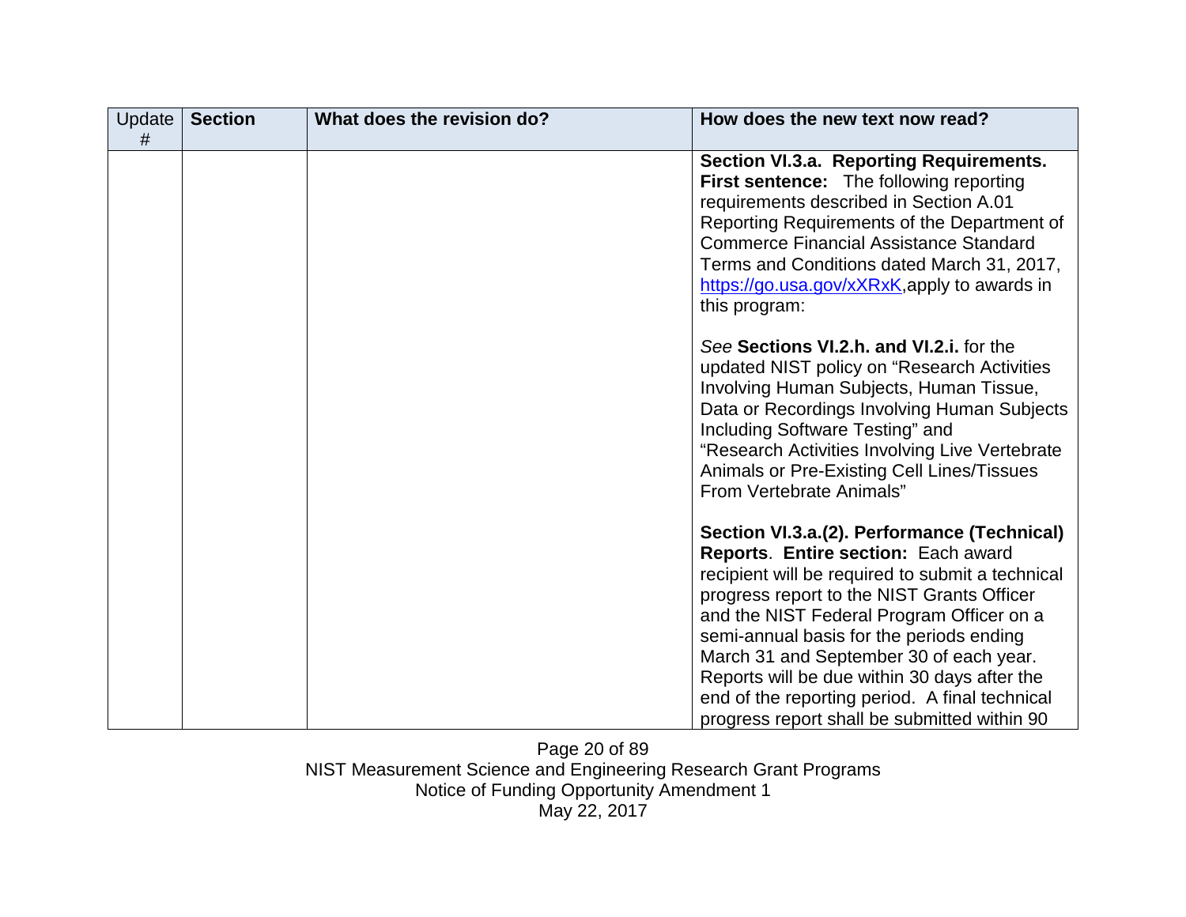| Update # | Section | What does the revision do? | How does the new text now read? |
|---|---|---|---|
| | | | **Section VI.3.a. Reporting Requirements. First sentence:** The following reporting requirements described in Section A.01 Reporting Requirements of the Department of Commerce Financial Assistance Standard Terms and Conditions dated March 31, 2017, [https://go.usa.gov/xXRxK](https://go.usa.gov/xXRxK),apply to awards in this program:<br><br>*See* **Sections VI.2.h. and VI.2.i.** for the updated NIST policy on "Research Activities Involving Human Subjects, Human Tissue, Data or Recordings Involving Human Subjects Including Software Testing" and "Research Activities Involving Live Vertebrate Animals or Pre-Existing Cell Lines/Tissues From Vertebrate Animals"<br><br>**Section VI.3.a.(2). Performance (Technical) Reports**. **Entire section:** Each award recipient will be required to submit a technical progress report to the NIST Grants Officer and the NIST Federal Program Officer on a semi-annual basis for the periods ending March 31 and September 30 of each year. Reports will be due within 30 days after the end of the reporting period. A final technical progress report shall be submitted within 90 |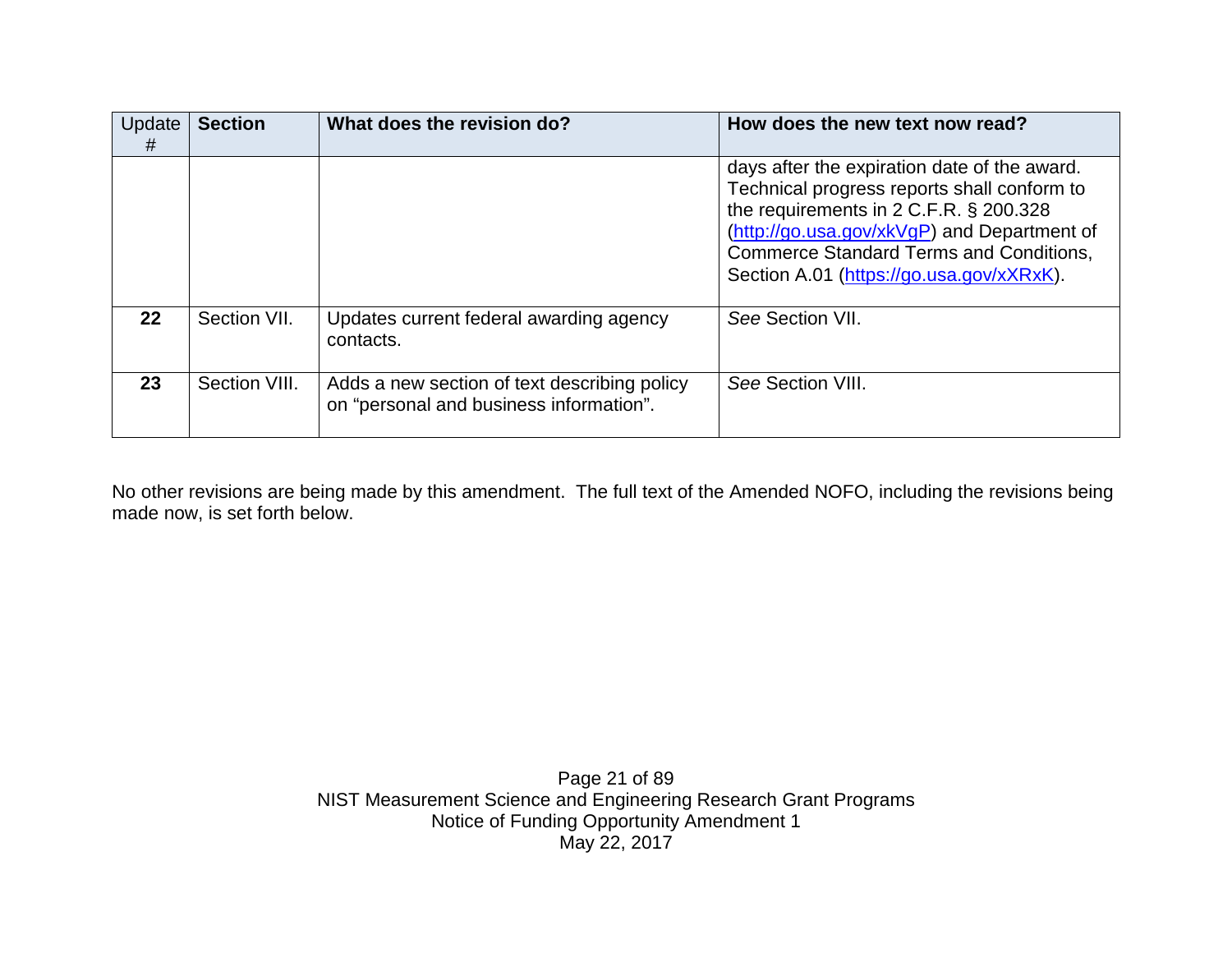| Update # | Section | What does the revision do? | How does the new text now read? |
|---|---|---|---|
| | | | days after the expiration date of the award. Technical progress reports shall conform to the requirements in 2 C.F.R. § 200.328 (http://go.usa.gov/xkVgP) and Department of Commerce Standard Terms and Conditions, Section A.01 (https://go.usa.gov/xXRxK). |
| **22** | Section VII. | Updates current federal awarding agency contacts. | *See* Section VII. |
| **23** | Section VIII. | Adds a new section of text describing policy on “personal and business information”. | *See* Section VIII. |

No other revisions are being made by this amendment. The full text of the Amended NOFO, including the revisions being made now, is set forth below.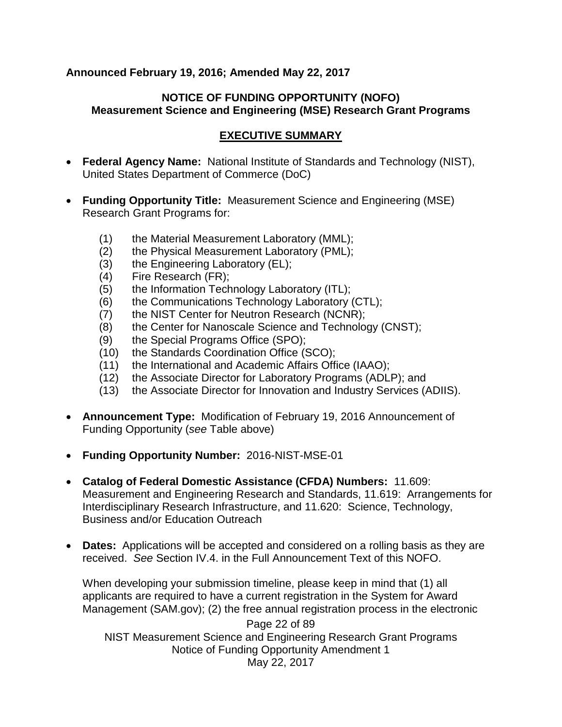**Announced February 19, 2016; Amended May 22, 2017**

**NOTICE OF FUNDING OPPORTUNITY (NOFO)**
**Measurement Science and Engineering (MSE) Research Grant Programs**

## EXECUTIVE SUMMARY

- **Federal Agency Name:** National Institute of Standards and Technology (NIST), United States Department of Commerce (DoC)

- **Funding Opportunity Title:** Measurement Science and Engineering (MSE) Research Grant Programs for:

  (1) the Material Measurement Laboratory (MML);
  (2) the Physical Measurement Laboratory (PML);
  (3) the Engineering Laboratory (EL);
  (4) Fire Research (FR);
  (5) the Information Technology Laboratory (ITL);
  (6) the Communications Technology Laboratory (CTL);
  (7) the NIST Center for Neutron Research (NCNR);
  (8) the Center for Nanoscale Science and Technology (CNST);
  (9) the Special Programs Office (SPO);
  (10) the Standards Coordination Office (SCO);
  (11) the International and Academic Affairs Office (IAAO);
  (12) the Associate Director for Laboratory Programs (ADLP); and
  (13) the Associate Director for Innovation and Industry Services (ADIIS).

- **Announcement Type:** Modification of February 19, 2016 Announcement of Funding Opportunity (*see* Table above)

- **Funding Opportunity Number:** 2016-NIST-MSE-01

- **Catalog of Federal Domestic Assistance (CFDA) Numbers:** 11.609: Measurement and Engineering Research and Standards, 11.619: Arrangements for Interdisciplinary Research Infrastructure, and 11.620: Science, Technology, Business and/or Education Outreach

- **Dates:** Applications will be accepted and considered on a rolling basis as they are received. *See* Section IV.4. in the Full Announcement Text of this NOFO.

  When developing your submission timeline, please keep in mind that (1) all applicants are required to have a current registration in the System for Award Management (SAM.gov); (2) the free annual registration process in the electronic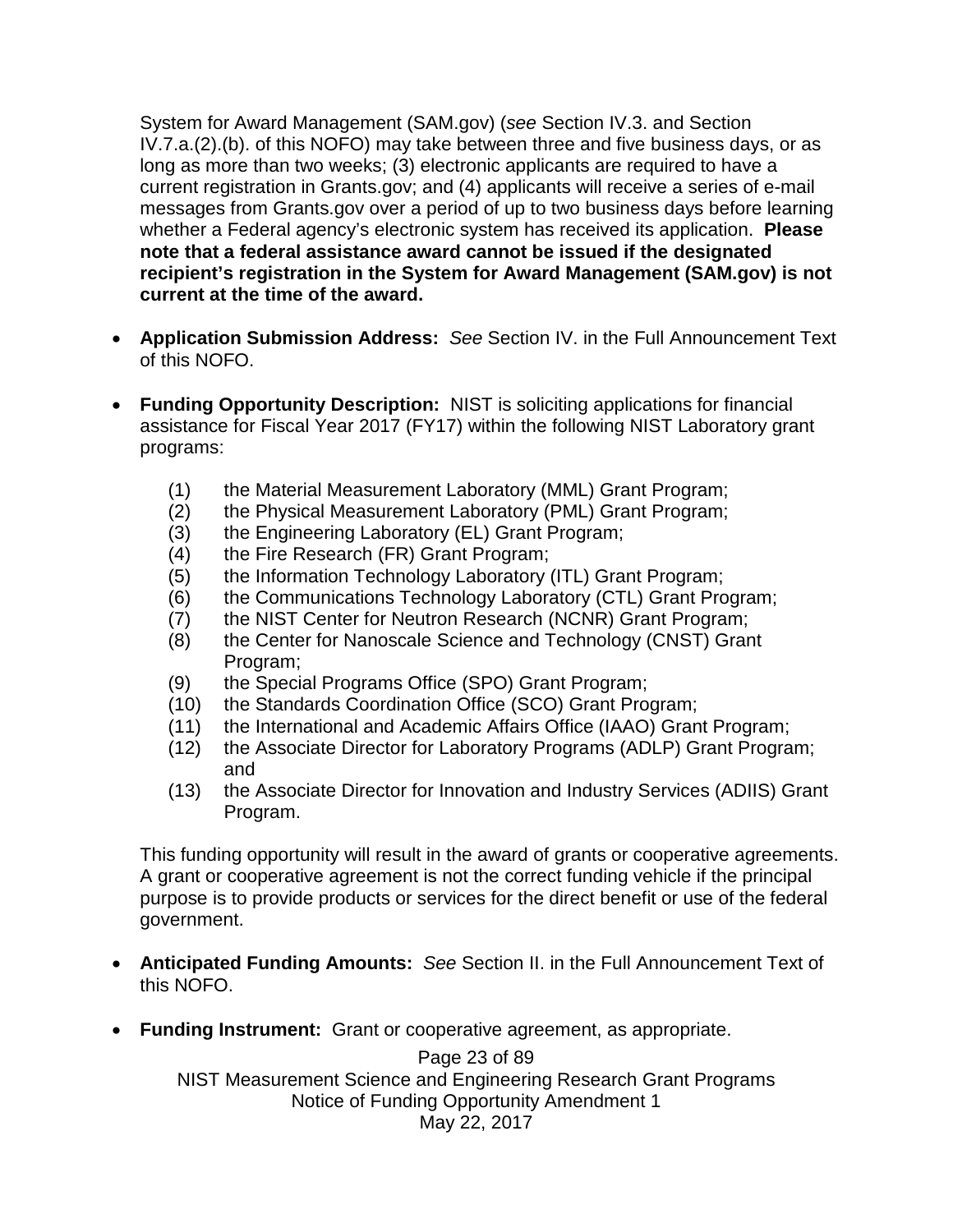System for Award Management (SAM.gov) (*see* Section IV.3. and Section IV.7.a.(2).(b). of this NOFO) may take between three and five business days, or as long as more than two weeks; (3) electronic applicants are required to have a current registration in Grants.gov; and (4) applicants will receive a series of e-mail messages from Grants.gov over a period of up to two business days before learning whether a Federal agency's electronic system has received its application. **Please note that a federal assistance award cannot be issued if the designated recipient's registration in the System for Award Management (SAM.gov) is not current at the time of the award.**

- **Application Submission Address:** *See* Section IV. in the Full Announcement Text of this NOFO.

- **Funding Opportunity Description:** NIST is soliciting applications for financial assistance for Fiscal Year 2017 (FY17) within the following NIST Laboratory grant programs:

  (1) the Material Measurement Laboratory (MML) Grant Program;
  (2) the Physical Measurement Laboratory (PML) Grant Program;
  (3) the Engineering Laboratory (EL) Grant Program;
  (4) the Fire Research (FR) Grant Program;
  (5) the Information Technology Laboratory (ITL) Grant Program;
  (6) the Communications Technology Laboratory (CTL) Grant Program;
  (7) the NIST Center for Neutron Research (NCNR) Grant Program;
  (8) the Center for Nanoscale Science and Technology (CNST) Grant Program;
  (9) the Special Programs Office (SPO) Grant Program;
  (10) the Standards Coordination Office (SCO) Grant Program;
  (11) the International and Academic Affairs Office (IAAO) Grant Program;
  (12) the Associate Director for Laboratory Programs (ADLP) Grant Program; and
  (13) the Associate Director for Innovation and Industry Services (ADIIS) Grant Program.

  This funding opportunity will result in the award of grants or cooperative agreements. A grant or cooperative agreement is not the correct funding vehicle if the principal purpose is to provide products or services for the direct benefit or use of the federal government.

- **Anticipated Funding Amounts:** *See* Section II. in the Full Announcement Text of this NOFO.

- **Funding Instrument:** Grant or cooperative agreement, as appropriate.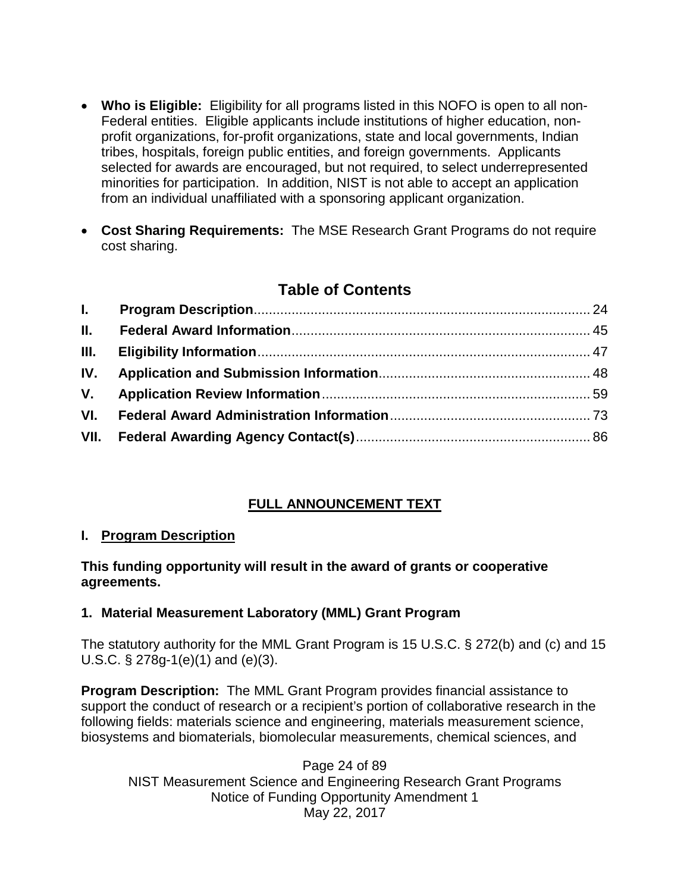- **Who is Eligible:** Eligibility for all programs listed in this NOFO is open to all non-Federal entities. Eligible applicants include institutions of higher education, non-profit organizations, for-profit organizations, state and local governments, Indian tribes, hospitals, foreign public entities, and foreign governments. Applicants selected for awards are encouraged, but not required, to select underrepresented minorities for participation. In addition, NIST is not able to accept an application from an individual unaffiliated with a sponsoring applicant organization.

- **Cost Sharing Requirements:** The MSE Research Grant Programs do not require cost sharing.

## Table of Contents

**I. Program Description** ........................................................................................ 24
**II. Federal Award Information** .............................................................................. 45
**III. Eligibility Information** ....................................................................................... 47
**IV. Application and Submission Information** ....................................................... 48
**V. Application Review Information** ...................................................................... 59
**VI. Federal Award Administration Information** .................................................... 73
**VII. Federal Awarding Agency Contact(s)** ............................................................. 86

## FULL ANNOUNCEMENT TEXT

### I. Program Description

**This funding opportunity will result in the award of grants or cooperative agreements.**

#### 1. Material Measurement Laboratory (MML) Grant Program

The statutory authority for the MML Grant Program is 15 U.S.C. § 272(b) and (c) and 15 U.S.C. § 278g-1(e)(1) and (e)(3).

**Program Description:** The MML Grant Program provides financial assistance to support the conduct of research or a recipient's portion of collaborative research in the following fields: materials science and engineering, materials measurement science, biosystems and biomaterials, biomolecular measurements, chemical sciences, and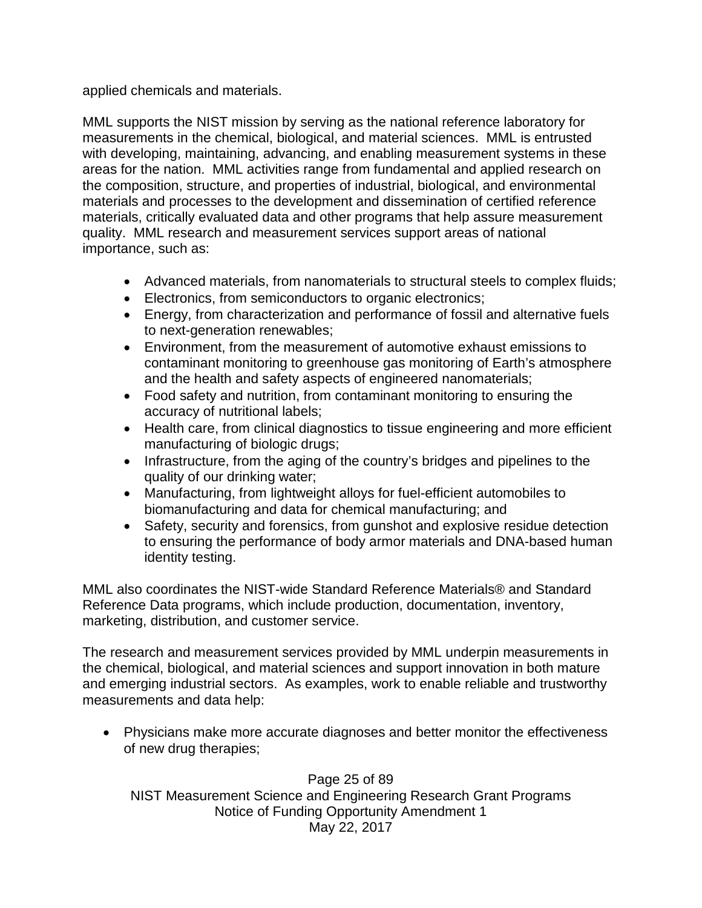applied chemicals and materials.

MML supports the NIST mission by serving as the national reference laboratory for measurements in the chemical, biological, and material sciences. MML is entrusted with developing, maintaining, advancing, and enabling measurement systems in these areas for the nation. MML activities range from fundamental and applied research on the composition, structure, and properties of industrial, biological, and environmental materials and processes to the development and dissemination of certified reference materials, critically evaluated data and other programs that help assure measurement quality. MML research and measurement services support areas of national importance, such as:

- Advanced materials, from nanomaterials to structural steels to complex fluids;
- Electronics, from semiconductors to organic electronics;
- Energy, from characterization and performance of fossil and alternative fuels to next-generation renewables;
- Environment, from the measurement of automotive exhaust emissions to contaminant monitoring to greenhouse gas monitoring of Earth's atmosphere and the health and safety aspects of engineered nanomaterials;
- Food safety and nutrition, from contaminant monitoring to ensuring the accuracy of nutritional labels;
- Health care, from clinical diagnostics to tissue engineering and more efficient manufacturing of biologic drugs;
- Infrastructure, from the aging of the country's bridges and pipelines to the quality of our drinking water;
- Manufacturing, from lightweight alloys for fuel-efficient automobiles to biomanufacturing and data for chemical manufacturing; and
- Safety, security and forensics, from gunshot and explosive residue detection to ensuring the performance of body armor materials and DNA-based human identity testing.

MML also coordinates the NIST-wide Standard Reference Materials® and Standard Reference Data programs, which include production, documentation, inventory, marketing, distribution, and customer service.

The research and measurement services provided by MML underpin measurements in the chemical, biological, and material sciences and support innovation in both mature and emerging industrial sectors. As examples, work to enable reliable and trustworthy measurements and data help:

- Physicians make more accurate diagnoses and better monitor the effectiveness of new drug therapies;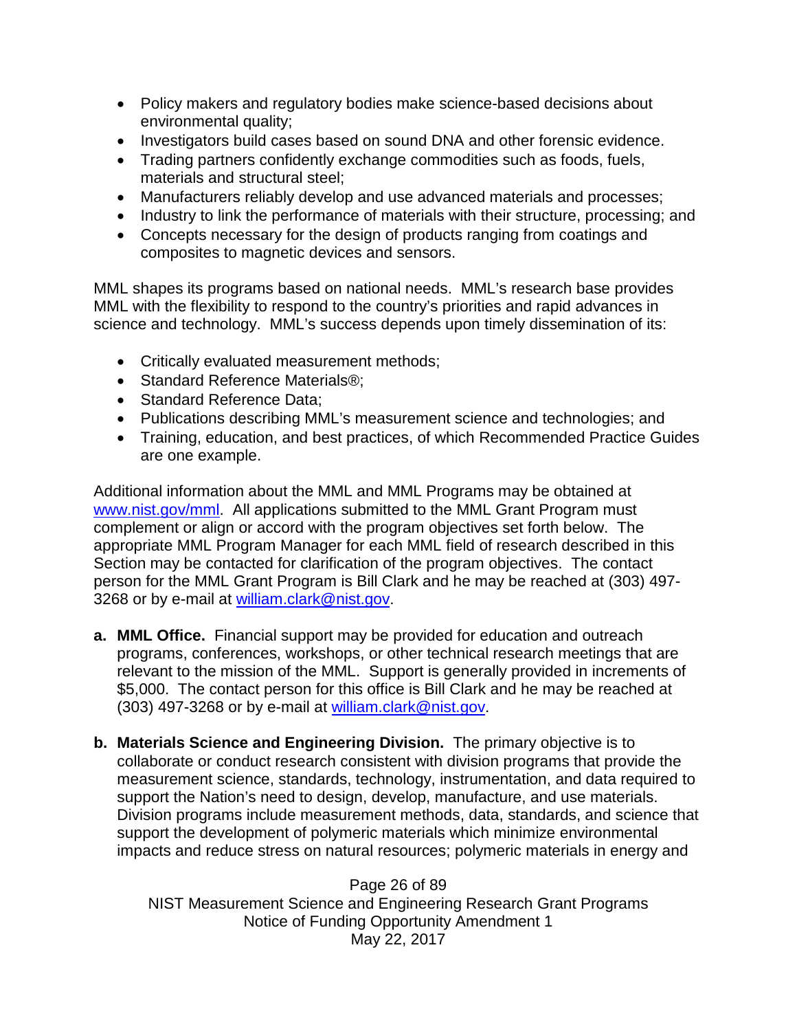- Policy makers and regulatory bodies make science-based decisions about environmental quality;
- Investigators build cases based on sound DNA and other forensic evidence.
- Trading partners confidently exchange commodities such as foods, fuels, materials and structural steel;
- Manufacturers reliably develop and use advanced materials and processes;
- Industry to link the performance of materials with their structure, processing; and
- Concepts necessary for the design of products ranging from coatings and composites to magnetic devices and sensors.

MML shapes its programs based on national needs. MML's research base provides MML with the flexibility to respond to the country's priorities and rapid advances in science and technology. MML's success depends upon timely dissemination of its:

- Critically evaluated measurement methods;
- Standard Reference Materials®;
- Standard Reference Data;
- Publications describing MML's measurement science and technologies; and
- Training, education, and best practices, of which Recommended Practice Guides are one example.

Additional information about the MML and MML Programs may be obtained at www.nist.gov/mml. All applications submitted to the MML Grant Program must complement or align or accord with the program objectives set forth below. The appropriate MML Program Manager for each MML field of research described in this Section may be contacted for clarification of the program objectives. The contact person for the MML Grant Program is Bill Clark and he may be reached at (303) 497-3268 or by e-mail at william.clark@nist.gov.

**a. MML Office.** Financial support may be provided for education and outreach programs, conferences, workshops, or other technical research meetings that are relevant to the mission of the MML. Support is generally provided in increments of $5,000. The contact person for this office is Bill Clark and he may be reached at (303) 497-3268 or by e-mail at william.clark@nist.gov.

**b. Materials Science and Engineering Division.** The primary objective is to collaborate or conduct research consistent with division programs that provide the measurement science, standards, technology, instrumentation, and data required to support the Nation's need to design, develop, manufacture, and use materials. Division programs include measurement methods, data, standards, and science that support the development of polymeric materials which minimize environmental impacts and reduce stress on natural resources; polymeric materials in energy and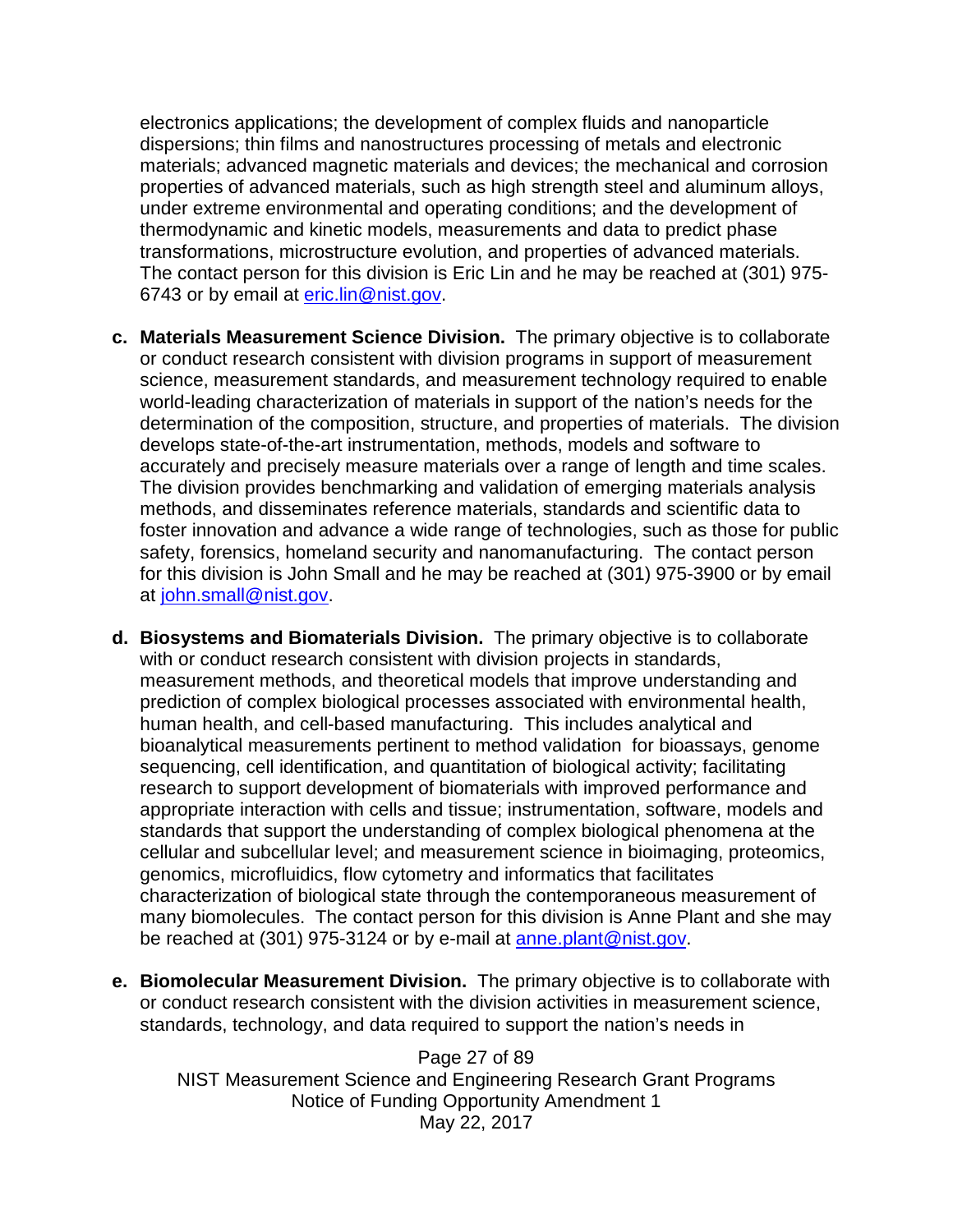electronics applications; the development of complex fluids and nanoparticle dispersions; thin films and nanostructures processing of metals and electronic materials; advanced magnetic materials and devices; the mechanical and corrosion properties of advanced materials, such as high strength steel and aluminum alloys, under extreme environmental and operating conditions; and the development of thermodynamic and kinetic models, measurements and data to predict phase transformations, microstructure evolution, and properties of advanced materials. The contact person for this division is Eric Lin and he may be reached at (301) 975-6743 or by email at eric.lin@nist.gov.

c. **Materials Measurement Science Division.** The primary objective is to collaborate or conduct research consistent with division programs in support of measurement science, measurement standards, and measurement technology required to enable world-leading characterization of materials in support of the nation's needs for the determination of the composition, structure, and properties of materials. The division develops state-of-the-art instrumentation, methods, models and software to accurately and precisely measure materials over a range of length and time scales. The division provides benchmarking and validation of emerging materials analysis methods, and disseminates reference materials, standards and scientific data to foster innovation and advance a wide range of technologies, such as those for public safety, forensics, homeland security and nanomanufacturing. The contact person for this division is John Small and he may be reached at (301) 975-3900 or by email at john.small@nist.gov.

d. **Biosystems and Biomaterials Division.** The primary objective is to collaborate with or conduct research consistent with division projects in standards, measurement methods, and theoretical models that improve understanding and prediction of complex biological processes associated with environmental health, human health, and cell-based manufacturing. This includes analytical and bioanalytical measurements pertinent to method validation for bioassays, genome sequencing, cell identification, and quantitation of biological activity; facilitating research to support development of biomaterials with improved performance and appropriate interaction with cells and tissue; instrumentation, software, models and standards that support the understanding of complex biological phenomena at the cellular and subcellular level; and measurement science in bioimaging, proteomics, genomics, microfluidics, flow cytometry and informatics that facilitates characterization of biological state through the contemporaneous measurement of many biomolecules. The contact person for this division is Anne Plant and she may be reached at (301) 975-3124 or by e-mail at anne.plant@nist.gov.

e. **Biomolecular Measurement Division.** The primary objective is to collaborate with or conduct research consistent with the division activities in measurement science, standards, technology, and data required to support the nation's needs in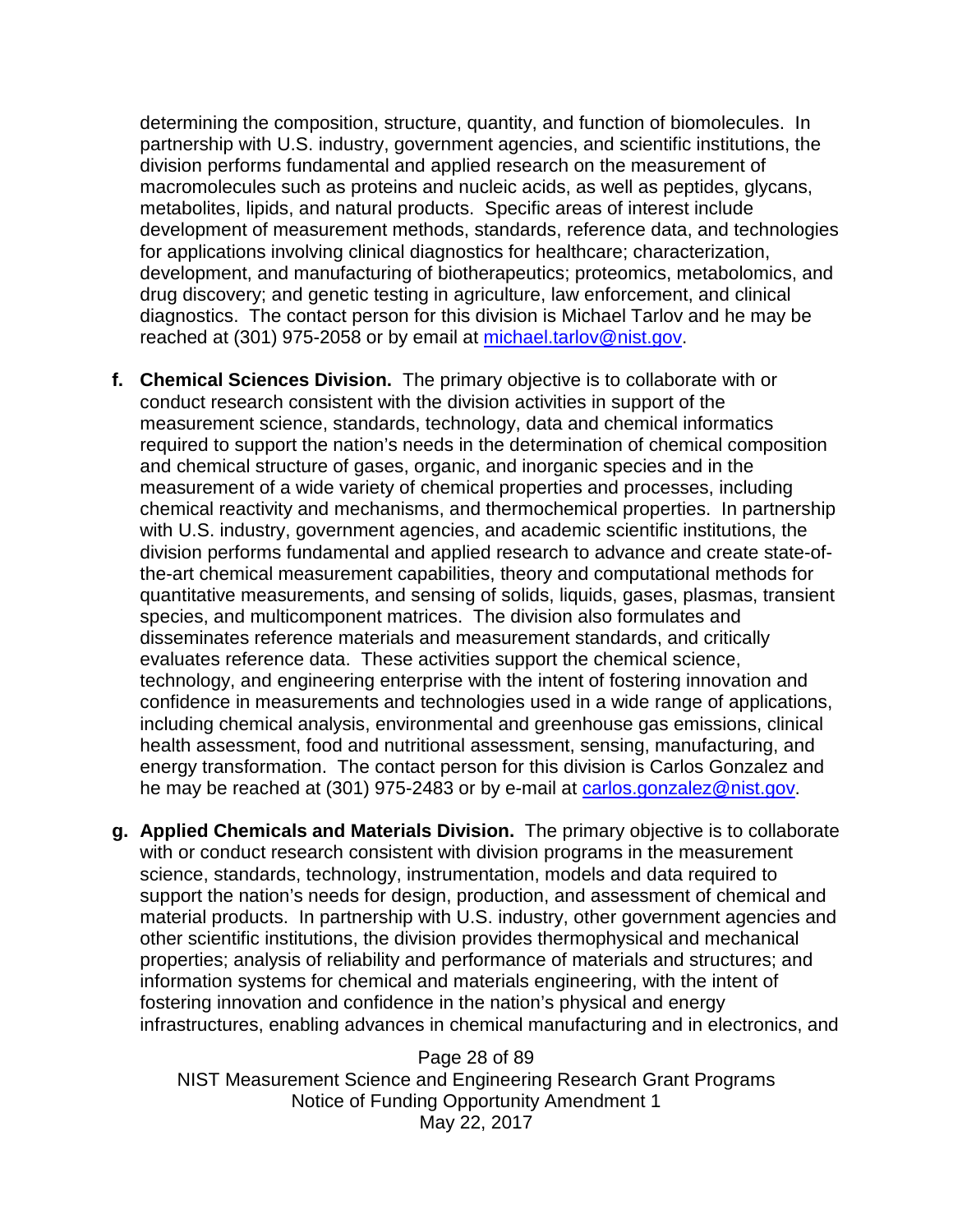determining the composition, structure, quantity, and function of biomolecules. In partnership with U.S. industry, government agencies, and scientific institutions, the division performs fundamental and applied research on the measurement of macromolecules such as proteins and nucleic acids, as well as peptides, glycans, metabolites, lipids, and natural products. Specific areas of interest include development of measurement methods, standards, reference data, and technologies for applications involving clinical diagnostics for healthcare; characterization, development, and manufacturing of biotherapeutics; proteomics, metabolomics, and drug discovery; and genetic testing in agriculture, law enforcement, and clinical diagnostics. The contact person for this division is Michael Tarlov and he may be reached at (301) 975-2058 or by email at michael.tarlov@nist.gov.

f. **Chemical Sciences Division.** The primary objective is to collaborate with or conduct research consistent with the division activities in support of the measurement science, standards, technology, data and chemical informatics required to support the nation's needs in the determination of chemical composition and chemical structure of gases, organic, and inorganic species and in the measurement of a wide variety of chemical properties and processes, including chemical reactivity and mechanisms, and thermochemical properties. In partnership with U.S. industry, government agencies, and academic scientific institutions, the division performs fundamental and applied research to advance and create state-of-the-art chemical measurement capabilities, theory and computational methods for quantitative measurements, and sensing of solids, liquids, gases, plasmas, transient species, and multicomponent matrices. The division also formulates and disseminates reference materials and measurement standards, and critically evaluates reference data. These activities support the chemical science, technology, and engineering enterprise with the intent of fostering innovation and confidence in measurements and technologies used in a wide range of applications, including chemical analysis, environmental and greenhouse gas emissions, clinical health assessment, food and nutritional assessment, sensing, manufacturing, and energy transformation. The contact person for this division is Carlos Gonzalez and he may be reached at (301) 975-2483 or by e-mail at carlos.gonzalez@nist.gov.

g. **Applied Chemicals and Materials Division.** The primary objective is to collaborate with or conduct research consistent with division programs in the measurement science, standards, technology, instrumentation, models and data required to support the nation's needs for design, production, and assessment of chemical and material products. In partnership with U.S. industry, other government agencies and other scientific institutions, the division provides thermophysical and mechanical properties; analysis of reliability and performance of materials and structures; and information systems for chemical and materials engineering, with the intent of fostering innovation and confidence in the nation's physical and energy infrastructures, enabling advances in chemical manufacturing and in electronics, and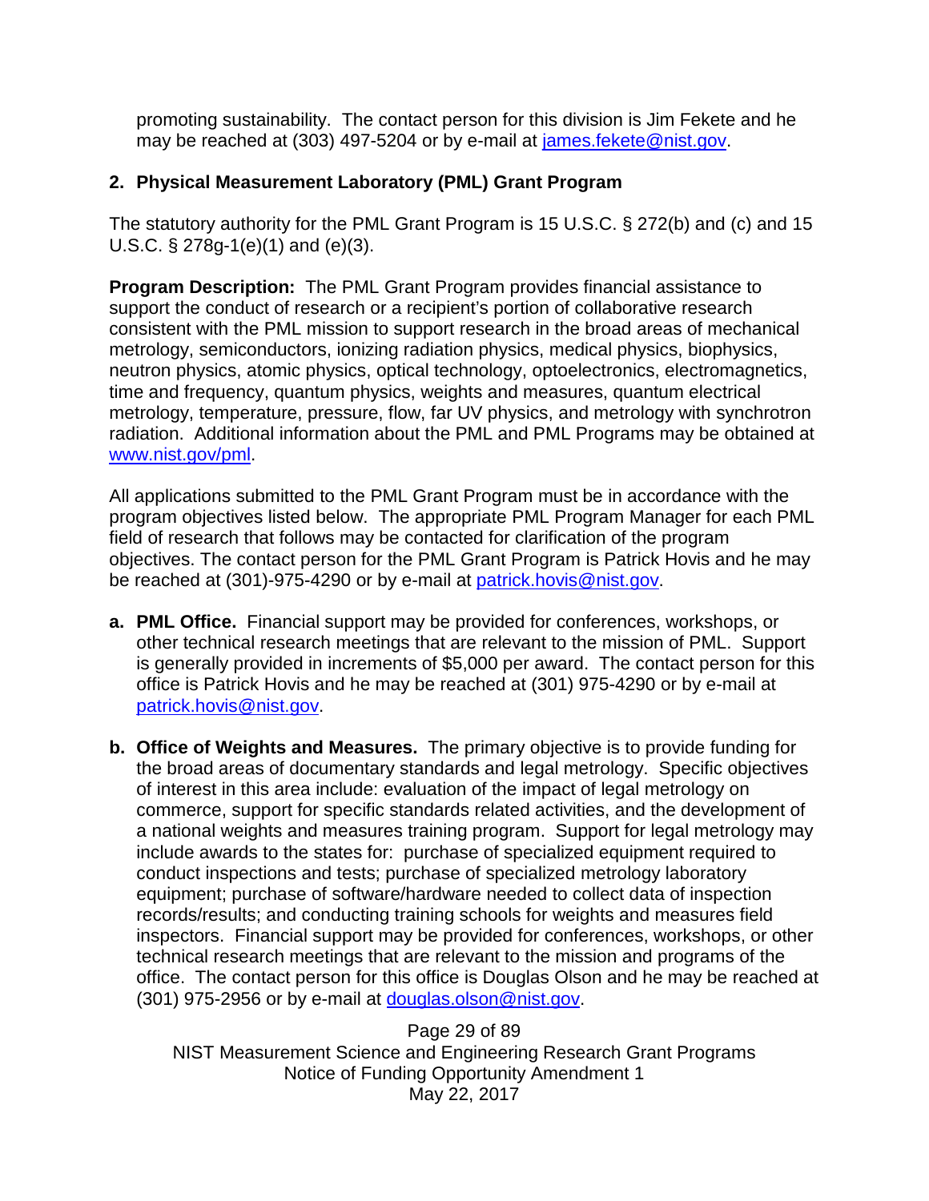promoting sustainability. The contact person for this division is Jim Fekete and he may be reached at (303) 497-5204 or by e-mail at james.fekete@nist.gov.

## 2. Physical Measurement Laboratory (PML) Grant Program

The statutory authority for the PML Grant Program is 15 U.S.C. § 272(b) and (c) and 15 U.S.C. § 278g-1(e)(1) and (e)(3).

**Program Description:** The PML Grant Program provides financial assistance to support the conduct of research or a recipient's portion of collaborative research consistent with the PML mission to support research in the broad areas of mechanical metrology, semiconductors, ionizing radiation physics, medical physics, biophysics, neutron physics, atomic physics, optical technology, optoelectronics, electromagnetics, time and frequency, quantum physics, weights and measures, quantum electrical metrology, temperature, pressure, flow, far UV physics, and metrology with synchrotron radiation. Additional information about the PML and PML Programs may be obtained at www.nist.gov/pml.

All applications submitted to the PML Grant Program must be in accordance with the program objectives listed below. The appropriate PML Program Manager for each PML field of research that follows may be contacted for clarification of the program objectives. The contact person for the PML Grant Program is Patrick Hovis and he may be reached at (301)-975-4290 or by e-mail at patrick.hovis@nist.gov.

**a. PML Office.** Financial support may be provided for conferences, workshops, or other technical research meetings that are relevant to the mission of PML. Support is generally provided in increments of $5,000 per award. The contact person for this office is Patrick Hovis and he may be reached at (301) 975-4290 or by e-mail at patrick.hovis@nist.gov.

**b. Office of Weights and Measures.** The primary objective is to provide funding for the broad areas of documentary standards and legal metrology. Specific objectives of interest in this area include: evaluation of the impact of legal metrology on commerce, support for specific standards related activities, and the development of a national weights and measures training program. Support for legal metrology may include awards to the states for: purchase of specialized equipment required to conduct inspections and tests; purchase of specialized metrology laboratory equipment; purchase of software/hardware needed to collect data of inspection records/results; and conducting training schools for weights and measures field inspectors. Financial support may be provided for conferences, workshops, or other technical research meetings that are relevant to the mission and programs of the office. The contact person for this office is Douglas Olson and he may be reached at (301) 975-2956 or by e-mail at douglas.olson@nist.gov.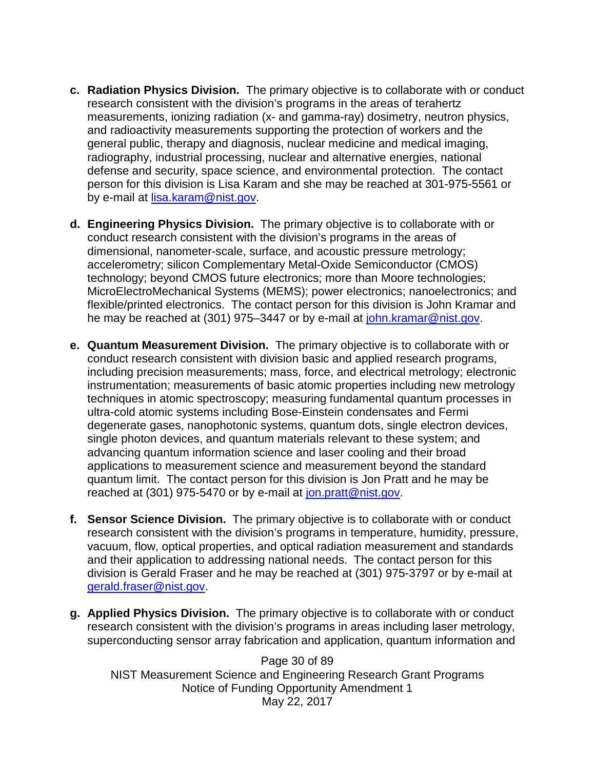c. **Radiation Physics Division.** The primary objective is to collaborate with or conduct research consistent with the division's programs in the areas of terahertz measurements, ionizing radiation (x- and gamma-ray) dosimetry, neutron physics, and radioactivity measurements supporting the protection of workers and the general public, therapy and diagnosis, nuclear medicine and medical imaging, radiography, industrial processing, nuclear and alternative energies, national defense and security, space science, and environmental protection. The contact person for this division is Lisa Karam and she may be reached at 301-975-5561 or by e-mail at lisa.karam@nist.gov.

d. **Engineering Physics Division.** The primary objective is to collaborate with or conduct research consistent with the division's programs in the areas of dimensional, nanometer-scale, surface, and acoustic pressure metrology; accelerometry; silicon Complementary Metal-Oxide Semiconductor (CMOS) technology; beyond CMOS future electronics; more than Moore technologies; MicroElectroMechanical Systems (MEMS); power electronics; nanoelectronics; and flexible/printed electronics. The contact person for this division is John Kramar and he may be reached at (301) 975–3447 or by e-mail at john.kramar@nist.gov.

e. **Quantum Measurement Division.** The primary objective is to collaborate with or conduct research consistent with division basic and applied research programs, including precision measurements; mass, force, and electrical metrology; electronic instrumentation; measurements of basic atomic properties including new metrology techniques in atomic spectroscopy; measuring fundamental quantum processes in ultra-cold atomic systems including Bose-Einstein condensates and Fermi degenerate gases, nanophotonic systems, quantum dots, single electron devices, single photon devices, and quantum materials relevant to these system; and advancing quantum information science and laser cooling and their broad applications to measurement science and measurement beyond the standard quantum limit. The contact person for this division is Jon Pratt and he may be reached at (301) 975-5470 or by e-mail at jon.pratt@nist.gov.

f. **Sensor Science Division.** The primary objective is to collaborate with or conduct research consistent with the division's programs in temperature, humidity, pressure, vacuum, flow, optical properties, and optical radiation measurement and standards and their application to addressing national needs. The contact person for this division is Gerald Fraser and he may be reached at (301) 975-3797 or by e-mail at gerald.fraser@nist.gov.

g. **Applied Physics Division.** The primary objective is to collaborate with or conduct research consistent with the division's programs in areas including laser metrology, superconducting sensor array fabrication and application, quantum information and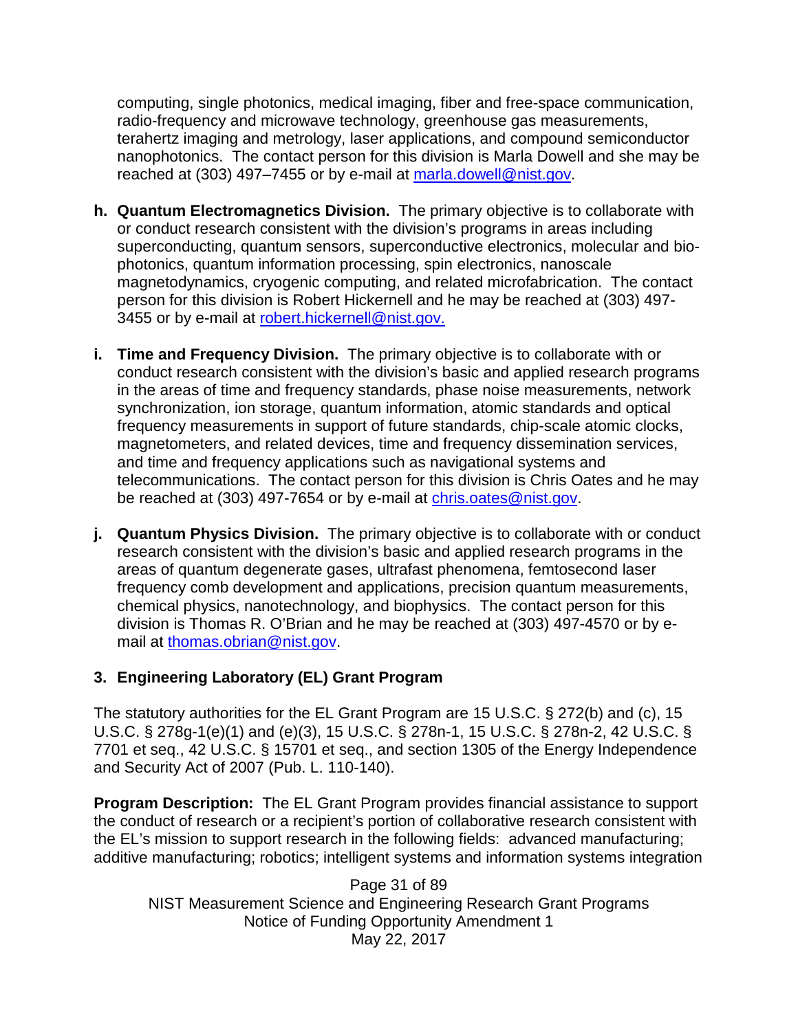computing, single photonics, medical imaging, fiber and free-space communication, radio-frequency and microwave technology, greenhouse gas measurements, terahertz imaging and metrology, laser applications, and compound semiconductor nanophotonics. The contact person for this division is Marla Dowell and she may be reached at (303) 497–7455 or by e-mail at marla.dowell@nist.gov.

h. **Quantum Electromagnetics Division.** The primary objective is to collaborate with or conduct research consistent with the division's programs in areas including superconducting, quantum sensors, superconductive electronics, molecular and bio-photonics, quantum information processing, spin electronics, nanoscale magnetodynamics, cryogenic computing, and related microfabrication. The contact person for this division is Robert Hickernell and he may be reached at (303) 497-3455 or by e-mail at robert.hickernell@nist.gov.

i. **Time and Frequency Division.** The primary objective is to collaborate with or conduct research consistent with the division's basic and applied research programs in the areas of time and frequency standards, phase noise measurements, network synchronization, ion storage, quantum information, atomic standards and optical frequency measurements in support of future standards, chip-scale atomic clocks, magnetometers, and related devices, time and frequency dissemination services, and time and frequency applications such as navigational systems and telecommunications. The contact person for this division is Chris Oates and he may be reached at (303) 497-7654 or by e-mail at chris.oates@nist.gov.

j. **Quantum Physics Division.** The primary objective is to collaborate with or conduct research consistent with the division's basic and applied research programs in the areas of quantum degenerate gases, ultrafast phenomena, femtosecond laser frequency comb development and applications, precision quantum measurements, chemical physics, nanotechnology, and biophysics. The contact person for this division is Thomas R. O'Brian and he may be reached at (303) 497-4570 or by e-mail at thomas.obrian@nist.gov.

### 3. Engineering Laboratory (EL) Grant Program

The statutory authorities for the EL Grant Program are 15 U.S.C. § 272(b) and (c), 15 U.S.C. § 278g-1(e)(1) and (e)(3), 15 U.S.C. § 278n-1, 15 U.S.C. § 278n-2, 42 U.S.C. § 7701 et seq., 42 U.S.C. § 15701 et seq., and section 1305 of the Energy Independence and Security Act of 2007 (Pub. L. 110-140).

**Program Description:** The EL Grant Program provides financial assistance to support the conduct of research or a recipient's portion of collaborative research consistent with the EL's mission to support research in the following fields: advanced manufacturing; additive manufacturing; robotics; intelligent systems and information systems integration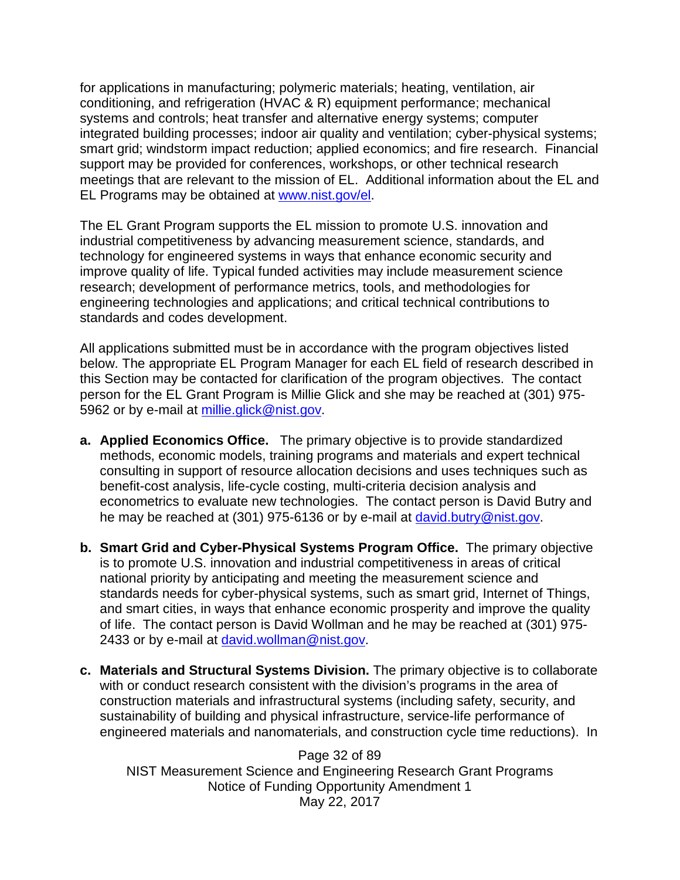for applications in manufacturing; polymeric materials; heating, ventilation, air conditioning, and refrigeration (HVAC & R) equipment performance; mechanical systems and controls; heat transfer and alternative energy systems; computer integrated building processes; indoor air quality and ventilation; cyber-physical systems; smart grid; windstorm impact reduction; applied economics; and fire research. Financial support may be provided for conferences, workshops, or other technical research meetings that are relevant to the mission of EL. Additional information about the EL and EL Programs may be obtained at www.nist.gov/el.

The EL Grant Program supports the EL mission to promote U.S. innovation and industrial competitiveness by advancing measurement science, standards, and technology for engineered systems in ways that enhance economic security and improve quality of life. Typical funded activities may include measurement science research; development of performance metrics, tools, and methodologies for engineering technologies and applications; and critical technical contributions to standards and codes development.

All applications submitted must be in accordance with the program objectives listed below. The appropriate EL Program Manager for each EL field of research described in this Section may be contacted for clarification of the program objectives. The contact person for the EL Grant Program is Millie Glick and she may be reached at (301) 975-5962 or by e-mail at millie.glick@nist.gov.

a. **Applied Economics Office.** The primary objective is to provide standardized methods, economic models, training programs and materials and expert technical consulting in support of resource allocation decisions and uses techniques such as benefit-cost analysis, life-cycle costing, multi-criteria decision analysis and econometrics to evaluate new technologies. The contact person is David Butry and he may be reached at (301) 975-6136 or by e-mail at david.butry@nist.gov.

b. **Smart Grid and Cyber-Physical Systems Program Office.** The primary objective is to promote U.S. innovation and industrial competitiveness in areas of critical national priority by anticipating and meeting the measurement science and standards needs for cyber-physical systems, such as smart grid, Internet of Things, and smart cities, in ways that enhance economic prosperity and improve the quality of life. The contact person is David Wollman and he may be reached at (301) 975-2433 or by e-mail at david.wollman@nist.gov.

c. **Materials and Structural Systems Division.** The primary objective is to collaborate with or conduct research consistent with the division's programs in the area of construction materials and infrastructural systems (including safety, security, and sustainability of building and physical infrastructure, service-life performance of engineered materials and nanomaterials, and construction cycle time reductions). In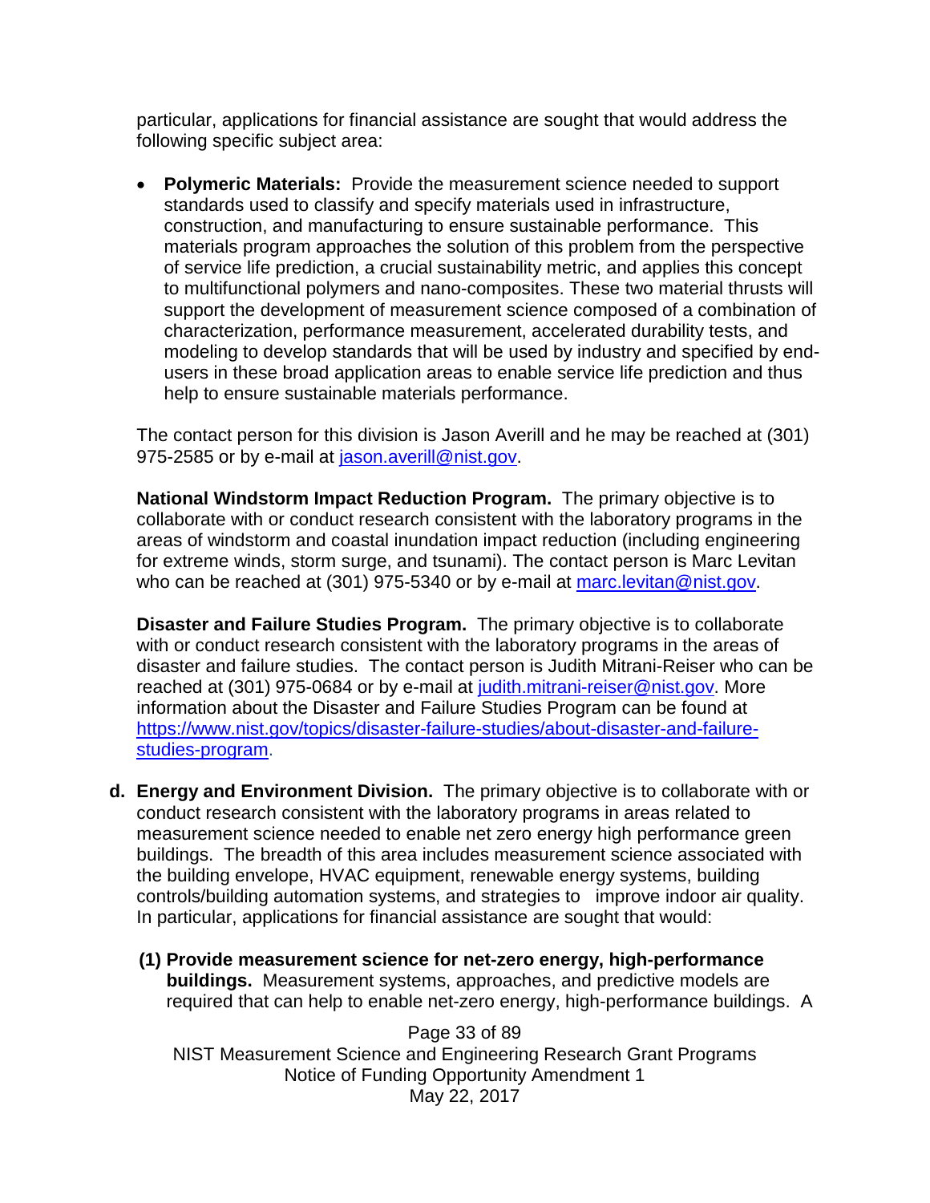particular, applications for financial assistance are sought that would address the following specific subject area:

- **Polymeric Materials:** Provide the measurement science needed to support standards used to classify and specify materials used in infrastructure, construction, and manufacturing to ensure sustainable performance. This materials program approaches the solution of this problem from the perspective of service life prediction, a crucial sustainability metric, and applies this concept to multifunctional polymers and nano-composites. These two material thrusts will support the development of measurement science composed of a combination of characterization, performance measurement, accelerated durability tests, and modeling to develop standards that will be used by industry and specified by end-users in these broad application areas to enable service life prediction and thus help to ensure sustainable materials performance.

The contact person for this division is Jason Averill and he may be reached at (301) 975-2585 or by e-mail at jason.averill@nist.gov.

**National Windstorm Impact Reduction Program.** The primary objective is to collaborate with or conduct research consistent with the laboratory programs in the areas of windstorm and coastal inundation impact reduction (including engineering for extreme winds, storm surge, and tsunami). The contact person is Marc Levitan who can be reached at (301) 975-5340 or by e-mail at marc.levitan@nist.gov.

**Disaster and Failure Studies Program.** The primary objective is to collaborate with or conduct research consistent with the laboratory programs in the areas of disaster and failure studies. The contact person is Judith Mitrani-Reiser who can be reached at (301) 975-0684 or by e-mail at judith.mitrani-reiser@nist.gov. More information about the Disaster and Failure Studies Program can be found at https://www.nist.gov/topics/disaster-failure-studies/about-disaster-and-failure-studies-program.

**d. Energy and Environment Division.** The primary objective is to collaborate with or conduct research consistent with the laboratory programs in areas related to measurement science needed to enable net zero energy high performance green buildings. The breadth of this area includes measurement science associated with the building envelope, HVAC equipment, renewable energy systems, building controls/building automation systems, and strategies to improve indoor air quality. In particular, applications for financial assistance are sought that would:

**(1) Provide measurement science for net-zero energy, high-performance buildings.** Measurement systems, approaches, and predictive models are required that can help to enable net-zero energy, high-performance buildings. A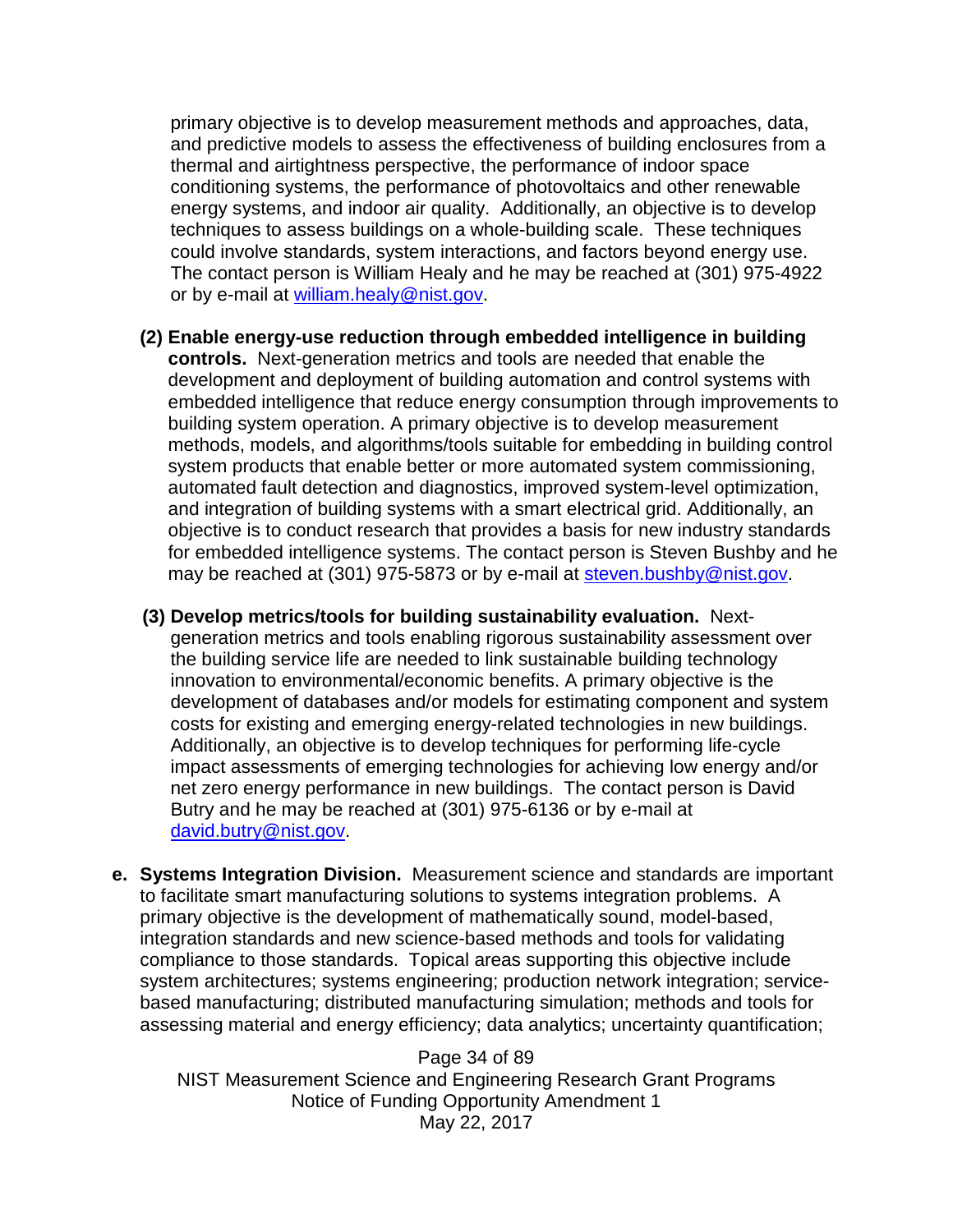primary objective is to develop measurement methods and approaches, data, and predictive models to assess the effectiveness of building enclosures from a thermal and airtightness perspective, the performance of indoor space conditioning systems, the performance of photovoltaics and other renewable energy systems, and indoor air quality. Additionally, an objective is to develop techniques to assess buildings on a whole-building scale. These techniques could involve standards, system interactions, and factors beyond energy use. The contact person is William Healy and he may be reached at (301) 975-4922 or by e-mail at william.healy@nist.gov.

(2) **Enable energy-use reduction through embedded intelligence in building controls.** Next-generation metrics and tools are needed that enable the development and deployment of building automation and control systems with embedded intelligence that reduce energy consumption through improvements to building system operation. A primary objective is to develop measurement methods, models, and algorithms/tools suitable for embedding in building control system products that enable better or more automated system commissioning, automated fault detection and diagnostics, improved system-level optimization, and integration of building systems with a smart electrical grid. Additionally, an objective is to conduct research that provides a basis for new industry standards for embedded intelligence systems. The contact person is Steven Bushby and he may be reached at (301) 975-5873 or by e-mail at steven.bushby@nist.gov.

(3) **Develop metrics/tools for building sustainability evaluation.** Next-generation metrics and tools enabling rigorous sustainability assessment over the building service life are needed to link sustainable building technology innovation to environmental/economic benefits. A primary objective is the development of databases and/or models for estimating component and system costs for existing and emerging energy-related technologies in new buildings. Additionally, an objective is to develop techniques for performing life-cycle impact assessments of emerging technologies for achieving low energy and/or net zero energy performance in new buildings. The contact person is David Butry and he may be reached at (301) 975-6136 or by e-mail at david.butry@nist.gov.

e. **Systems Integration Division.** Measurement science and standards are important to facilitate smart manufacturing solutions to systems integration problems. A primary objective is the development of mathematically sound, model-based, integration standards and new science-based methods and tools for validating compliance to those standards. Topical areas supporting this objective include system architectures; systems engineering; production network integration; service-based manufacturing; distributed manufacturing simulation; methods and tools for assessing material and energy efficiency; data analytics; uncertainty quantification;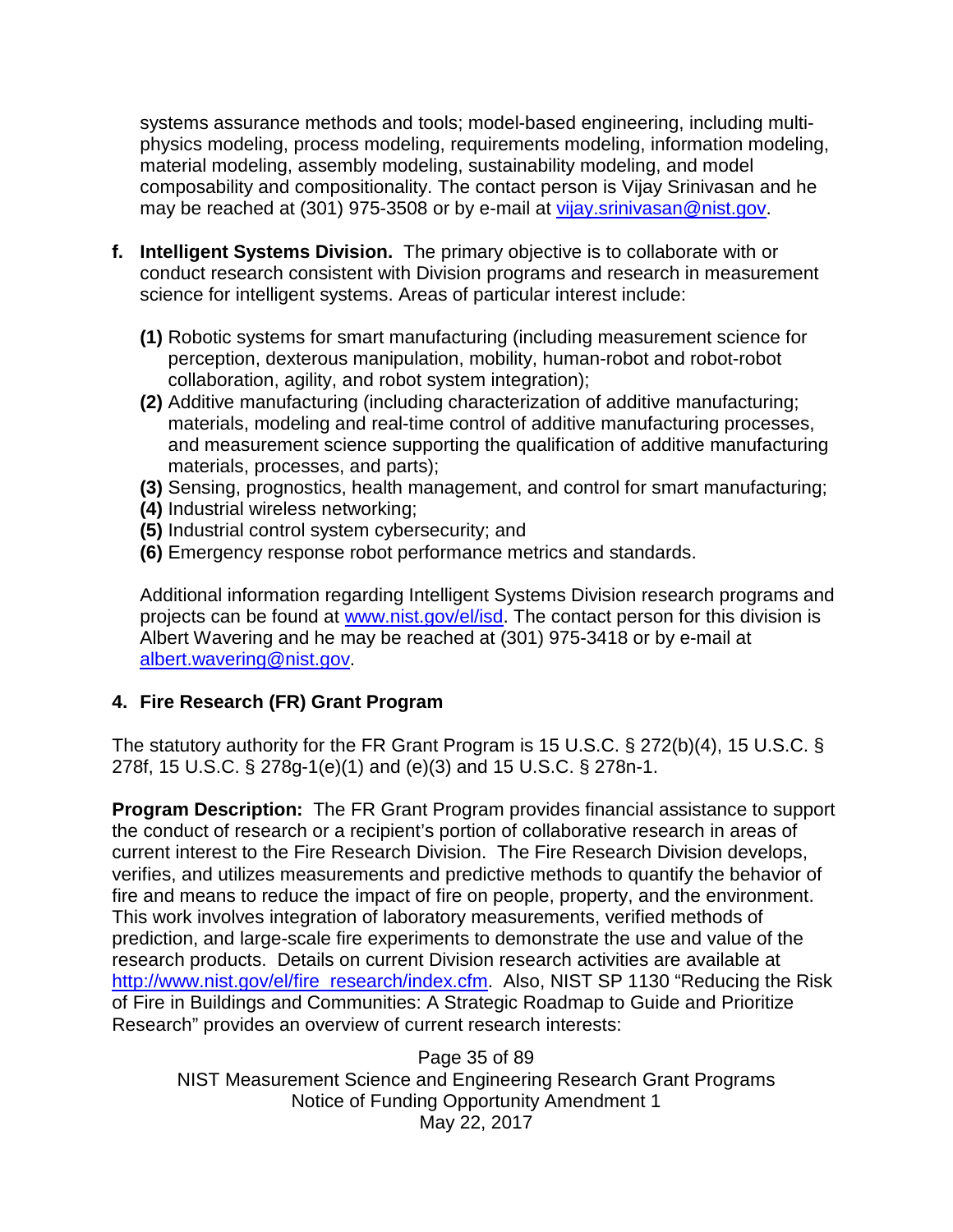systems assurance methods and tools; model-based engineering, including multi-physics modeling, process modeling, requirements modeling, information modeling, material modeling, assembly modeling, sustainability modeling, and model composability and compositionality. The contact person is Vijay Srinivasan and he may be reached at (301) 975-3508 or by e-mail at vijay.srinivasan@nist.gov.

**f. Intelligent Systems Division.** The primary objective is to collaborate with or conduct research consistent with Division programs and research in measurement science for intelligent systems. Areas of particular interest include:

**(1)** Robotic systems for smart manufacturing (including measurement science for perception, dexterous manipulation, mobility, human-robot and robot-robot collaboration, agility, and robot system integration);
**(2)** Additive manufacturing (including characterization of additive manufacturing; materials, modeling and real-time control of additive manufacturing processes, and measurement science supporting the qualification of additive manufacturing materials, processes, and parts);
**(3)** Sensing, prognostics, health management, and control for smart manufacturing;
**(4)** Industrial wireless networking;
**(5)** Industrial control system cybersecurity; and
**(6)** Emergency response robot performance metrics and standards.

Additional information regarding Intelligent Systems Division research programs and projects can be found at www.nist.gov/el/isd. The contact person for this division is Albert Wavering and he may be reached at (301) 975-3418 or by e-mail at albert.wavering@nist.gov.

## 4. Fire Research (FR) Grant Program

The statutory authority for the FR Grant Program is 15 U.S.C. § 272(b)(4), 15 U.S.C. § 278f, 15 U.S.C. § 278g-1(e)(1) and (e)(3) and 15 U.S.C. § 278n-1.

**Program Description:** The FR Grant Program provides financial assistance to support the conduct of research or a recipient's portion of collaborative research in areas of current interest to the Fire Research Division. The Fire Research Division develops, verifies, and utilizes measurements and predictive methods to quantify the behavior of fire and means to reduce the impact of fire on people, property, and the environment. This work involves integration of laboratory measurements, verified methods of prediction, and large-scale fire experiments to demonstrate the use and value of the research products. Details on current Division research activities are available at http://www.nist.gov/el/fire_research/index.cfm. Also, NIST SP 1130 "Reducing the Risk of Fire in Buildings and Communities: A Strategic Roadmap to Guide and Prioritize Research" provides an overview of current research interests: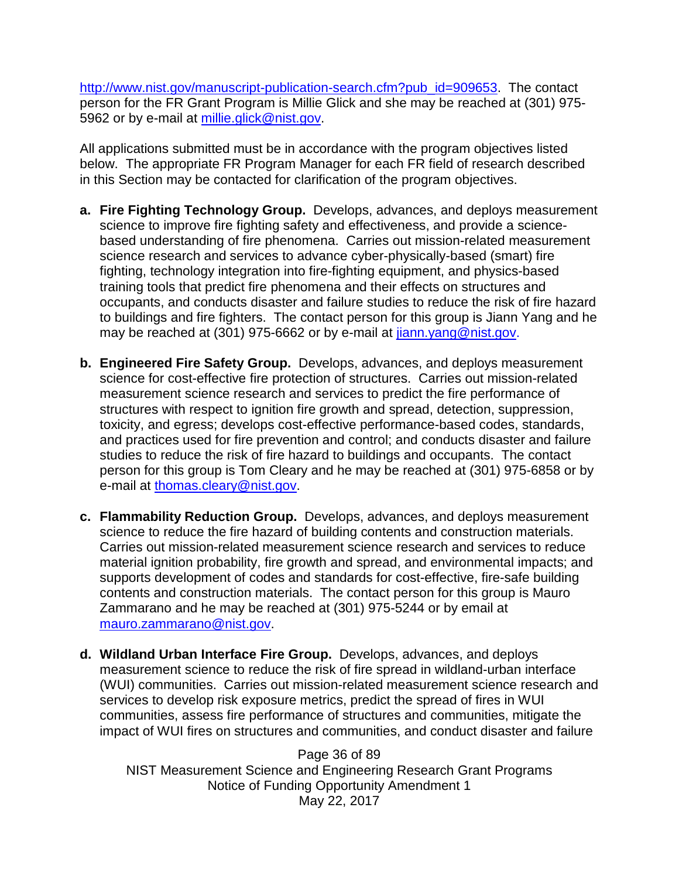http://www.nist.gov/manuscript-publication-search.cfm?pub_id=909653. The contact person for the FR Grant Program is Millie Glick and she may be reached at (301) 975-5962 or by e-mail at millie.glick@nist.gov.

All applications submitted must be in accordance with the program objectives listed below. The appropriate FR Program Manager for each FR field of research described in this Section may be contacted for clarification of the program objectives.

a. **Fire Fighting Technology Group.** Develops, advances, and deploys measurement science to improve fire fighting safety and effectiveness, and provide a science-based understanding of fire phenomena. Carries out mission-related measurement science research and services to advance cyber-physically-based (smart) fire fighting, technology integration into fire-fighting equipment, and physics-based training tools that predict fire phenomena and their effects on structures and occupants, and conducts disaster and failure studies to reduce the risk of fire hazard to buildings and fire fighters. The contact person for this group is Jiann Yang and he may be reached at (301) 975-6662 or by e-mail at jiann.yang@nist.gov.

b. **Engineered Fire Safety Group.** Develops, advances, and deploys measurement science for cost-effective fire protection of structures. Carries out mission-related measurement science research and services to predict the fire performance of structures with respect to ignition fire growth and spread, detection, suppression, toxicity, and egress; develops cost-effective performance-based codes, standards, and practices used for fire prevention and control; and conducts disaster and failure studies to reduce the risk of fire hazard to buildings and occupants. The contact person for this group is Tom Cleary and he may be reached at (301) 975-6858 or by e-mail at thomas.cleary@nist.gov.

c. **Flammability Reduction Group.** Develops, advances, and deploys measurement science to reduce the fire hazard of building contents and construction materials. Carries out mission-related measurement science research and services to reduce material ignition probability, fire growth and spread, and environmental impacts; and supports development of codes and standards for cost-effective, fire-safe building contents and construction materials. The contact person for this group is Mauro Zammarano and he may be reached at (301) 975-5244 or by email at mauro.zammarano@nist.gov.

d. **Wildland Urban Interface Fire Group.** Develops, advances, and deploys measurement science to reduce the risk of fire spread in wildland-urban interface (WUI) communities. Carries out mission-related measurement science research and services to develop risk exposure metrics, predict the spread of fires in WUI communities, assess fire performance of structures and communities, mitigate the impact of WUI fires on structures and communities, and conduct disaster and failure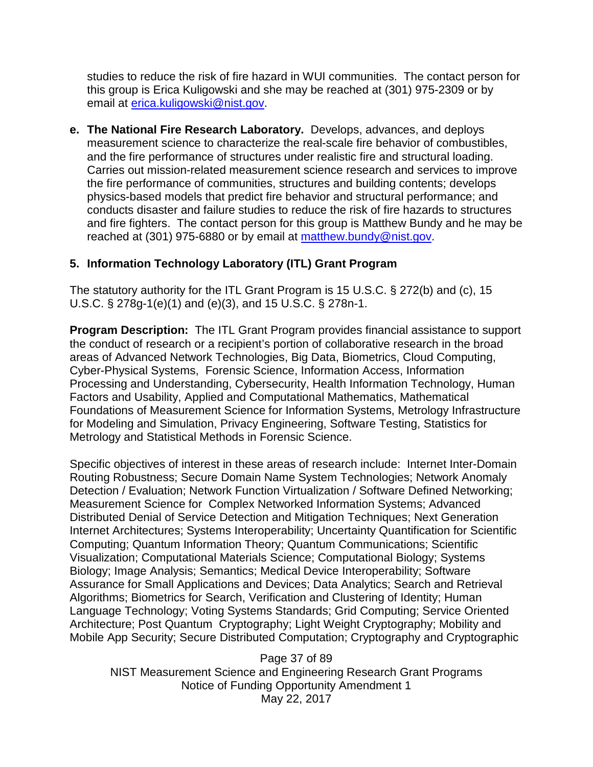studies to reduce the risk of fire hazard in WUI communities. The contact person for this group is Erica Kuligowski and she may be reached at (301) 975-2309 or by email at erica.kuligowski@nist.gov.

**e. The National Fire Research Laboratory.** Develops, advances, and deploys measurement science to characterize the real-scale fire behavior of combustibles, and the fire performance of structures under realistic fire and structural loading. Carries out mission-related measurement science research and services to improve the fire performance of communities, structures and building contents; develops physics-based models that predict fire behavior and structural performance; and conducts disaster and failure studies to reduce the risk of fire hazards to structures and fire fighters. The contact person for this group is Matthew Bundy and he may be reached at (301) 975-6880 or by email at matthew.bundy@nist.gov.

### 5. Information Technology Laboratory (ITL) Grant Program

The statutory authority for the ITL Grant Program is 15 U.S.C. § 272(b) and (c), 15 U.S.C. § 278g-1(e)(1) and (e)(3), and 15 U.S.C. § 278n-1.

**Program Description:** The ITL Grant Program provides financial assistance to support the conduct of research or a recipient's portion of collaborative research in the broad areas of Advanced Network Technologies, Big Data, Biometrics, Cloud Computing, Cyber-Physical Systems, Forensic Science, Information Access, Information Processing and Understanding, Cybersecurity, Health Information Technology, Human Factors and Usability, Applied and Computational Mathematics, Mathematical Foundations of Measurement Science for Information Systems, Metrology Infrastructure for Modeling and Simulation, Privacy Engineering, Software Testing, Statistics for Metrology and Statistical Methods in Forensic Science.

Specific objectives of interest in these areas of research include: Internet Inter-Domain Routing Robustness; Secure Domain Name System Technologies; Network Anomaly Detection / Evaluation; Network Function Virtualization / Software Defined Networking; Measurement Science for Complex Networked Information Systems; Advanced Distributed Denial of Service Detection and Mitigation Techniques; Next Generation Internet Architectures; Systems Interoperability; Uncertainty Quantification for Scientific Computing; Quantum Information Theory; Quantum Communications; Scientific Visualization; Computational Materials Science; Computational Biology; Systems Biology; Image Analysis; Semantics; Medical Device Interoperability; Software Assurance for Small Applications and Devices; Data Analytics; Search and Retrieval Algorithms; Biometrics for Search, Verification and Clustering of Identity; Human Language Technology; Voting Systems Standards; Grid Computing; Service Oriented Architecture; Post Quantum Cryptography; Light Weight Cryptography; Mobility and Mobile App Security; Secure Distributed Computation; Cryptography and Cryptographic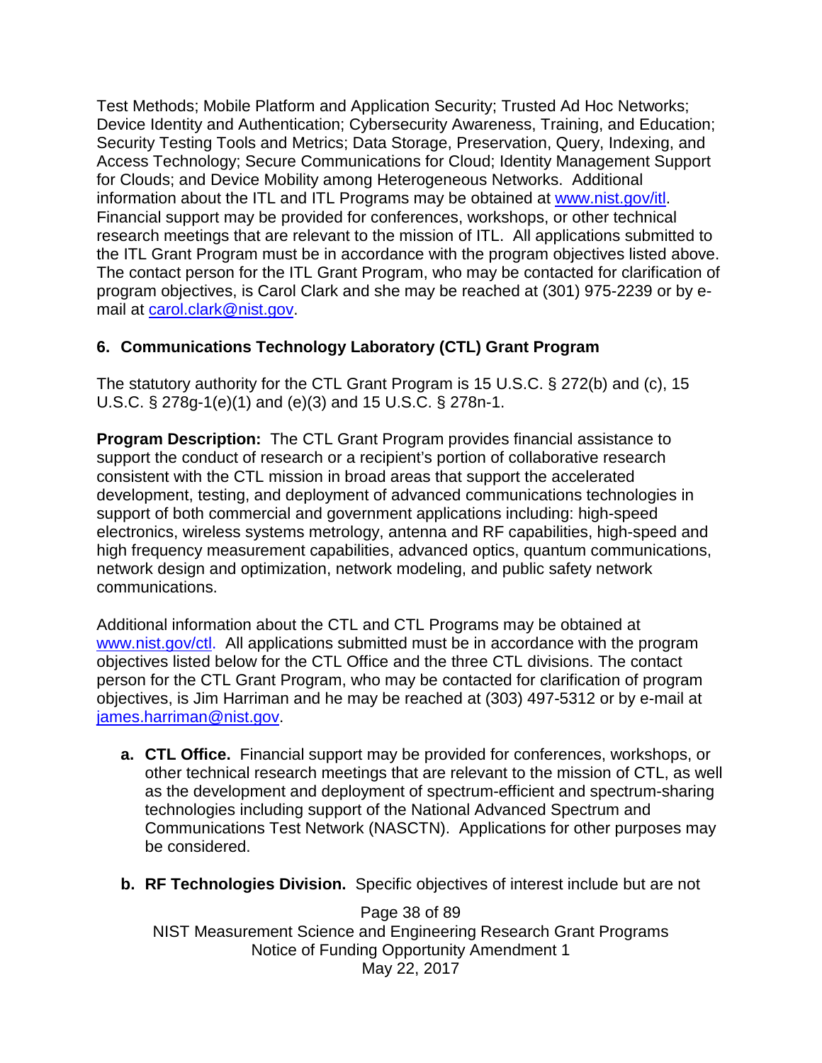Test Methods; Mobile Platform and Application Security; Trusted Ad Hoc Networks; Device Identity and Authentication; Cybersecurity Awareness, Training, and Education; Security Testing Tools and Metrics; Data Storage, Preservation, Query, Indexing, and Access Technology; Secure Communications for Cloud; Identity Management Support for Clouds; and Device Mobility among Heterogeneous Networks. Additional information about the ITL and ITL Programs may be obtained at [www.nist.gov/itl](www.nist.gov/itl). Financial support may be provided for conferences, workshops, or other technical research meetings that are relevant to the mission of ITL. All applications submitted to the ITL Grant Program must be in accordance with the program objectives listed above. The contact person for the ITL Grant Program, who may be contacted for clarification of program objectives, is Carol Clark and she may be reached at (301) 975-2239 or by e-mail at [carol.clark@nist.gov](mailto:carol.clark@nist.gov).

### 6. Communications Technology Laboratory (CTL) Grant Program

The statutory authority for the CTL Grant Program is 15 U.S.C. § 272(b) and (c), 15 U.S.C. § 278g-1(e)(1) and (e)(3) and 15 U.S.C. § 278n-1.

**Program Description:** The CTL Grant Program provides financial assistance to support the conduct of research or a recipient's portion of collaborative research consistent with the CTL mission in broad areas that support the accelerated development, testing, and deployment of advanced communications technologies in support of both commercial and government applications including: high-speed electronics, wireless systems metrology, antenna and RF capabilities, high-speed and high frequency measurement capabilities, advanced optics, quantum communications, network design and optimization, network modeling, and public safety network communications.

Additional information about the CTL and CTL Programs may be obtained at [www.nist.gov/ctl](www.nist.gov/ctl). All applications submitted must be in accordance with the program objectives listed below for the CTL Office and the three CTL divisions. The contact person for the CTL Grant Program, who may be contacted for clarification of program objectives, is Jim Harriman and he may be reached at (303) 497-5312 or by e-mail at [james.harriman@nist.gov](mailto:james.harriman@nist.gov).

a. **CTL Office.** Financial support may be provided for conferences, workshops, or other technical research meetings that are relevant to the mission of CTL, as well as the development and deployment of spectrum-efficient and spectrum-sharing technologies including support of the National Advanced Spectrum and Communications Test Network (NASCTN). Applications for other purposes may be considered.

b. **RF Technologies Division.** Specific objectives of interest include but are not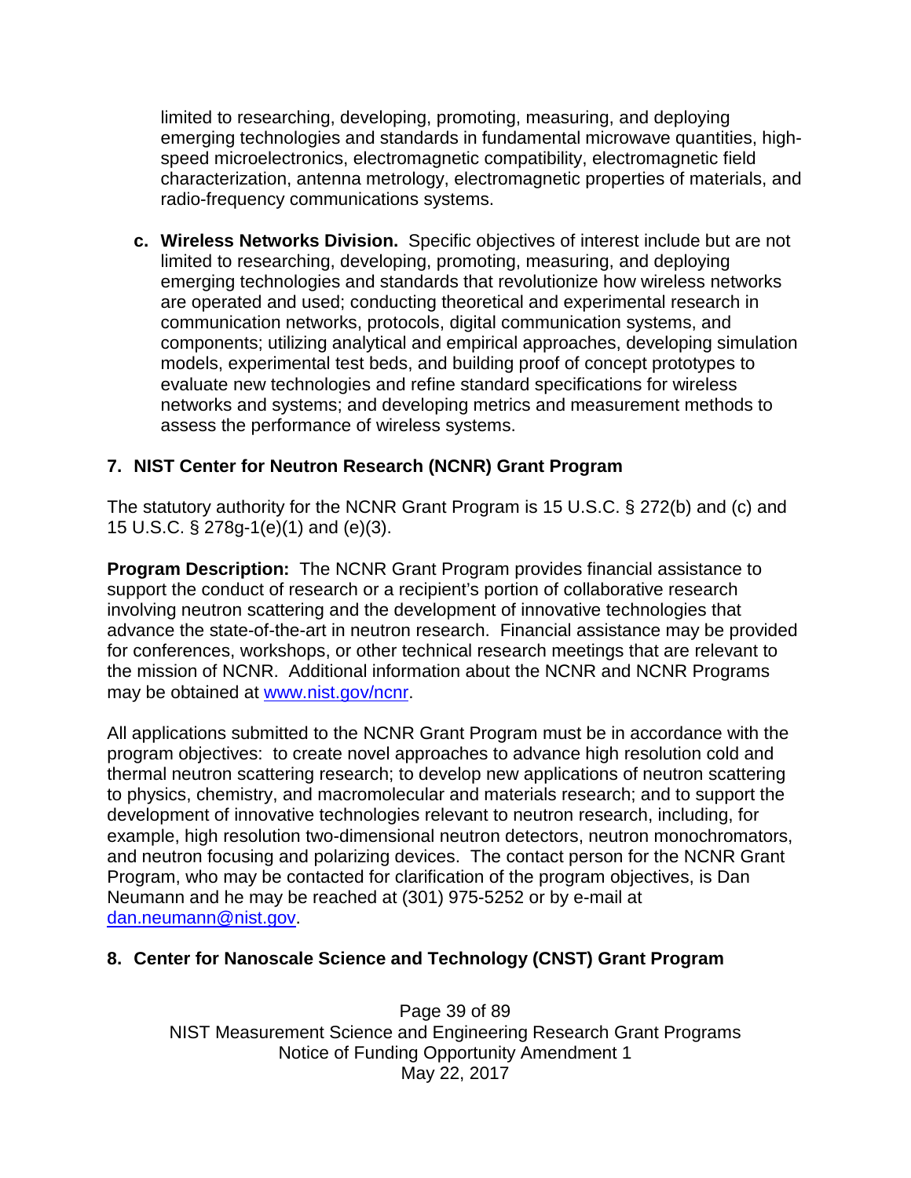limited to researching, developing, promoting, measuring, and deploying emerging technologies and standards in fundamental microwave quantities, high-speed microelectronics, electromagnetic compatibility, electromagnetic field characterization, antenna metrology, electromagnetic properties of materials, and radio-frequency communications systems.

c. **Wireless Networks Division.** Specific objectives of interest include but are not limited to researching, developing, promoting, measuring, and deploying emerging technologies and standards that revolutionize how wireless networks are operated and used; conducting theoretical and experimental research in communication networks, protocols, digital communication systems, and components; utilizing analytical and empirical approaches, developing simulation models, experimental test beds, and building proof of concept prototypes to evaluate new technologies and refine standard specifications for wireless networks and systems; and developing metrics and measurement methods to assess the performance of wireless systems.

### 7. NIST Center for Neutron Research (NCNR) Grant Program

The statutory authority for the NCNR Grant Program is 15 U.S.C. § 272(b) and (c) and 15 U.S.C. § 278g-1(e)(1) and (e)(3).

**Program Description:** The NCNR Grant Program provides financial assistance to support the conduct of research or a recipient's portion of collaborative research involving neutron scattering and the development of innovative technologies that advance the state-of-the-art in neutron research. Financial assistance may be provided for conferences, workshops, or other technical research meetings that are relevant to the mission of NCNR. Additional information about the NCNR and NCNR Programs may be obtained at [www.nist.gov/ncnr](http://www.nist.gov/ncnr).

All applications submitted to the NCNR Grant Program must be in accordance with the program objectives: to create novel approaches to advance high resolution cold and thermal neutron scattering research; to develop new applications of neutron scattering to physics, chemistry, and macromolecular and materials research; and to support the development of innovative technologies relevant to neutron research, including, for example, high resolution two-dimensional neutron detectors, neutron monochromators, and neutron focusing and polarizing devices. The contact person for the NCNR Grant Program, who may be contacted for clarification of the program objectives, is Dan Neumann and he may be reached at (301) 975-5252 or by e-mail at [dan.neumann@nist.gov](mailto:dan.neumann@nist.gov).

### 8. Center for Nanoscale Science and Technology (CNST) Grant Program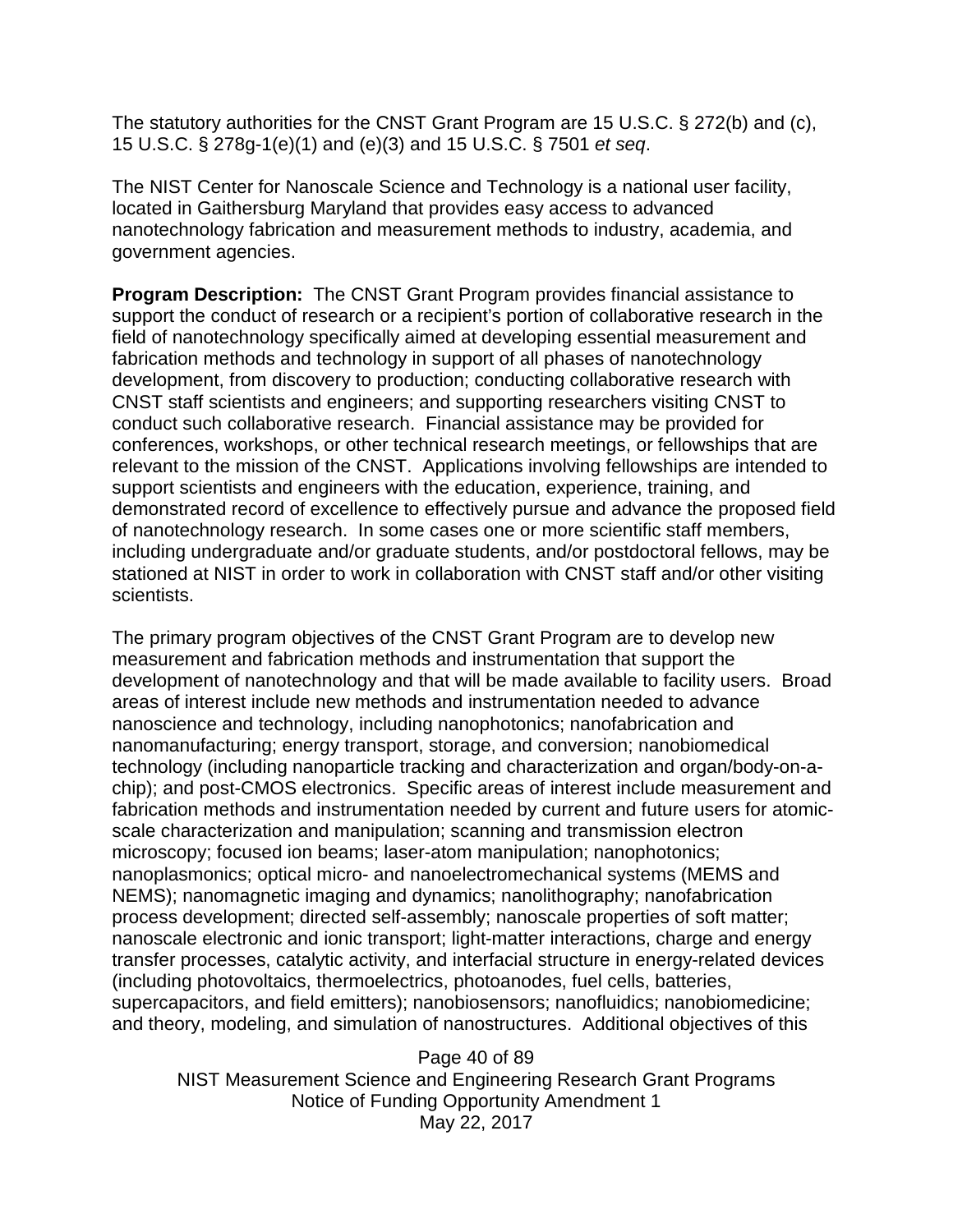The statutory authorities for the CNST Grant Program are 15 U.S.C. § 272(b) and (c), 15 U.S.C. § 278g-1(e)(1) and (e)(3) and 15 U.S.C. § 7501 *et seq*.

The NIST Center for Nanoscale Science and Technology is a national user facility, located in Gaithersburg Maryland that provides easy access to advanced nanotechnology fabrication and measurement methods to industry, academia, and government agencies.

**Program Description:** The CNST Grant Program provides financial assistance to support the conduct of research or a recipient's portion of collaborative research in the field of nanotechnology specifically aimed at developing essential measurement and fabrication methods and technology in support of all phases of nanotechnology development, from discovery to production; conducting collaborative research with CNST staff scientists and engineers; and supporting researchers visiting CNST to conduct such collaborative research. Financial assistance may be provided for conferences, workshops, or other technical research meetings, or fellowships that are relevant to the mission of the CNST. Applications involving fellowships are intended to support scientists and engineers with the education, experience, training, and demonstrated record of excellence to effectively pursue and advance the proposed field of nanotechnology research. In some cases one or more scientific staff members, including undergraduate and/or graduate students, and/or postdoctoral fellows, may be stationed at NIST in order to work in collaboration with CNST staff and/or other visiting scientists.

The primary program objectives of the CNST Grant Program are to develop new measurement and fabrication methods and instrumentation that support the development of nanotechnology and that will be made available to facility users. Broad areas of interest include new methods and instrumentation needed to advance nanoscience and technology, including nanophotonics; nanofabrication and nanomanufacturing; energy transport, storage, and conversion; nanobiomedical technology (including nanoparticle tracking and characterization and organ/body-on-a-chip); and post-CMOS electronics. Specific areas of interest include measurement and fabrication methods and instrumentation needed by current and future users for atomic-scale characterization and manipulation; scanning and transmission electron microscopy; focused ion beams; laser-atom manipulation; nanophotonics; nanoplasmonics; optical micro- and nanoelectromechanical systems (MEMS and NEMS); nanomagnetic imaging and dynamics; nanolithography; nanofabrication process development; directed self-assembly; nanoscale properties of soft matter; nanoscale electronic and ionic transport; light-matter interactions, charge and energy transfer processes, catalytic activity, and interfacial structure in energy-related devices (including photovoltaics, thermoelectrics, photoanodes, fuel cells, batteries, supercapacitors, and field emitters); nanobiosensors; nanofluidics; nanobiomedicine; and theory, modeling, and simulation of nanostructures. Additional objectives of this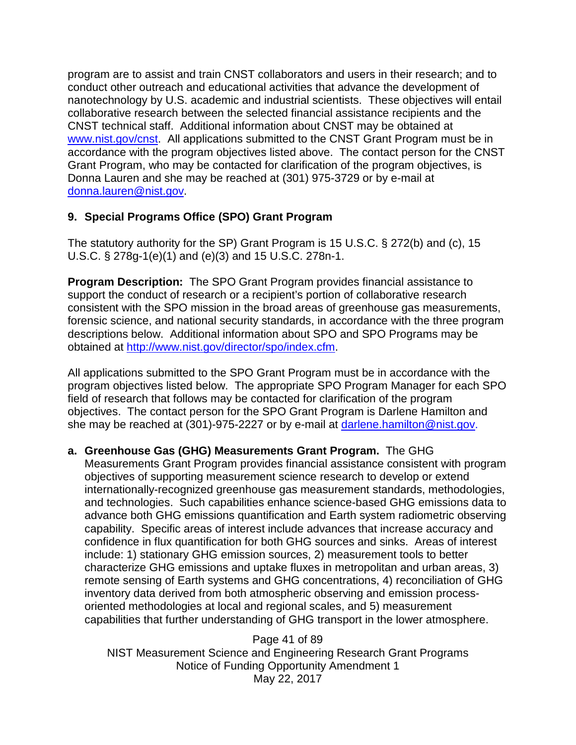program are to assist and train CNST collaborators and users in their research; and to conduct other outreach and educational activities that advance the development of nanotechnology by U.S. academic and industrial scientists. These objectives will entail collaborative research between the selected financial assistance recipients and the CNST technical staff. Additional information about CNST may be obtained at www.nist.gov/cnst. All applications submitted to the CNST Grant Program must be in accordance with the program objectives listed above. The contact person for the CNST Grant Program, who may be contacted for clarification of the program objectives, is Donna Lauren and she may be reached at (301) 975-3729 or by e-mail at donna.lauren@nist.gov.

### 9. Special Programs Office (SPO) Grant Program

The statutory authority for the SP) Grant Program is 15 U.S.C. § 272(b) and (c), 15 U.S.C. § 278g-1(e)(1) and (e)(3) and 15 U.S.C. 278n-1.

**Program Description:** The SPO Grant Program provides financial assistance to support the conduct of research or a recipient's portion of collaborative research consistent with the SPO mission in the broad areas of greenhouse gas measurements, forensic science, and national security standards, in accordance with the three program descriptions below. Additional information about SPO and SPO Programs may be obtained at http://www.nist.gov/director/spo/index.cfm.

All applications submitted to the SPO Grant Program must be in accordance with the program objectives listed below. The appropriate SPO Program Manager for each SPO field of research that follows may be contacted for clarification of the program objectives. The contact person for the SPO Grant Program is Darlene Hamilton and she may be reached at (301)-975-2227 or by e-mail at darlene.hamilton@nist.gov.

**a. Greenhouse Gas (GHG) Measurements Grant Program.** The GHG Measurements Grant Program provides financial assistance consistent with program objectives of supporting measurement science research to develop or extend internationally-recognized greenhouse gas measurement standards, methodologies, and technologies. Such capabilities enhance science-based GHG emissions data to advance both GHG emissions quantification and Earth system radiometric observing capability. Specific areas of interest include advances that increase accuracy and confidence in flux quantification for both GHG sources and sinks. Areas of interest include: 1) stationary GHG emission sources, 2) measurement tools to better characterize GHG emissions and uptake fluxes in metropolitan and urban areas, 3) remote sensing of Earth systems and GHG concentrations, 4) reconciliation of GHG inventory data derived from both atmospheric observing and emission process-oriented methodologies at local and regional scales, and 5) measurement capabilities that further understanding of GHG transport in the lower atmosphere.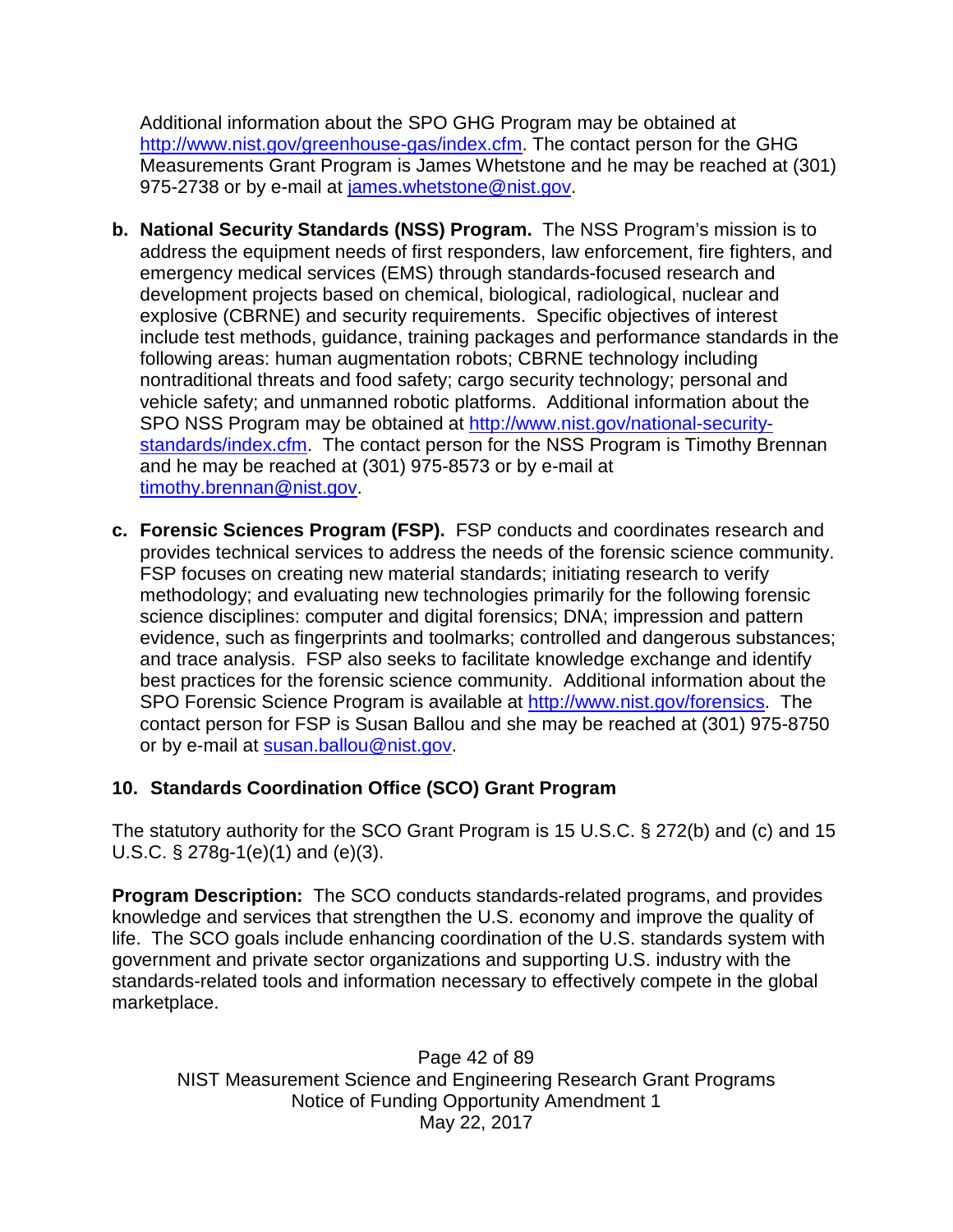Additional information about the SPO GHG Program may be obtained at [http://www.nist.gov/greenhouse-gas/index.cfm](http://www.nist.gov/greenhouse-gas/index.cfm). The contact person for the GHG Measurements Grant Program is James Whetstone and he may be reached at (301) 975-2738 or by e-mail at [james.whetstone@nist.gov](mailto:james.whetstone@nist.gov).

**b. National Security Standards (NSS) Program.** The NSS Program's mission is to address the equipment needs of first responders, law enforcement, fire fighters, and emergency medical services (EMS) through standards-focused research and development projects based on chemical, biological, radiological, nuclear and explosive (CBRNE) and security requirements. Specific objectives of interest include test methods, guidance, training packages and performance standards in the following areas: human augmentation robots; CBRNE technology including nontraditional threats and food safety; cargo security technology; personal and vehicle safety; and unmanned robotic platforms. Additional information about the SPO NSS Program may be obtained at [http://www.nist.gov/national-security-standards/index.cfm](http://www.nist.gov/national-security-standards/index.cfm). The contact person for the NSS Program is Timothy Brennan and he may be reached at (301) 975-8573 or by e-mail at [timothy.brennan@nist.gov](mailto:timothy.brennan@nist.gov).

**c. Forensic Sciences Program (FSP).** FSP conducts and coordinates research and provides technical services to address the needs of the forensic science community. FSP focuses on creating new material standards; initiating research to verify methodology; and evaluating new technologies primarily for the following forensic science disciplines: computer and digital forensics; DNA; impression and pattern evidence, such as fingerprints and toolmarks; controlled and dangerous substances; and trace analysis. FSP also seeks to facilitate knowledge exchange and identify best practices for the forensic science community. Additional information about the SPO Forensic Science Program is available at [http://www.nist.gov/forensics](http://www.nist.gov/forensics). The contact person for FSP is Susan Ballou and she may be reached at (301) 975-8750 or by e-mail at [susan.ballou@nist.gov](mailto:susan.ballou@nist.gov).

### 10. Standards Coordination Office (SCO) Grant Program

The statutory authority for the SCO Grant Program is 15 U.S.C. § 272(b) and (c) and 15 U.S.C. § 278g-1(e)(1) and (e)(3).

**Program Description:** The SCO conducts standards-related programs, and provides knowledge and services that strengthen the U.S. economy and improve the quality of life. The SCO goals include enhancing coordination of the U.S. standards system with government and private sector organizations and supporting U.S. industry with the standards-related tools and information necessary to effectively compete in the global marketplace.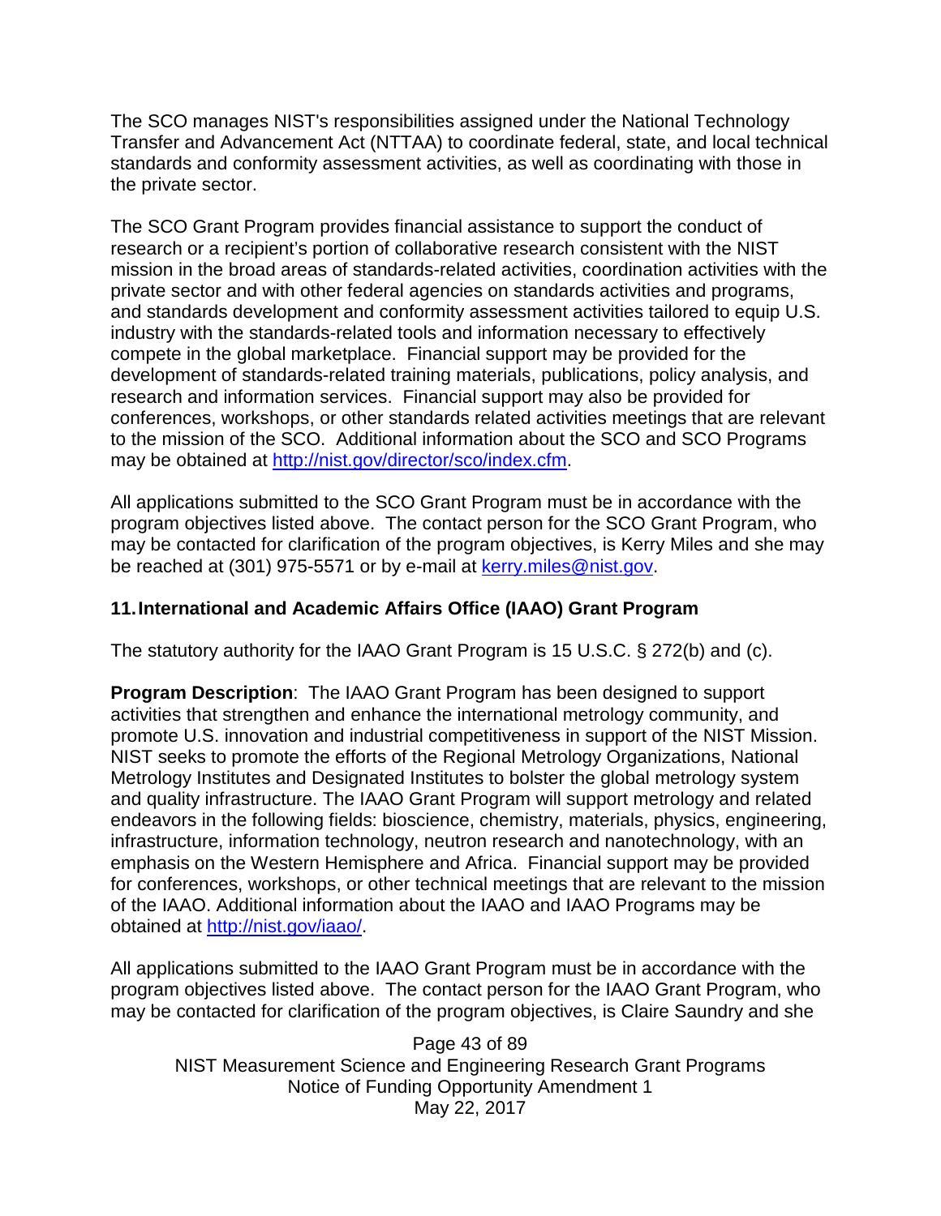The SCO manages NIST's responsibilities assigned under the National Technology Transfer and Advancement Act (NTTAA) to coordinate federal, state, and local technical standards and conformity assessment activities, as well as coordinating with those in the private sector.

The SCO Grant Program provides financial assistance to support the conduct of research or a recipient's portion of collaborative research consistent with the NIST mission in the broad areas of standards-related activities, coordination activities with the private sector and with other federal agencies on standards activities and programs, and standards development and conformity assessment activities tailored to equip U.S. industry with the standards-related tools and information necessary to effectively compete in the global marketplace. Financial support may be provided for the development of standards-related training materials, publications, policy analysis, and research and information services. Financial support may also be provided for conferences, workshops, or other standards related activities meetings that are relevant to the mission of the SCO. Additional information about the SCO and SCO Programs may be obtained at http://nist.gov/director/sco/index.cfm.

All applications submitted to the SCO Grant Program must be in accordance with the program objectives listed above. The contact person for the SCO Grant Program, who may be contacted for clarification of the program objectives, is Kerry Miles and she may be reached at (301) 975-5571 or by e-mail at kerry.miles@nist.gov.

### 11. International and Academic Affairs Office (IAAO) Grant Program

The statutory authority for the IAAO Grant Program is 15 U.S.C. § 272(b) and (c).

**Program Description**: The IAAO Grant Program has been designed to support activities that strengthen and enhance the international metrology community, and promote U.S. innovation and industrial competitiveness in support of the NIST Mission. NIST seeks to promote the efforts of the Regional Metrology Organizations, National Metrology Institutes and Designated Institutes to bolster the global metrology system and quality infrastructure. The IAAO Grant Program will support metrology and related endeavors in the following fields: bioscience, chemistry, materials, physics, engineering, infrastructure, information technology, neutron research and nanotechnology, with an emphasis on the Western Hemisphere and Africa. Financial support may be provided for conferences, workshops, or other technical meetings that are relevant to the mission of the IAAO. Additional information about the IAAO and IAAO Programs may be obtained at http://nist.gov/iaao/.

All applications submitted to the IAAO Grant Program must be in accordance with the program objectives listed above. The contact person for the IAAO Grant Program, who may be contacted for clarification of the program objectives, is Claire Saundry and she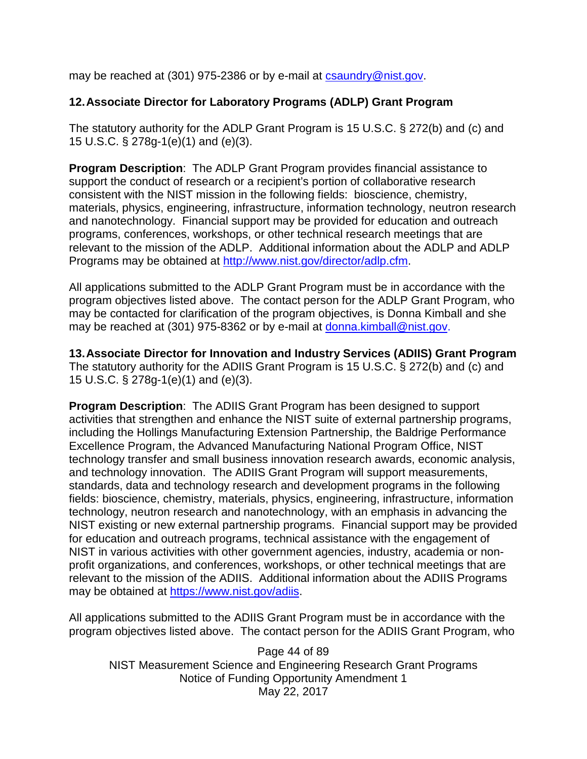may be reached at (301) 975-2386 or by e-mail at csaundry@nist.gov.

## 12. Associate Director for Laboratory Programs (ADLP) Grant Program

The statutory authority for the ADLP Grant Program is 15 U.S.C. § 272(b) and (c) and 15 U.S.C. § 278g-1(e)(1) and (e)(3).

**Program Description**: The ADLP Grant Program provides financial assistance to support the conduct of research or a recipient's portion of collaborative research consistent with the NIST mission in the following fields: bioscience, chemistry, materials, physics, engineering, infrastructure, information technology, neutron research and nanotechnology. Financial support may be provided for education and outreach programs, conferences, workshops, or other technical research meetings that are relevant to the mission of the ADLP. Additional information about the ADLP and ADLP Programs may be obtained at http://www.nist.gov/director/adlp.cfm.

All applications submitted to the ADLP Grant Program must be in accordance with the program objectives listed above. The contact person for the ADLP Grant Program, who may be contacted for clarification of the program objectives, is Donna Kimball and she may be reached at (301) 975-8362 or by e-mail at donna.kimball@nist.gov.

## 13. Associate Director for Innovation and Industry Services (ADIIS) Grant Program

The statutory authority for the ADIIS Grant Program is 15 U.S.C. § 272(b) and (c) and 15 U.S.C. § 278g-1(e)(1) and (e)(3).

**Program Description**: The ADIIS Grant Program has been designed to support activities that strengthen and enhance the NIST suite of external partnership programs, including the Hollings Manufacturing Extension Partnership, the Baldrige Performance Excellence Program, the Advanced Manufacturing National Program Office, NIST technology transfer and small business innovation research awards, economic analysis, and technology innovation. The ADIIS Grant Program will support measurements, standards, data and technology research and development programs in the following fields: bioscience, chemistry, materials, physics, engineering, infrastructure, information technology, neutron research and nanotechnology, with an emphasis in advancing the NIST existing or new external partnership programs. Financial support may be provided for education and outreach programs, technical assistance with the engagement of NIST in various activities with other government agencies, industry, academia or non-profit organizations, and conferences, workshops, or other technical meetings that are relevant to the mission of the ADIIS. Additional information about the ADIIS Programs may be obtained at https://www.nist.gov/adiis.

All applications submitted to the ADIIS Grant Program must be in accordance with the program objectives listed above. The contact person for the ADIIS Grant Program, who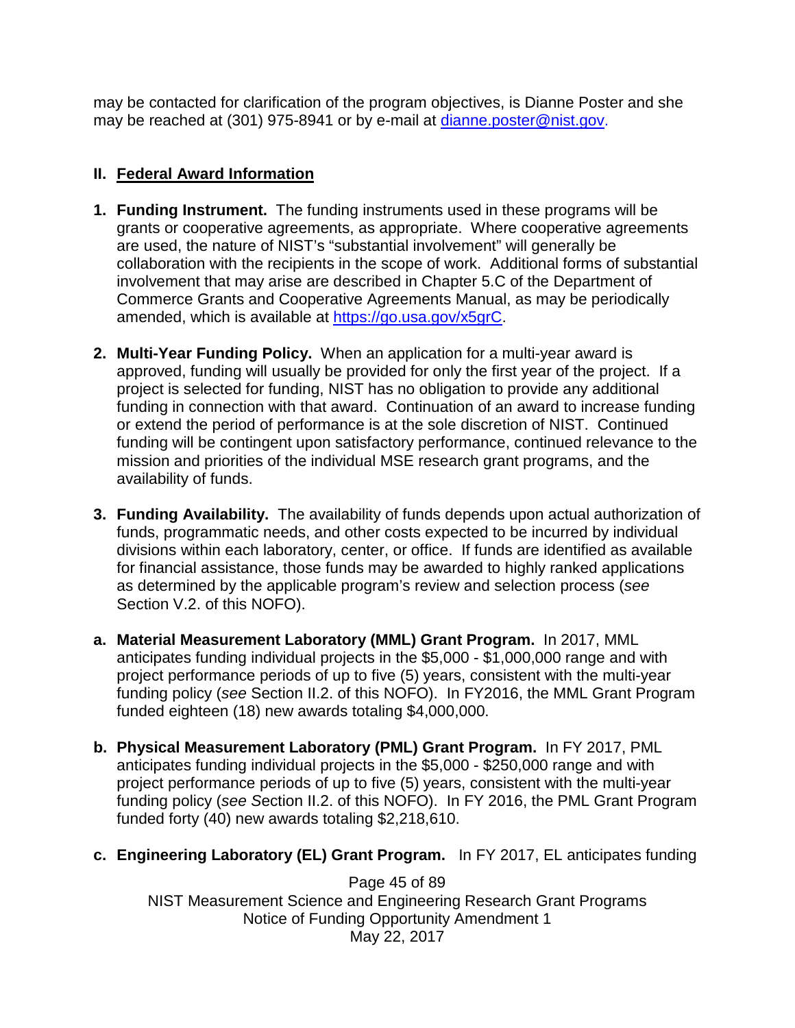may be contacted for clarification of the program objectives, is Dianne Poster and she may be reached at (301) 975-8941 or by e-mail at dianne.poster@nist.gov.

## II. Federal Award Information

1. **Funding Instrument.** The funding instruments used in these programs will be grants or cooperative agreements, as appropriate. Where cooperative agreements are used, the nature of NIST's "substantial involvement" will generally be collaboration with the recipients in the scope of work. Additional forms of substantial involvement that may arise are described in Chapter 5.C of the Department of Commerce Grants and Cooperative Agreements Manual, as may be periodically amended, which is available at https://go.usa.gov/x5grC.

2. **Multi-Year Funding Policy.** When an application for a multi-year award is approved, funding will usually be provided for only the first year of the project. If a project is selected for funding, NIST has no obligation to provide any additional funding in connection with that award. Continuation of an award to increase funding or extend the period of performance is at the sole discretion of NIST. Continued funding will be contingent upon satisfactory performance, continued relevance to the mission and priorities of the individual MSE research grant programs, and the availability of funds.

3. **Funding Availability.** The availability of funds depends upon actual authorization of funds, programmatic needs, and other costs expected to be incurred by individual divisions within each laboratory, center, or office. If funds are identified as available for financial assistance, those funds may be awarded to highly ranked applications as determined by the applicable program's review and selection process (*see* Section V.2. of this NOFO).

a. **Material Measurement Laboratory (MML) Grant Program.** In 2017, MML anticipates funding individual projects in the $5,000 - $1,000,000 range and with project performance periods of up to five (5) years, consistent with the multi-year funding policy (*see* Section II.2. of this NOFO). In FY2016, the MML Grant Program funded eighteen (18) new awards totaling $4,000,000.

b. **Physical Measurement Laboratory (PML) Grant Program.** In FY 2017, PML anticipates funding individual projects in the $5,000 - $250,000 range and with project performance periods of up to five (5) years, consistent with the multi-year funding policy (*see* Section II.2. of this NOFO). In FY 2016, the PML Grant Program funded forty (40) new awards totaling $2,218,610.

c. **Engineering Laboratory (EL) Grant Program.** In FY 2017, EL anticipates funding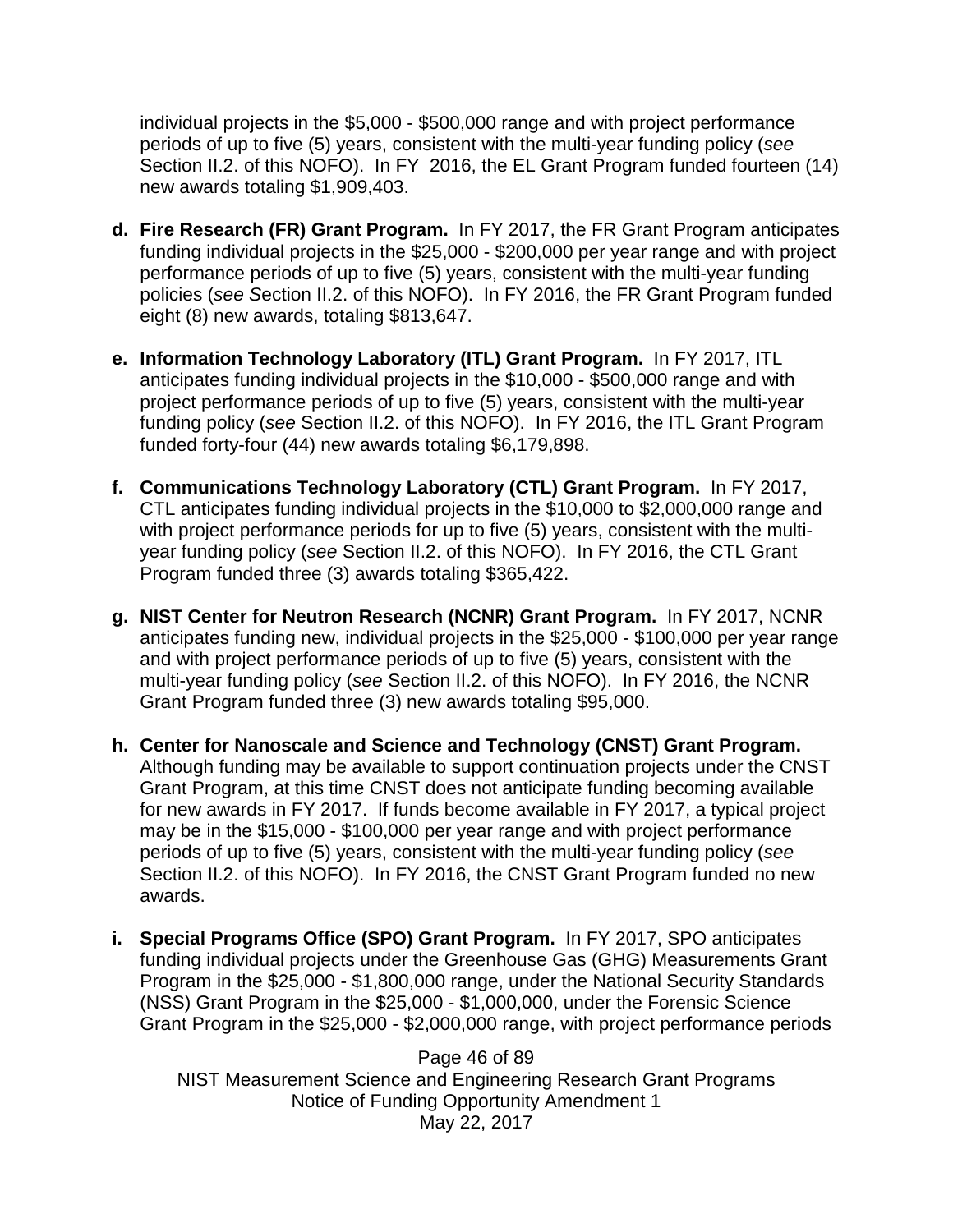individual projects in the $5,000 - $500,000 range and with project performance periods of up to five (5) years, consistent with the multi-year funding policy (*see* Section II.2. of this NOFO). In FY 2016, the EL Grant Program funded fourteen (14) new awards totaling $1,909,403.

d. **Fire Research (FR) Grant Program.** In FY 2017, the FR Grant Program anticipates funding individual projects in the $25,000 - $200,000 per year range and with project performance periods of up to five (5) years, consistent with the multi-year funding policies (*see S*ection II.2. of this NOFO). In FY 2016, the FR Grant Program funded eight (8) new awards, totaling $813,647.

e. **Information Technology Laboratory (ITL) Grant Program.** In FY 2017, ITL anticipates funding individual projects in the $10,000 - $500,000 range and with project performance periods of up to five (5) years, consistent with the multi-year funding policy (*see* Section II.2. of this NOFO). In FY 2016, the ITL Grant Program funded forty-four (44) new awards totaling $6,179,898.

f. **Communications Technology Laboratory (CTL) Grant Program.** In FY 2017, CTL anticipates funding individual projects in the $10,000 to $2,000,000 range and with project performance periods for up to five (5) years, consistent with the multi-year funding policy (*see* Section II.2. of this NOFO). In FY 2016, the CTL Grant Program funded three (3) awards totaling $365,422.

g. **NIST Center for Neutron Research (NCNR) Grant Program.** In FY 2017, NCNR anticipates funding new, individual projects in the $25,000 - $100,000 per year range and with project performance periods of up to five (5) years, consistent with the multi-year funding policy (*see* Section II.2. of this NOFO). In FY 2016, the NCNR Grant Program funded three (3) new awards totaling $95,000.

h. **Center for Nanoscale and Science and Technology (CNST) Grant Program.** Although funding may be available to support continuation projects under the CNST Grant Program, at this time CNST does not anticipate funding becoming available for new awards in FY 2017. If funds become available in FY 2017, a typical project may be in the $15,000 - $100,000 per year range and with project performance periods of up to five (5) years, consistent with the multi-year funding policy (*see* Section II.2. of this NOFO). In FY 2016, the CNST Grant Program funded no new awards.

i. **Special Programs Office (SPO) Grant Program.** In FY 2017, SPO anticipates funding individual projects under the Greenhouse Gas (GHG) Measurements Grant Program in the $25,000 - $1,800,000 range, under the National Security Standards (NSS) Grant Program in the $25,000 - $1,000,000, under the Forensic Science Grant Program in the $25,000 - $2,000,000 range, with project performance periods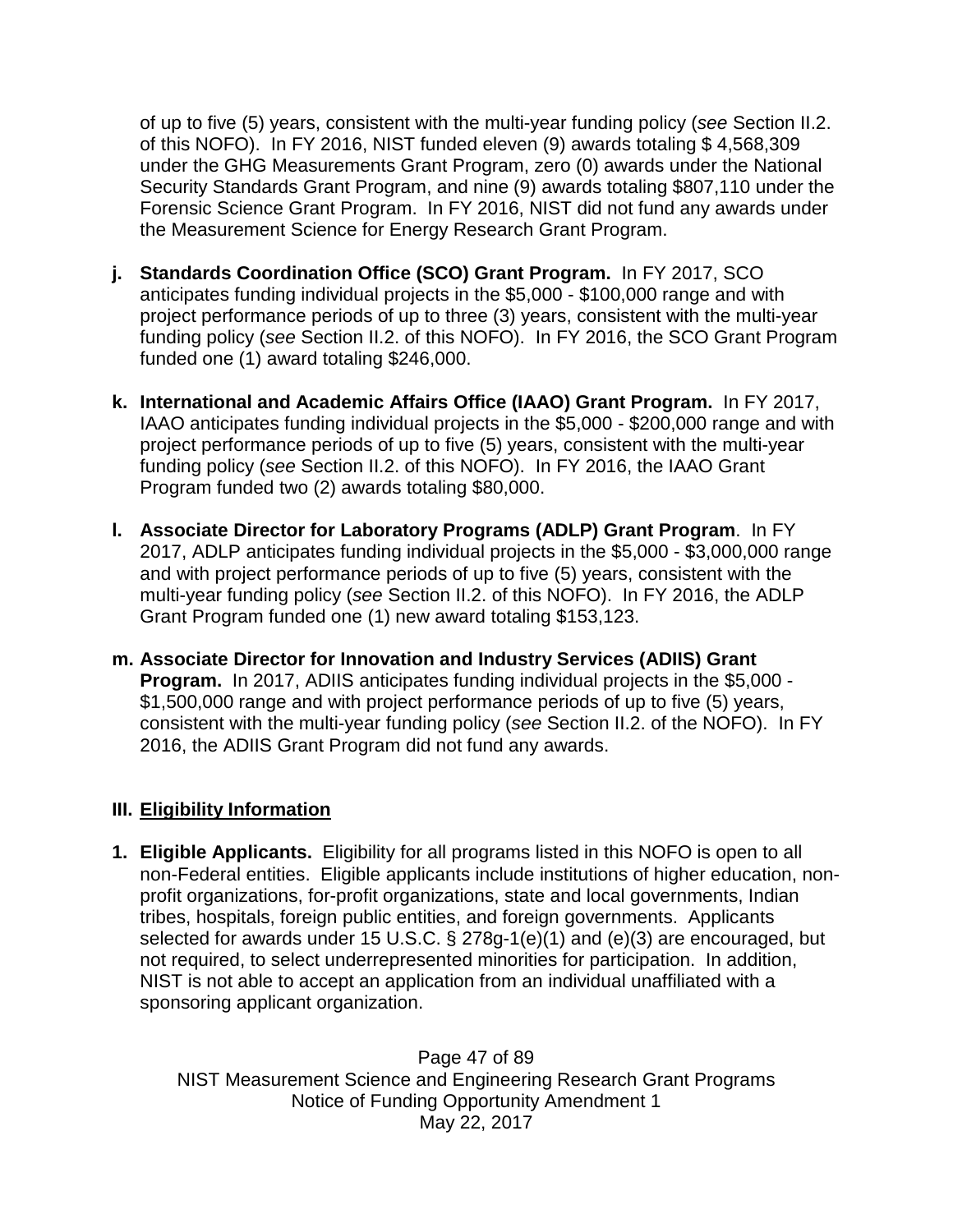of up to five (5) years, consistent with the multi-year funding policy (*see* Section II.2. of this NOFO). In FY 2016, NIST funded eleven (9) awards totaling $ 4,568,309 under the GHG Measurements Grant Program, zero (0) awards under the National Security Standards Grant Program, and nine (9) awards totaling $807,110 under the Forensic Science Grant Program. In FY 2016, NIST did not fund any awards under the Measurement Science for Energy Research Grant Program.

j. **Standards Coordination Office (SCO) Grant Program.** In FY 2017, SCO anticipates funding individual projects in the $5,000 - $100,000 range and with project performance periods of up to three (3) years, consistent with the multi-year funding policy (*see* Section II.2. of this NOFO). In FY 2016, the SCO Grant Program funded one (1) award totaling $246,000.

k. **International and Academic Affairs Office (IAAO) Grant Program.** In FY 2017, IAAO anticipates funding individual projects in the $5,000 - $200,000 range and with project performance periods of up to five (5) years, consistent with the multi-year funding policy (*see* Section II.2. of this NOFO). In FY 2016, the IAAO Grant Program funded two (2) awards totaling $80,000.

l. **Associate Director for Laboratory Programs (ADLP) Grant Program**. In FY 2017, ADLP anticipates funding individual projects in the $5,000 - $3,000,000 range and with project performance periods of up to five (5) years, consistent with the multi-year funding policy (*see* Section II.2. of this NOFO). In FY 2016, the ADLP Grant Program funded one (1) new award totaling $153,123.

m. **Associate Director for Innovation and Industry Services (ADIIS) Grant Program.** In 2017, ADIIS anticipates funding individual projects in the $5,000 - $1,500,000 range and with project performance periods of up to five (5) years, consistent with the multi-year funding policy (*see* Section II.2. of the NOFO). In FY 2016, the ADIIS Grant Program did not fund any awards.

## III. Eligibility Information

1. **Eligible Applicants.** Eligibility for all programs listed in this NOFO is open to all non-Federal entities. Eligible applicants include institutions of higher education, non-profit organizations, for-profit organizations, state and local governments, Indian tribes, hospitals, foreign public entities, and foreign governments. Applicants selected for awards under 15 U.S.C. § 278g-1(e)(1) and (e)(3) are encouraged, but not required, to select underrepresented minorities for participation. In addition, NIST is not able to accept an application from an individual unaffiliated with a sponsoring applicant organization.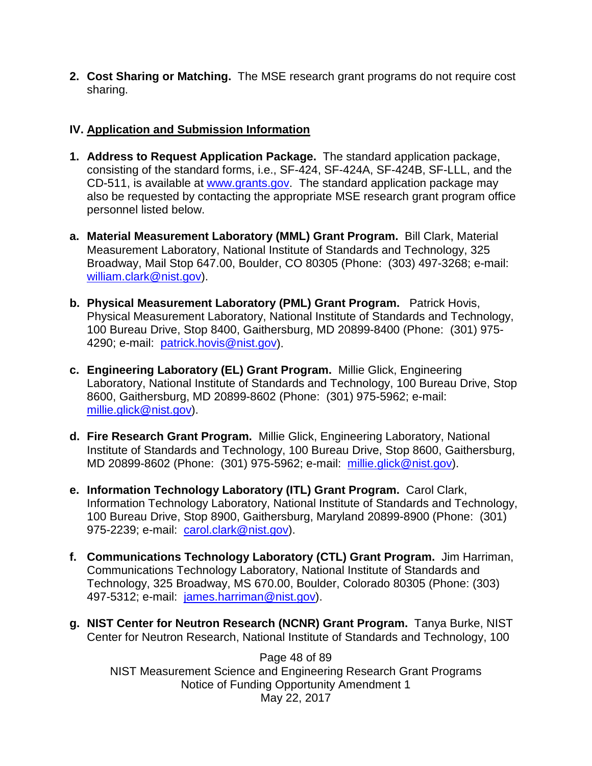2. **Cost Sharing or Matching.** The MSE research grant programs do not require cost sharing.

## IV. Application and Submission Information

1. **Address to Request Application Package.** The standard application package, consisting of the standard forms, i.e., SF-424, SF-424A, SF-424B, SF-LLL, and the CD-511, is available at www.grants.gov. The standard application package may also be requested by contacting the appropriate MSE research grant program office personnel listed below.

a. **Material Measurement Laboratory (MML) Grant Program.** Bill Clark, Material Measurement Laboratory, National Institute of Standards and Technology, 325 Broadway, Mail Stop 647.00, Boulder, CO 80305 (Phone: (303) 497-3268; e-mail: william.clark@nist.gov).

b. **Physical Measurement Laboratory (PML) Grant Program.** Patrick Hovis, Physical Measurement Laboratory, National Institute of Standards and Technology, 100 Bureau Drive, Stop 8400, Gaithersburg, MD 20899-8400 (Phone: (301) 975-4290; e-mail: patrick.hovis@nist.gov).

c. **Engineering Laboratory (EL) Grant Program.** Millie Glick, Engineering Laboratory, National Institute of Standards and Technology, 100 Bureau Drive, Stop 8600, Gaithersburg, MD 20899-8602 (Phone: (301) 975-5962; e-mail: millie.glick@nist.gov).

d. **Fire Research Grant Program.** Millie Glick, Engineering Laboratory, National Institute of Standards and Technology, 100 Bureau Drive, Stop 8600, Gaithersburg, MD 20899-8602 (Phone: (301) 975-5962; e-mail: millie.glick@nist.gov).

e. **Information Technology Laboratory (ITL) Grant Program.** Carol Clark, Information Technology Laboratory, National Institute of Standards and Technology, 100 Bureau Drive, Stop 8900, Gaithersburg, Maryland 20899-8900 (Phone: (301) 975-2239; e-mail: carol.clark@nist.gov).

f. **Communications Technology Laboratory (CTL) Grant Program.** Jim Harriman, Communications Technology Laboratory, National Institute of Standards and Technology, 325 Broadway, MS 670.00, Boulder, Colorado 80305 (Phone: (303) 497-5312; e-mail: james.harriman@nist.gov).

g. **NIST Center for Neutron Research (NCNR) Grant Program.** Tanya Burke, NIST Center for Neutron Research, National Institute of Standards and Technology, 100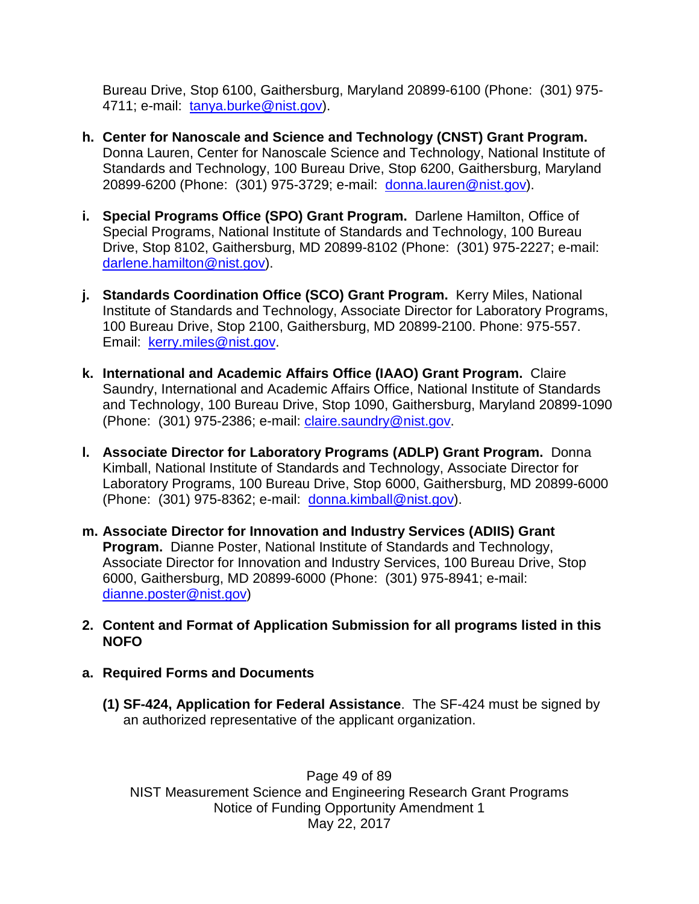Bureau Drive, Stop 6100, Gaithersburg, Maryland 20899-6100 (Phone: (301) 975-4711; e-mail: tanya.burke@nist.gov).

**h. Center for Nanoscale and Science and Technology (CNST) Grant Program.** Donna Lauren, Center for Nanoscale Science and Technology, National Institute of Standards and Technology, 100 Bureau Drive, Stop 6200, Gaithersburg, Maryland 20899-6200 (Phone: (301) 975-3729; e-mail: donna.lauren@nist.gov).

**i. Special Programs Office (SPO) Grant Program.** Darlene Hamilton, Office of Special Programs, National Institute of Standards and Technology, 100 Bureau Drive, Stop 8102, Gaithersburg, MD 20899-8102 (Phone: (301) 975-2227; e-mail: darlene.hamilton@nist.gov).

**j. Standards Coordination Office (SCO) Grant Program.** Kerry Miles, National Institute of Standards and Technology, Associate Director for Laboratory Programs, 100 Bureau Drive, Stop 2100, Gaithersburg, MD 20899-2100. Phone: 975-557. Email: kerry.miles@nist.gov.

**k. International and Academic Affairs Office (IAAO) Grant Program.** Claire Saundry, International and Academic Affairs Office, National Institute of Standards and Technology, 100 Bureau Drive, Stop 1090, Gaithersburg, Maryland 20899-1090 (Phone: (301) 975-2386; e-mail: claire.saundry@nist.gov.

**l. Associate Director for Laboratory Programs (ADLP) Grant Program.** Donna Kimball, National Institute of Standards and Technology, Associate Director for Laboratory Programs, 100 Bureau Drive, Stop 6000, Gaithersburg, MD 20899-6000 (Phone: (301) 975-8362; e-mail: donna.kimball@nist.gov).

**m. Associate Director for Innovation and Industry Services (ADIIS) Grant Program.** Dianne Poster, National Institute of Standards and Technology, Associate Director for Innovation and Industry Services, 100 Bureau Drive, Stop 6000, Gaithersburg, MD 20899-6000 (Phone: (301) 975-8941; e-mail: dianne.poster@nist.gov)

**2. Content and Format of Application Submission for all programs listed in this NOFO**

**a. Required Forms and Documents**

**(1) SF-424, Application for Federal Assistance**. The SF-424 must be signed by an authorized representative of the applicant organization.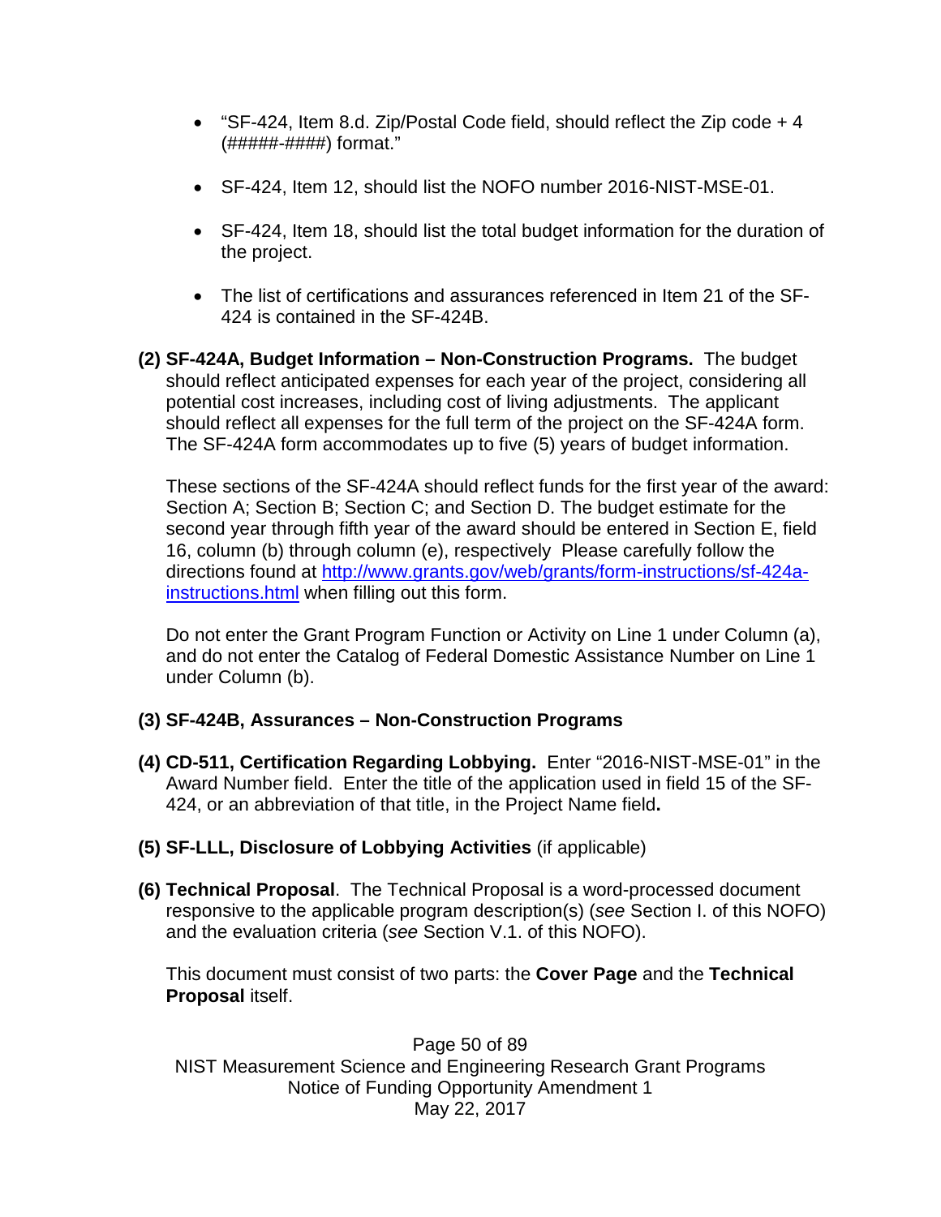- "SF-424, Item 8.d. Zip/Postal Code field, should reflect the Zip code + 4 (#####-####) format."

- SF-424, Item 12, should list the NOFO number 2016-NIST-MSE-01.

- SF-424, Item 18, should list the total budget information for the duration of the project.

- The list of certifications and assurances referenced in Item 21 of the SF-424 is contained in the SF-424B.

**(2) SF-424A, Budget Information – Non-Construction Programs.** The budget should reflect anticipated expenses for each year of the project, considering all potential cost increases, including cost of living adjustments. The applicant should reflect all expenses for the full term of the project on the SF-424A form. The SF-424A form accommodates up to five (5) years of budget information.

These sections of the SF-424A should reflect funds for the first year of the award: Section A; Section B; Section C; and Section D. The budget estimate for the second year through fifth year of the award should be entered in Section E, field 16, column (b) through column (e), respectively Please carefully follow the directions found at [http://www.grants.gov/web/grants/form-instructions/sf-424a-instructions.html](http://www.grants.gov/web/grants/form-instructions/sf-424a-instructions.html) when filling out this form.

Do not enter the Grant Program Function or Activity on Line 1 under Column (a), and do not enter the Catalog of Federal Domestic Assistance Number on Line 1 under Column (b).

**(3) SF-424B, Assurances – Non-Construction Programs**

**(4) CD-511, Certification Regarding Lobbying.** Enter "2016-NIST-MSE-01" in the Award Number field. Enter the title of the application used in field 15 of the SF-424, or an abbreviation of that title, in the Project Name field**.**

**(5) SF-LLL, Disclosure of Lobbying Activities** (if applicable)

**(6) Technical Proposal**. The Technical Proposal is a word-processed document responsive to the applicable program description(s) (*see* Section I. of this NOFO) and the evaluation criteria (*see* Section V.1. of this NOFO).

This document must consist of two parts: the **Cover Page** and the **Technical Proposal** itself.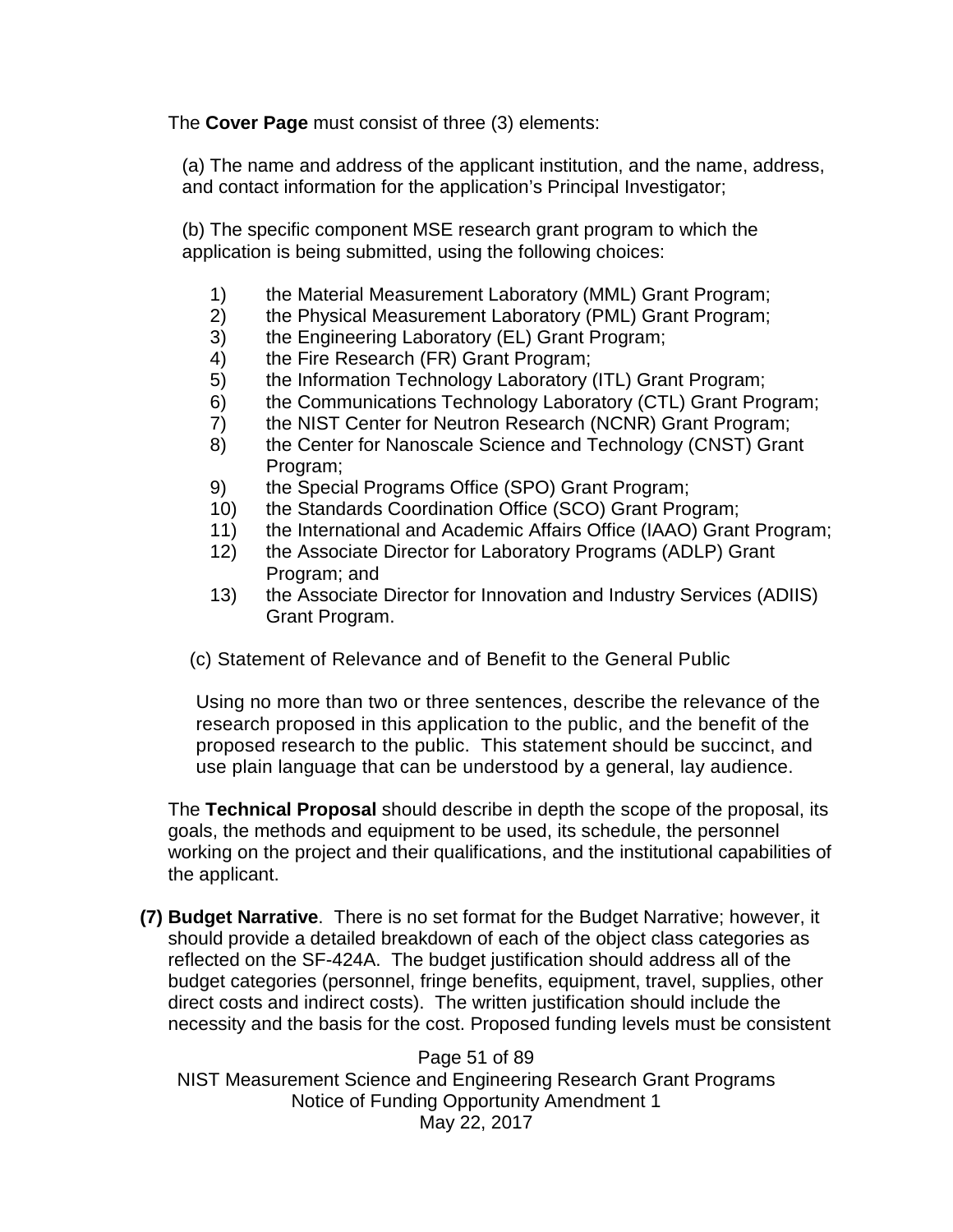The **Cover Page** must consist of three (3) elements:

(a) The name and address of the applicant institution, and the name, address, and contact information for the application's Principal Investigator;

(b) The specific component MSE research grant program to which the application is being submitted, using the following choices:

1) the Material Measurement Laboratory (MML) Grant Program;
2) the Physical Measurement Laboratory (PML) Grant Program;
3) the Engineering Laboratory (EL) Grant Program;
4) the Fire Research (FR) Grant Program;
5) the Information Technology Laboratory (ITL) Grant Program;
6) the Communications Technology Laboratory (CTL) Grant Program;
7) the NIST Center for Neutron Research (NCNR) Grant Program;
8) the Center for Nanoscale Science and Technology (CNST) Grant Program;
9) the Special Programs Office (SPO) Grant Program;
10) the Standards Coordination Office (SCO) Grant Program;
11) the International and Academic Affairs Office (IAAO) Grant Program;
12) the Associate Director for Laboratory Programs (ADLP) Grant Program; and
13) the Associate Director for Innovation and Industry Services (ADIIS) Grant Program.

(c) Statement of Relevance and of Benefit to the General Public

Using no more than two or three sentences, describe the relevance of the research proposed in this application to the public, and the benefit of the proposed research to the public. This statement should be succinct, and use plain language that can be understood by a general, lay audience.

The **Technical Proposal** should describe in depth the scope of the proposal, its goals, the methods and equipment to be used, its schedule, the personnel working on the project and their qualifications, and the institutional capabilities of the applicant.

**(7) Budget Narrative**. There is no set format for the Budget Narrative; however, it should provide a detailed breakdown of each of the object class categories as reflected on the SF-424A. The budget justification should address all of the budget categories (personnel, fringe benefits, equipment, travel, supplies, other direct costs and indirect costs). The written justification should include the necessity and the basis for the cost. Proposed funding levels must be consistent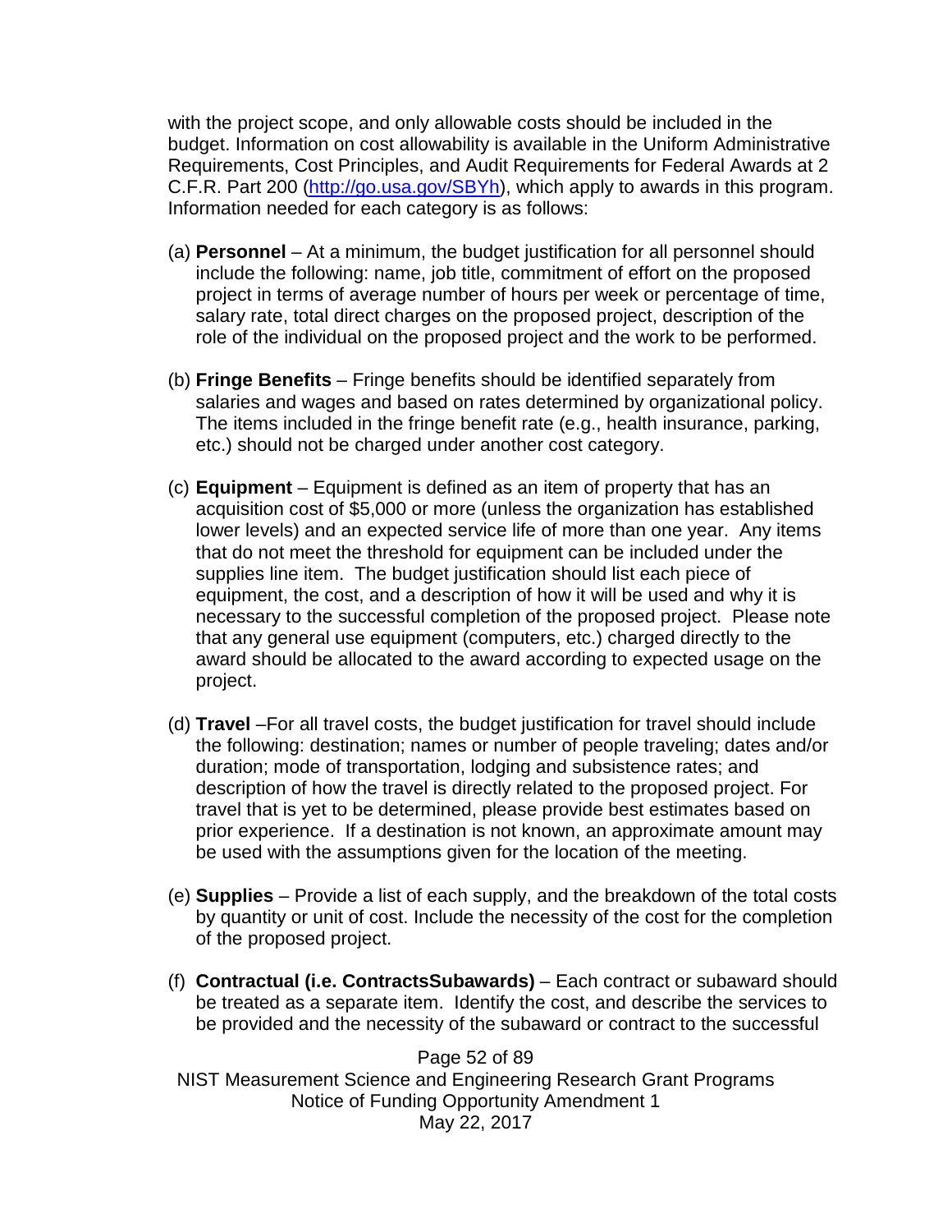with the project scope, and only allowable costs should be included in the budget. Information on cost allowability is available in the Uniform Administrative Requirements, Cost Principles, and Audit Requirements for Federal Awards at 2 C.F.R. Part 200 (http://go.usa.gov/SBYh), which apply to awards in this program. Information needed for each category is as follows:

(a) **Personnel** – At a minimum, the budget justification for all personnel should include the following: name, job title, commitment of effort on the proposed project in terms of average number of hours per week or percentage of time, salary rate, total direct charges on the proposed project, description of the role of the individual on the proposed project and the work to be performed.

(b) **Fringe Benefits** – Fringe benefits should be identified separately from salaries and wages and based on rates determined by organizational policy. The items included in the fringe benefit rate (e.g., health insurance, parking, etc.) should not be charged under another cost category.

(c) **Equipment** – Equipment is defined as an item of property that has an acquisition cost of $5,000 or more (unless the organization has established lower levels) and an expected service life of more than one year. Any items that do not meet the threshold for equipment can be included under the supplies line item. The budget justification should list each piece of equipment, the cost, and a description of how it will be used and why it is necessary to the successful completion of the proposed project. Please note that any general use equipment (computers, etc.) charged directly to the award should be allocated to the award according to expected usage on the project.

(d) **Travel** –For all travel costs, the budget justification for travel should include the following: destination; names or number of people traveling; dates and/or duration; mode of transportation, lodging and subsistence rates; and description of how the travel is directly related to the proposed project. For travel that is yet to be determined, please provide best estimates based on prior experience. If a destination is not known, an approximate amount may be used with the assumptions given for the location of the meeting.

(e) **Supplies** – Provide a list of each supply, and the breakdown of the total costs by quantity or unit of cost. Include the necessity of the cost for the completion of the proposed project.

(f) **Contractual (i.e. ContractsSubawards)** – Each contract or subaward should be treated as a separate item. Identify the cost, and describe the services to be provided and the necessity of the subaward or contract to the successful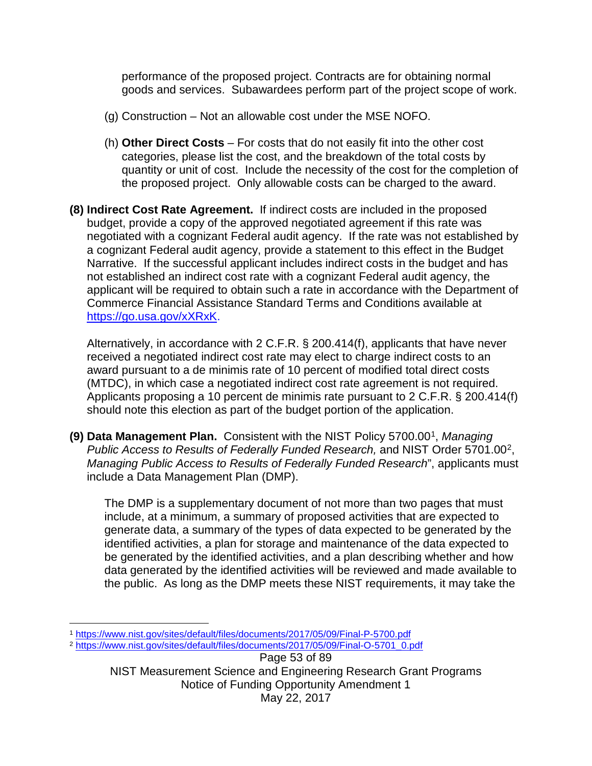performance of the proposed project. Contracts are for obtaining normal goods and services. Subawardees perform part of the project scope of work.

(g) Construction – Not an allowable cost under the MSE NOFO.

(h) **Other Direct Costs** – For costs that do not easily fit into the other cost categories, please list the cost, and the breakdown of the total costs by quantity or unit of cost. Include the necessity of the cost for the completion of the proposed project. Only allowable costs can be charged to the award.

**(8) Indirect Cost Rate Agreement.** If indirect costs are included in the proposed budget, provide a copy of the approved negotiated agreement if this rate was negotiated with a cognizant Federal audit agency. If the rate was not established by a cognizant Federal audit agency, provide a statement to this effect in the Budget Narrative. If the successful applicant includes indirect costs in the budget and has not established an indirect cost rate with a cognizant Federal audit agency, the applicant will be required to obtain such a rate in accordance with the Department of Commerce Financial Assistance Standard Terms and Conditions available at https://go.usa.gov/xXRxK.

Alternatively, in accordance with 2 C.F.R. § 200.414(f), applicants that have never received a negotiated indirect cost rate may elect to charge indirect costs to an award pursuant to a de minimis rate of 10 percent of modified total direct costs (MTDC), in which case a negotiated indirect cost rate agreement is not required. Applicants proposing a 10 percent de minimis rate pursuant to 2 C.F.R. § 200.414(f) should note this election as part of the budget portion of the application.

**(9) Data Management Plan.** Consistent with the NIST Policy 5700.00[1], *Managing Public Access to Results of Federally Funded Research,* and NIST Order 5701.00[2], *Managing Public Access to Results of Federally Funded Research*", applicants must include a Data Management Plan (DMP).

The DMP is a supplementary document of not more than two pages that must include, at a minimum, a summary of proposed activities that are expected to generate data, a summary of the types of data expected to be generated by the identified activities, a plan for storage and maintenance of the data expected to be generated by the identified activities, and a plan describing whether and how data generated by the identified activities will be reviewed and made available to the public. As long as the DMP meets these NIST requirements, it may take the

---

[1] https://www.nist.gov/sites/default/files/documents/2017/05/09/Final-P-5700.pdf

[2] https://www.nist.gov/sites/default/files/documents/2017/05/09/Final-O-5701_0.pdf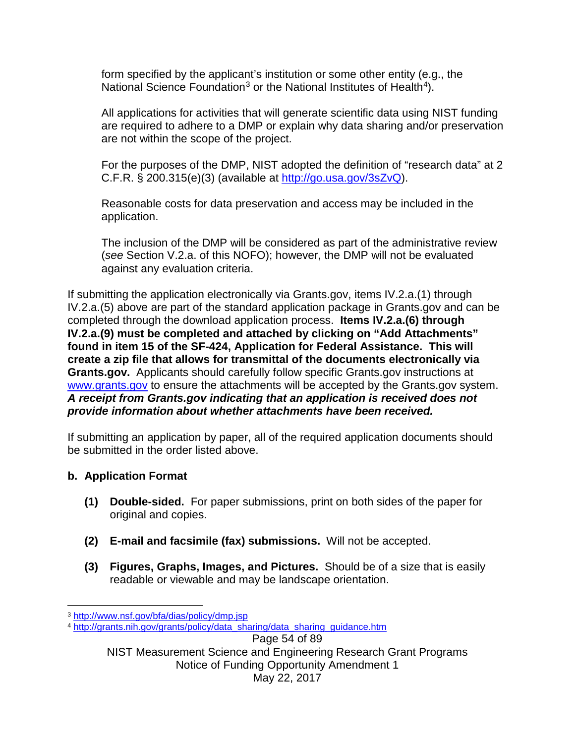form specified by the applicant's institution or some other entity (e.g., the National Science Foundation[3] or the National Institutes of Health[4]).

All applications for activities that will generate scientific data using NIST funding are required to adhere to a DMP or explain why data sharing and/or preservation are not within the scope of the project.

For the purposes of the DMP, NIST adopted the definition of "research data" at 2 C.F.R. § 200.315(e)(3) (available at http://go.usa.gov/3sZvQ).

Reasonable costs for data preservation and access may be included in the application.

The inclusion of the DMP will be considered as part of the administrative review (*see* Section V.2.a. of this NOFO); however, the DMP will not be evaluated against any evaluation criteria.

If submitting the application electronically via Grants.gov, items IV.2.a.(1) through IV.2.a.(5) above are part of the standard application package in Grants.gov and can be completed through the download application process. **Items IV.2.a.(6) through IV.2.a.(9) must be completed and attached by clicking on "Add Attachments" found in item 15 of the SF-424, Application for Federal Assistance. This will create a zip file that allows for transmittal of the documents electronically via Grants.gov.** Applicants should carefully follow specific Grants.gov instructions at www.grants.gov to ensure the attachments will be accepted by the Grants.gov system. ***A receipt from Grants.gov indicating that an application is received does not provide information about whether attachments have been received.***

If submitting an application by paper, all of the required application documents should be submitted in the order listed above.

**b. Application Format**

**(1) Double-sided.** For paper submissions, print on both sides of the paper for original and copies.

**(2) E-mail and facsimile (fax) submissions.** Will not be accepted.

**(3) Figures, Graphs, Images, and Pictures.** Should be of a size that is easily readable or viewable and may be landscape orientation.

[3] http://www.nsf.gov/bfa/dias/policy/dmp.jsp

[4] http://grants.nih.gov/grants/policy/data_sharing/data_sharing_guidance.htm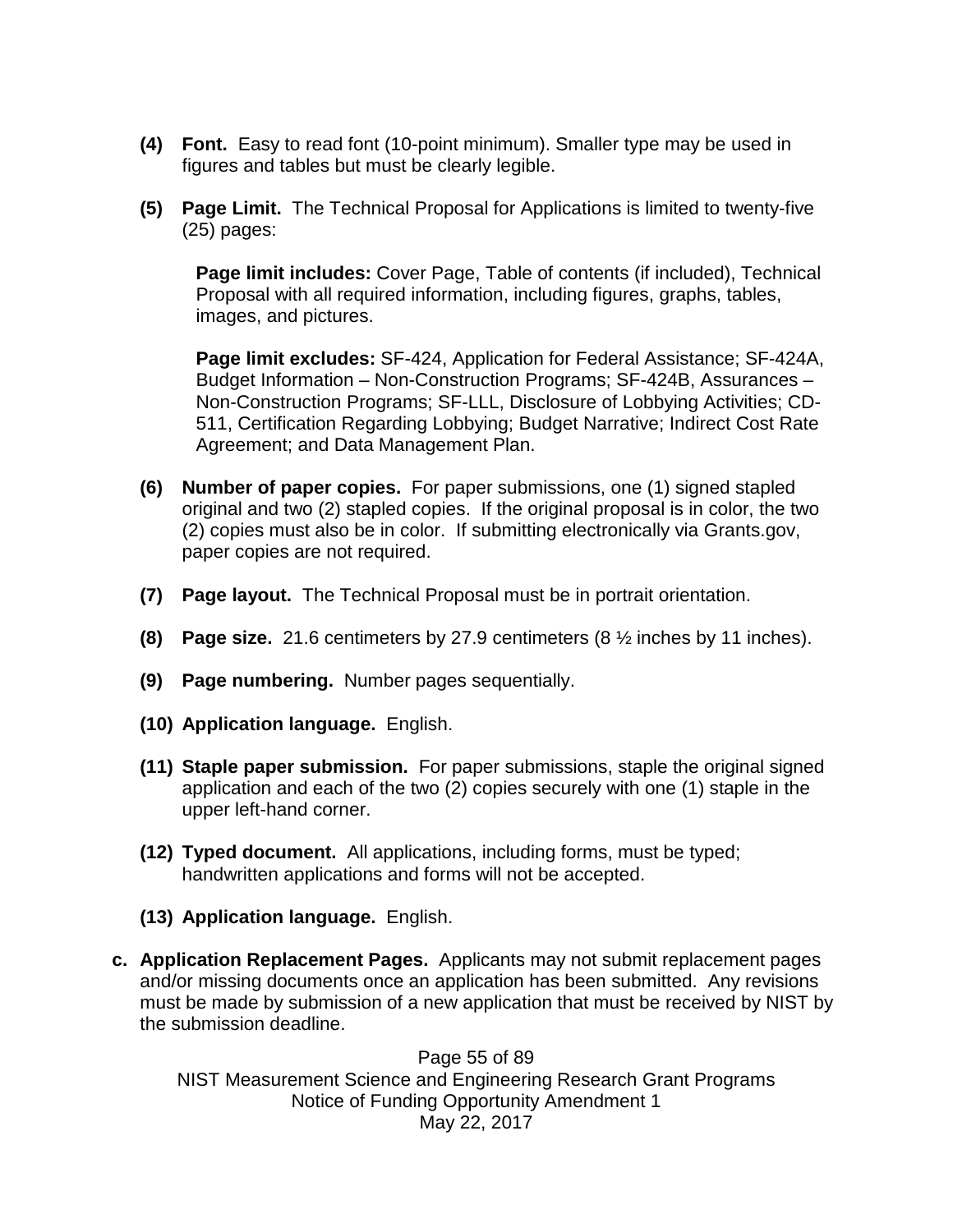**(4) Font.** Easy to read font (10-point minimum). Smaller type may be used in figures and tables but must be clearly legible.

**(5) Page Limit.** The Technical Proposal for Applications is limited to twenty-five (25) pages:

**Page limit includes:** Cover Page, Table of contents (if included), Technical Proposal with all required information, including figures, graphs, tables, images, and pictures.

**Page limit excludes:** SF-424, Application for Federal Assistance; SF-424A, Budget Information – Non-Construction Programs; SF-424B, Assurances – Non-Construction Programs; SF-LLL, Disclosure of Lobbying Activities; CD-511, Certification Regarding Lobbying; Budget Narrative; Indirect Cost Rate Agreement; and Data Management Plan.

**(6) Number of paper copies.** For paper submissions, one (1) signed stapled original and two (2) stapled copies. If the original proposal is in color, the two (2) copies must also be in color. If submitting electronically via Grants.gov, paper copies are not required.

**(7) Page layout.** The Technical Proposal must be in portrait orientation.

**(8) Page size.** 21.6 centimeters by 27.9 centimeters (8 ½ inches by 11 inches).

**(9) Page numbering.** Number pages sequentially.

**(10) Application language.** English.

**(11) Staple paper submission.** For paper submissions, staple the original signed application and each of the two (2) copies securely with one (1) staple in the upper left-hand corner.

**(12) Typed document.** All applications, including forms, must be typed; handwritten applications and forms will not be accepted.

**(13) Application language.** English.

**c. Application Replacement Pages.** Applicants may not submit replacement pages and/or missing documents once an application has been submitted. Any revisions must be made by submission of a new application that must be received by NIST by the submission deadline.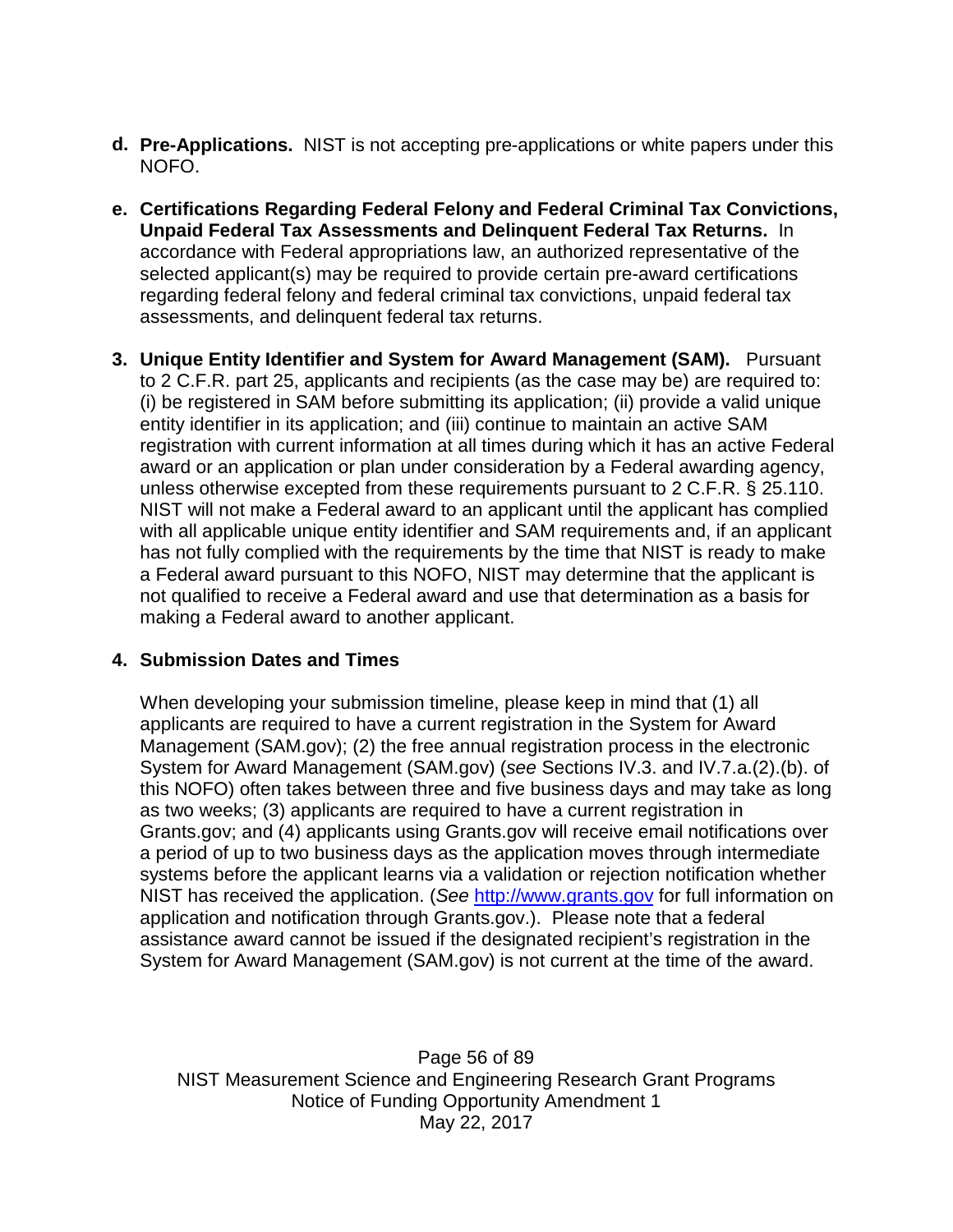**d. Pre-Applications.** NIST is not accepting pre-applications or white papers under this NOFO.

**e. Certifications Regarding Federal Felony and Federal Criminal Tax Convictions, Unpaid Federal Tax Assessments and Delinquent Federal Tax Returns.** In accordance with Federal appropriations law, an authorized representative of the selected applicant(s) may be required to provide certain pre-award certifications regarding federal felony and federal criminal tax convictions, unpaid federal tax assessments, and delinquent federal tax returns.

**3. Unique Entity Identifier and System for Award Management (SAM).** Pursuant to 2 C.F.R. part 25, applicants and recipients (as the case may be) are required to: (i) be registered in SAM before submitting its application; (ii) provide a valid unique entity identifier in its application; and (iii) continue to maintain an active SAM registration with current information at all times during which it has an active Federal award or an application or plan under consideration by a Federal awarding agency, unless otherwise excepted from these requirements pursuant to 2 C.F.R. § 25.110. NIST will not make a Federal award to an applicant until the applicant has complied with all applicable unique entity identifier and SAM requirements and, if an applicant has not fully complied with the requirements by the time that NIST is ready to make a Federal award pursuant to this NOFO, NIST may determine that the applicant is not qualified to receive a Federal award and use that determination as a basis for making a Federal award to another applicant.

**4. Submission Dates and Times**

When developing your submission timeline, please keep in mind that (1) all applicants are required to have a current registration in the System for Award Management (SAM.gov); (2) the free annual registration process in the electronic System for Award Management (SAM.gov) (*see* Sections IV.3. and IV.7.a.(2).(b). of this NOFO) often takes between three and five business days and may take as long as two weeks; (3) applicants are required to have a current registration in Grants.gov; and (4) applicants using Grants.gov will receive email notifications over a period of up to two business days as the application moves through intermediate systems before the applicant learns via a validation or rejection notification whether NIST has received the application. (*See* [http://www.grants.gov](http://www.grants.gov) for full information on application and notification through Grants.gov.). Please note that a federal assistance award cannot be issued if the designated recipient's registration in the System for Award Management (SAM.gov) is not current at the time of the award.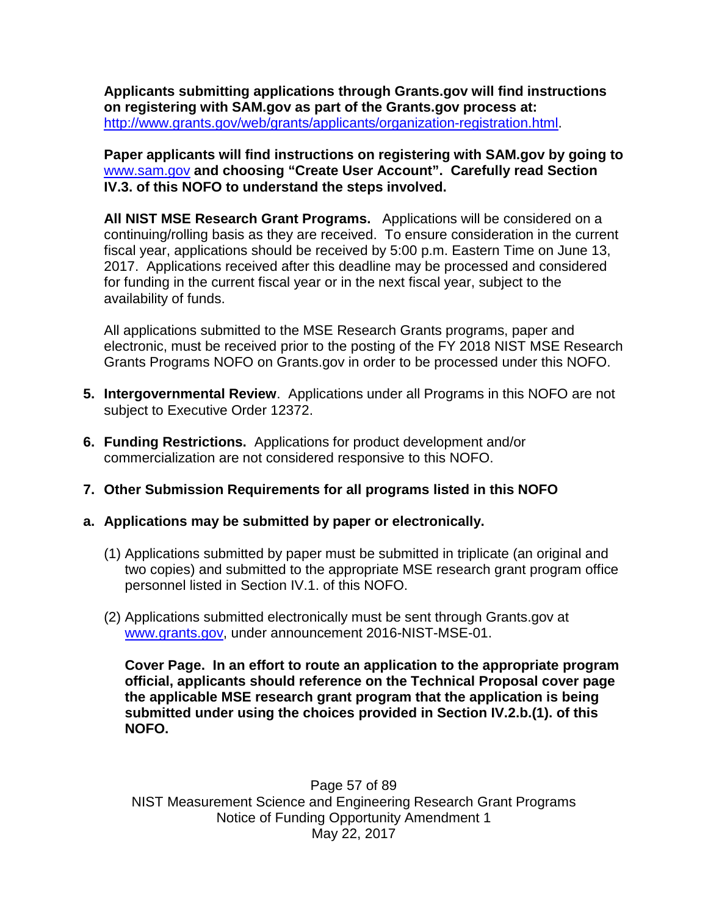**Applicants submitting applications through Grants.gov will find instructions on registering with SAM.gov as part of the Grants.gov process at:** http://www.grants.gov/web/grants/applicants/organization-registration.html.

**Paper applicants will find instructions on registering with SAM.gov by going to** www.sam.gov **and choosing "Create User Account". Carefully read Section IV.3. of this NOFO to understand the steps involved.**

**All NIST MSE Research Grant Programs.** Applications will be considered on a continuing/rolling basis as they are received. To ensure consideration in the current fiscal year, applications should be received by 5:00 p.m. Eastern Time on June 13, 2017. Applications received after this deadline may be processed and considered for funding in the current fiscal year or in the next fiscal year, subject to the availability of funds.

All applications submitted to the MSE Research Grants programs, paper and electronic, must be received prior to the posting of the FY 2018 NIST MSE Research Grants Programs NOFO on Grants.gov in order to be processed under this NOFO.

5. **Intergovernmental Review**. Applications under all Programs in this NOFO are not subject to Executive Order 12372.

6. **Funding Restrictions.** Applications for product development and/or commercialization are not considered responsive to this NOFO.

7. **Other Submission Requirements for all programs listed in this NOFO**

a. **Applications may be submitted by paper or electronically.**

   (1) Applications submitted by paper must be submitted in triplicate (an original and two copies) and submitted to the appropriate MSE research grant program office personnel listed in Section IV.1. of this NOFO.

   (2) Applications submitted electronically must be sent through Grants.gov at www.grants.gov, under announcement 2016-NIST-MSE-01.

   **Cover Page. In an effort to route an application to the appropriate program official, applicants should reference on the Technical Proposal cover page the applicable MSE research grant program that the application is being submitted under using the choices provided in Section IV.2.b.(1). of this NOFO.**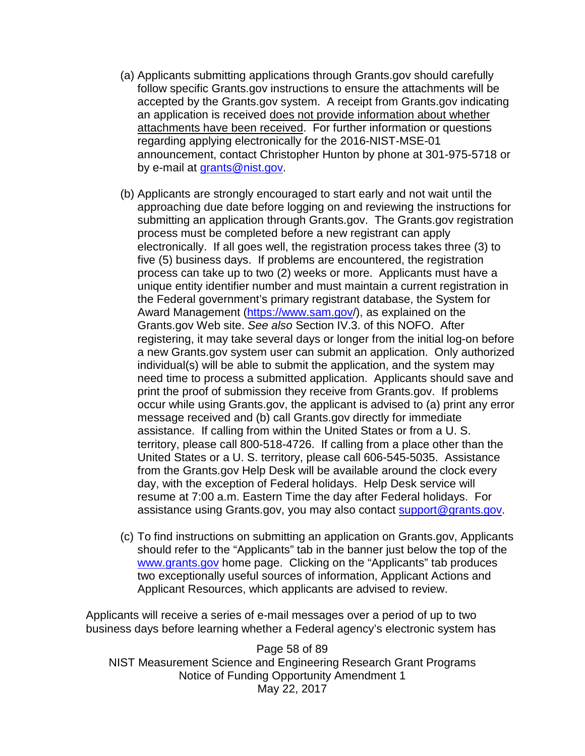(a) Applicants submitting applications through Grants.gov should carefully follow specific Grants.gov instructions to ensure the attachments will be accepted by the Grants.gov system. A receipt from Grants.gov indicating an application is received <u>does not provide information about whether attachments have been received</u>. For further information or questions regarding applying electronically for the 2016-NIST-MSE-01 announcement, contact Christopher Hunton by phone at 301-975-5718 or by e-mail at grants@nist.gov.

(b) Applicants are strongly encouraged to start early and not wait until the approaching due date before logging on and reviewing the instructions for submitting an application through Grants.gov. The Grants.gov registration process must be completed before a new registrant can apply electronically. If all goes well, the registration process takes three (3) to five (5) business days. If problems are encountered, the registration process can take up to two (2) weeks or more. Applicants must have a unique entity identifier number and must maintain a current registration in the Federal government's primary registrant database, the System for Award Management (https://www.sam.gov/), as explained on the Grants.gov Web site. *See also* Section IV.3. of this NOFO. After registering, it may take several days or longer from the initial log-on before a new Grants.gov system user can submit an application. Only authorized individual(s) will be able to submit the application, and the system may need time to process a submitted application. Applicants should save and print the proof of submission they receive from Grants.gov. If problems occur while using Grants.gov, the applicant is advised to (a) print any error message received and (b) call Grants.gov directly for immediate assistance. If calling from within the United States or from a U. S. territory, please call 800-518-4726. If calling from a place other than the United States or a U. S. territory, please call 606-545-5035. Assistance from the Grants.gov Help Desk will be available around the clock every day, with the exception of Federal holidays. Help Desk service will resume at 7:00 a.m. Eastern Time the day after Federal holidays. For assistance using Grants.gov, you may also contact support@grants.gov.

(c) To find instructions on submitting an application on Grants.gov, Applicants should refer to the "Applicants" tab in the banner just below the top of the www.grants.gov home page. Clicking on the "Applicants" tab produces two exceptionally useful sources of information, Applicant Actions and Applicant Resources, which applicants are advised to review.

Applicants will receive a series of e-mail messages over a period of up to two business days before learning whether a Federal agency's electronic system has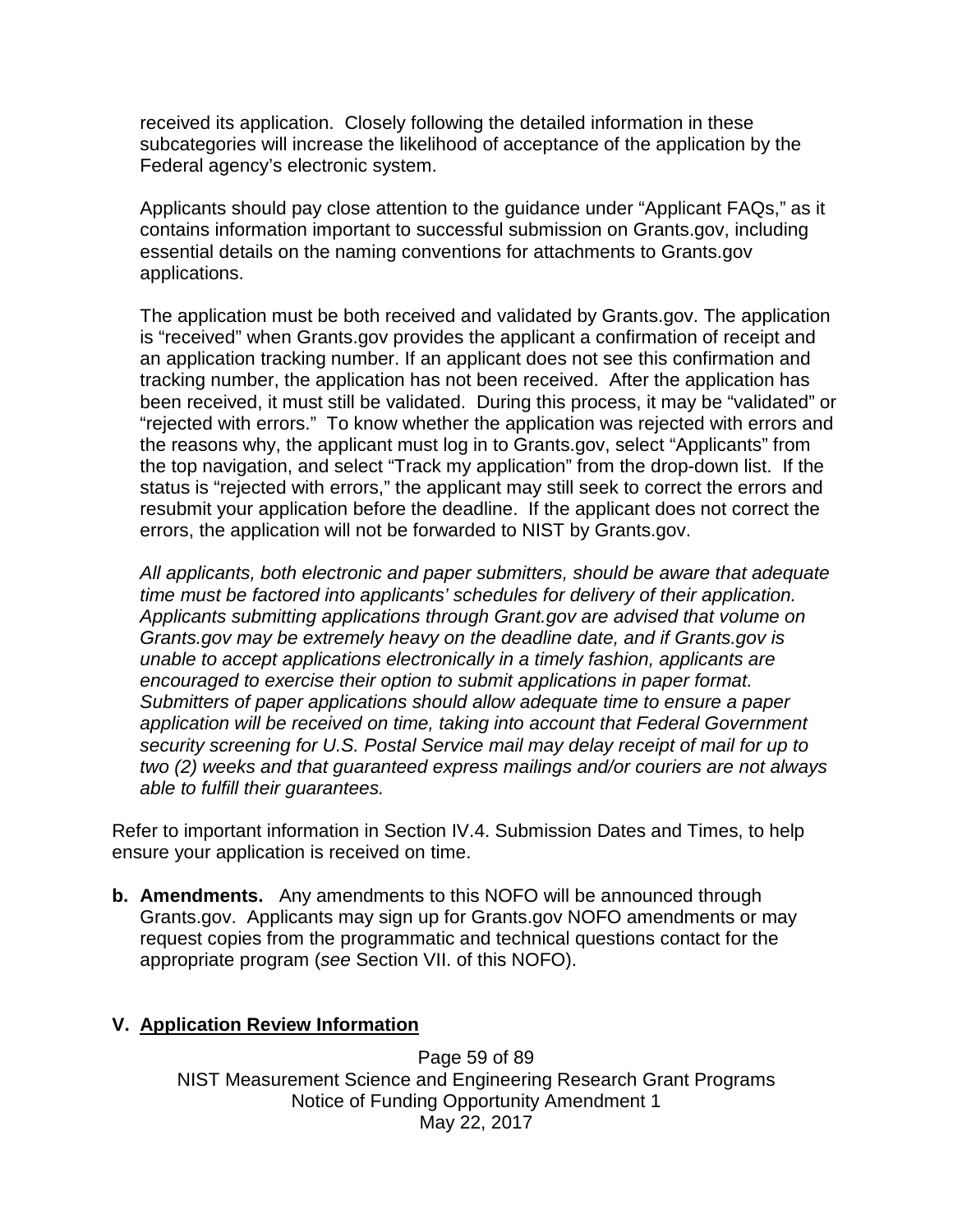received its application. Closely following the detailed information in these subcategories will increase the likelihood of acceptance of the application by the Federal agency's electronic system.

Applicants should pay close attention to the guidance under "Applicant FAQs," as it contains information important to successful submission on Grants.gov, including essential details on the naming conventions for attachments to Grants.gov applications.

The application must be both received and validated by Grants.gov. The application is "received" when Grants.gov provides the applicant a confirmation of receipt and an application tracking number. If an applicant does not see this confirmation and tracking number, the application has not been received. After the application has been received, it must still be validated. During this process, it may be "validated" or "rejected with errors." To know whether the application was rejected with errors and the reasons why, the applicant must log in to Grants.gov, select "Applicants" from the top navigation, and select "Track my application" from the drop-down list. If the status is "rejected with errors," the applicant may still seek to correct the errors and resubmit your application before the deadline. If the applicant does not correct the errors, the application will not be forwarded to NIST by Grants.gov.

*All applicants, both electronic and paper submitters, should be aware that adequate time must be factored into applicants' schedules for delivery of their application. Applicants submitting applications through Grant.gov are advised that volume on Grants.gov may be extremely heavy on the deadline date, and if Grants.gov is unable to accept applications electronically in a timely fashion, applicants are encouraged to exercise their option to submit applications in paper format. Submitters of paper applications should allow adequate time to ensure a paper application will be received on time, taking into account that Federal Government security screening for U.S. Postal Service mail may delay receipt of mail for up to two (2) weeks and that guaranteed express mailings and/or couriers are not always able to fulfill their guarantees.*

Refer to important information in Section IV.4. Submission Dates and Times, to help ensure your application is received on time.

**b. Amendments.** Any amendments to this NOFO will be announced through Grants.gov. Applicants may sign up for Grants.gov NOFO amendments or may request copies from the programmatic and technical questions contact for the appropriate program (*see* Section VII. of this NOFO).

## V. Application Review Information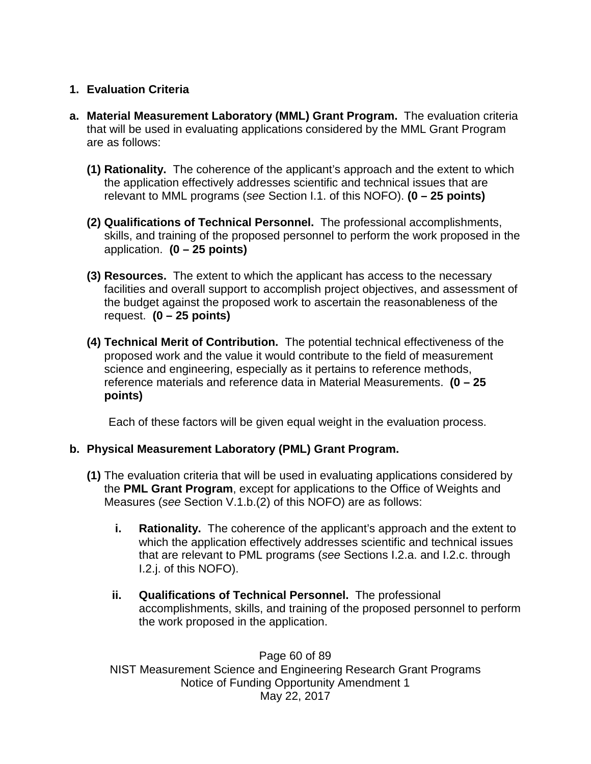1. **Evaluation Criteria**

a. **Material Measurement Laboratory (MML) Grant Program.** The evaluation criteria that will be used in evaluating applications considered by the MML Grant Program are as follows:

   **(1) Rationality.** The coherence of the applicant's approach and the extent to which the application effectively addresses scientific and technical issues that are relevant to MML programs (*see* Section I.1. of this NOFO). **(0 – 25 points)**

   **(2) Qualifications of Technical Personnel.** The professional accomplishments, skills, and training of the proposed personnel to perform the work proposed in the application. **(0 – 25 points)**

   **(3) Resources.** The extent to which the applicant has access to the necessary facilities and overall support to accomplish project objectives, and assessment of the budget against the proposed work to ascertain the reasonableness of the request. **(0 – 25 points)**

   **(4) Technical Merit of Contribution.** The potential technical effectiveness of the proposed work and the value it would contribute to the field of measurement science and engineering, especially as it pertains to reference methods, reference materials and reference data in Material Measurements. **(0 – 25 points)**

   Each of these factors will be given equal weight in the evaluation process.

b. **Physical Measurement Laboratory (PML) Grant Program.**

   **(1)** The evaluation criteria that will be used in evaluating applications considered by the **PML Grant Program**, except for applications to the Office of Weights and Measures (*see* Section V.1.b.(2) of this NOFO) are as follows:

   **i. Rationality.** The coherence of the applicant's approach and the extent to which the application effectively addresses scientific and technical issues that are relevant to PML programs (*see* Sections I.2.a. and I.2.c. through I.2.j. of this NOFO).

   **ii. Qualifications of Technical Personnel.** The professional accomplishments, skills, and training of the proposed personnel to perform the work proposed in the application.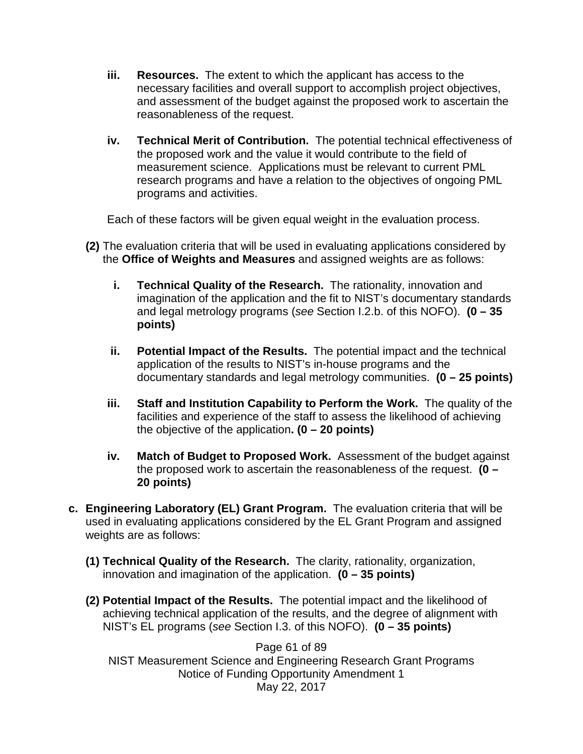iii. **Resources.** The extent to which the applicant has access to the necessary facilities and overall support to accomplish project objectives, and assessment of the budget against the proposed work to ascertain the reasonableness of the request.

iv. **Technical Merit of Contribution.** The potential technical effectiveness of the proposed work and the value it would contribute to the field of measurement science. Applications must be relevant to current PML research programs and have a relation to the objectives of ongoing PML programs and activities.

Each of these factors will be given equal weight in the evaluation process.

**(2)** The evaluation criteria that will be used in evaluating applications considered by the **Office of Weights and Measures** and assigned weights are as follows:

i. **Technical Quality of the Research.** The rationality, innovation and imagination of the application and the fit to NIST's documentary standards and legal metrology programs (*see* Section I.2.b. of this NOFO). **(0 – 35 points)**

ii. **Potential Impact of the Results.** The potential impact and the technical application of the results to NIST's in-house programs and the documentary standards and legal metrology communities. **(0 – 25 points)**

iii. **Staff and Institution Capability to Perform the Work.** The quality of the facilities and experience of the staff to assess the likelihood of achieving the objective of the application**. (0 – 20 points)**

iv. **Match of Budget to Proposed Work.** Assessment of the budget against the proposed work to ascertain the reasonableness of the request. **(0 – 20 points)**

**c. Engineering Laboratory (EL) Grant Program.** The evaluation criteria that will be used in evaluating applications considered by the EL Grant Program and assigned weights are as follows:

**(1) Technical Quality of the Research.** The clarity, rationality, organization, innovation and imagination of the application. **(0 – 35 points)**

**(2) Potential Impact of the Results.** The potential impact and the likelihood of achieving technical application of the results, and the degree of alignment with NIST's EL programs (*see* Section I.3. of this NOFO). **(0 – 35 points)**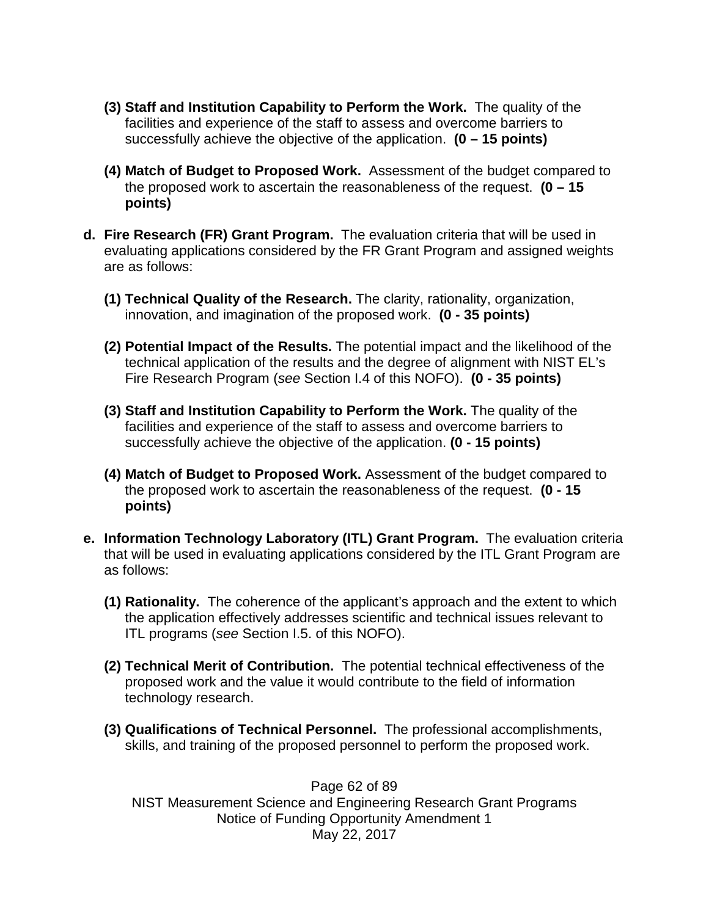**(3) Staff and Institution Capability to Perform the Work.** The quality of the facilities and experience of the staff to assess and overcome barriers to successfully achieve the objective of the application. **(0 – 15 points)**

**(4) Match of Budget to Proposed Work.** Assessment of the budget compared to the proposed work to ascertain the reasonableness of the request. **(0 – 15 points)**

**d. Fire Research (FR) Grant Program.** The evaluation criteria that will be used in evaluating applications considered by the FR Grant Program and assigned weights are as follows:

**(1) Technical Quality of the Research.** The clarity, rationality, organization, innovation, and imagination of the proposed work. **(0 - 35 points)**

**(2) Potential Impact of the Results.** The potential impact and the likelihood of the technical application of the results and the degree of alignment with NIST EL's Fire Research Program (*see* Section I.4 of this NOFO). **(0 - 35 points)**

**(3) Staff and Institution Capability to Perform the Work.** The quality of the facilities and experience of the staff to assess and overcome barriers to successfully achieve the objective of the application. **(0 - 15 points)**

**(4) Match of Budget to Proposed Work.** Assessment of the budget compared to the proposed work to ascertain the reasonableness of the request. **(0 - 15 points)**

**e. Information Technology Laboratory (ITL) Grant Program.** The evaluation criteria that will be used in evaluating applications considered by the ITL Grant Program are as follows:

**(1) Rationality.** The coherence of the applicant's approach and the extent to which the application effectively addresses scientific and technical issues relevant to ITL programs (*see* Section I.5. of this NOFO).

**(2) Technical Merit of Contribution.** The potential technical effectiveness of the proposed work and the value it would contribute to the field of information technology research.

**(3) Qualifications of Technical Personnel.** The professional accomplishments, skills, and training of the proposed personnel to perform the proposed work.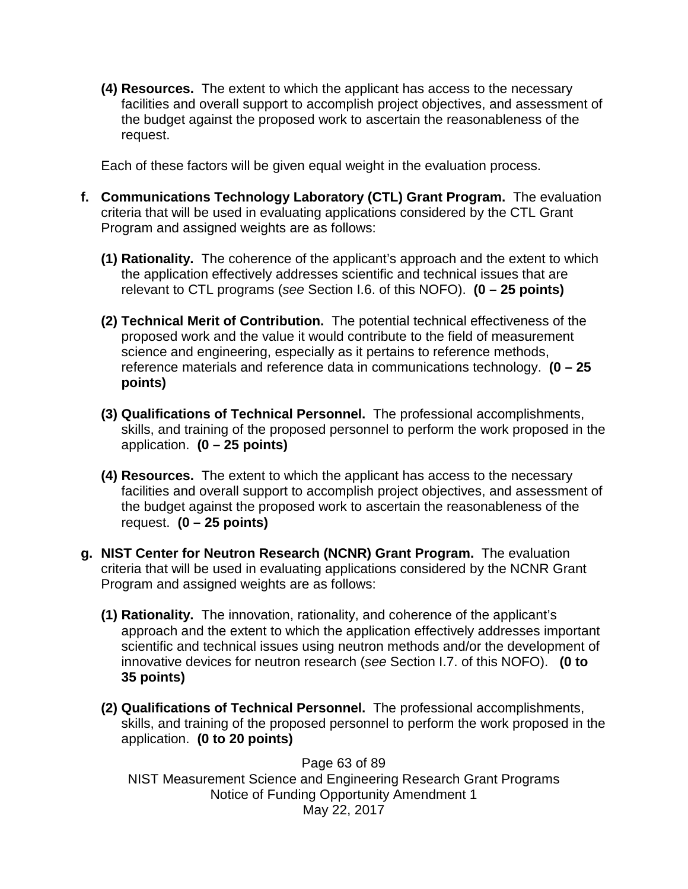**(4) Resources.** The extent to which the applicant has access to the necessary facilities and overall support to accomplish project objectives, and assessment of the budget against the proposed work to ascertain the reasonableness of the request.

Each of these factors will be given equal weight in the evaluation process.

**f. Communications Technology Laboratory (CTL) Grant Program.** The evaluation criteria that will be used in evaluating applications considered by the CTL Grant Program and assigned weights are as follows:

**(1) Rationality.** The coherence of the applicant's approach and the extent to which the application effectively addresses scientific and technical issues that are relevant to CTL programs (*see* Section I.6. of this NOFO). **(0 – 25 points)**

**(2) Technical Merit of Contribution.** The potential technical effectiveness of the proposed work and the value it would contribute to the field of measurement science and engineering, especially as it pertains to reference methods, reference materials and reference data in communications technology. **(0 – 25 points)**

**(3) Qualifications of Technical Personnel.** The professional accomplishments, skills, and training of the proposed personnel to perform the work proposed in the application. **(0 – 25 points)**

**(4) Resources.** The extent to which the applicant has access to the necessary facilities and overall support to accomplish project objectives, and assessment of the budget against the proposed work to ascertain the reasonableness of the request. **(0 – 25 points)**

**g. NIST Center for Neutron Research (NCNR) Grant Program.** The evaluation criteria that will be used in evaluating applications considered by the NCNR Grant Program and assigned weights are as follows:

**(1) Rationality.** The innovation, rationality, and coherence of the applicant's approach and the extent to which the application effectively addresses important scientific and technical issues using neutron methods and/or the development of innovative devices for neutron research (*see* Section I.7. of this NOFO). **(0 to 35 points)**

**(2) Qualifications of Technical Personnel.** The professional accomplishments, skills, and training of the proposed personnel to perform the work proposed in the application. **(0 to 20 points)**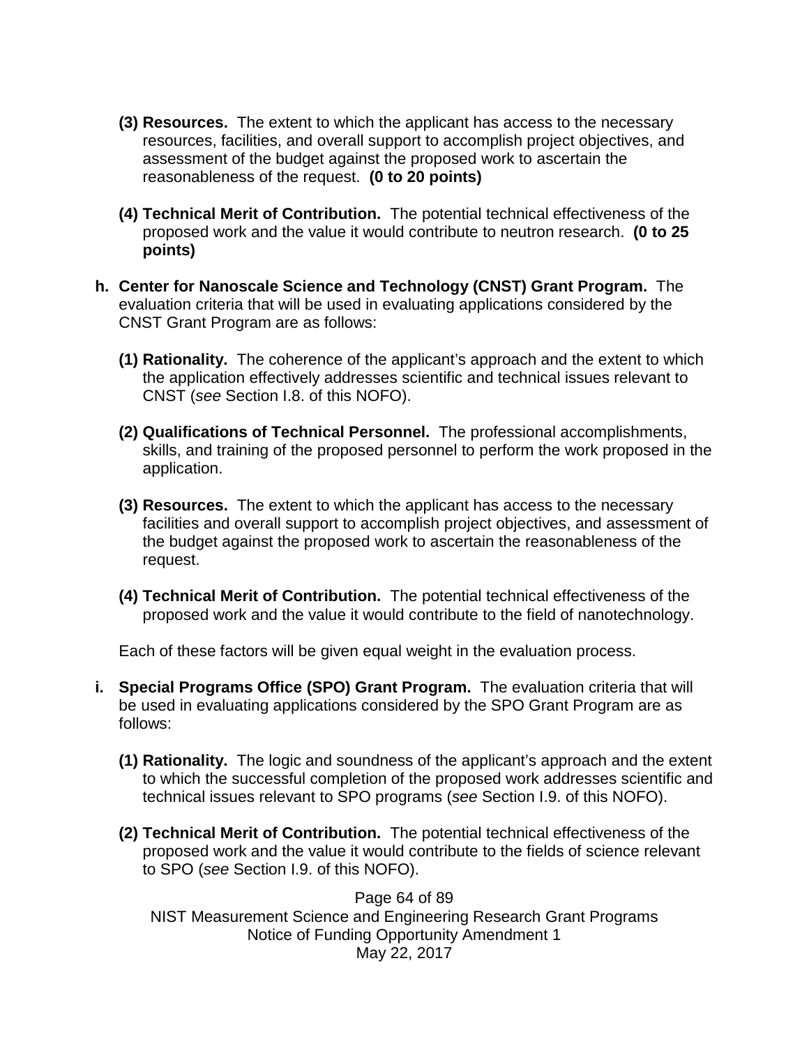**(3) Resources.** The extent to which the applicant has access to the necessary resources, facilities, and overall support to accomplish project objectives, and assessment of the budget against the proposed work to ascertain the reasonableness of the request. **(0 to 20 points)**

**(4) Technical Merit of Contribution.** The potential technical effectiveness of the proposed work and the value it would contribute to neutron research. **(0 to 25 points)**

**h. Center for Nanoscale Science and Technology (CNST) Grant Program.** The evaluation criteria that will be used in evaluating applications considered by the CNST Grant Program are as follows:

**(1) Rationality.** The coherence of the applicant's approach and the extent to which the application effectively addresses scientific and technical issues relevant to CNST (*see* Section I.8. of this NOFO).

**(2) Qualifications of Technical Personnel.** The professional accomplishments, skills, and training of the proposed personnel to perform the work proposed in the application.

**(3) Resources.** The extent to which the applicant has access to the necessary facilities and overall support to accomplish project objectives, and assessment of the budget against the proposed work to ascertain the reasonableness of the request.

**(4) Technical Merit of Contribution.** The potential technical effectiveness of the proposed work and the value it would contribute to the field of nanotechnology.

Each of these factors will be given equal weight in the evaluation process.

**i. Special Programs Office (SPO) Grant Program.** The evaluation criteria that will be used in evaluating applications considered by the SPO Grant Program are as follows:

**(1) Rationality.** The logic and soundness of the applicant's approach and the extent to which the successful completion of the proposed work addresses scientific and technical issues relevant to SPO programs (*see* Section I.9. of this NOFO).

**(2) Technical Merit of Contribution.** The potential technical effectiveness of the proposed work and the value it would contribute to the fields of science relevant to SPO (*see* Section I.9. of this NOFO).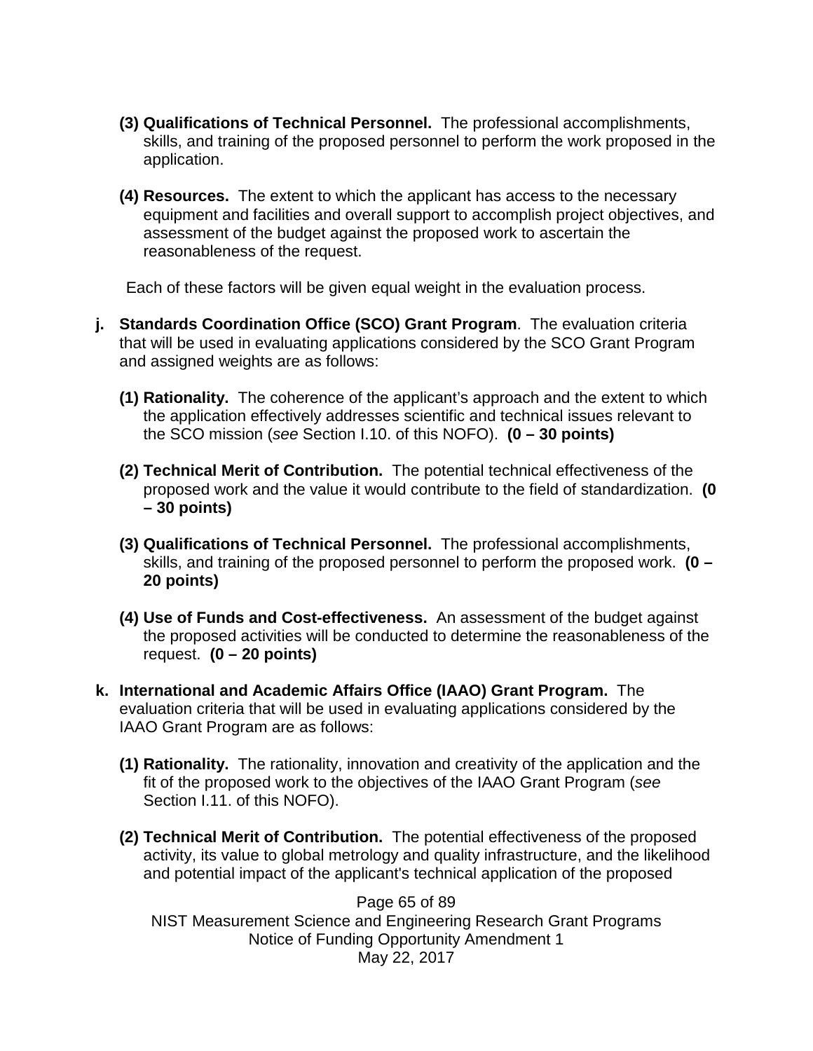**(3) Qualifications of Technical Personnel.** The professional accomplishments, skills, and training of the proposed personnel to perform the work proposed in the application.

**(4) Resources.** The extent to which the applicant has access to the necessary equipment and facilities and overall support to accomplish project objectives, and assessment of the budget against the proposed work to ascertain the reasonableness of the request.

Each of these factors will be given equal weight in the evaluation process.

**j. Standards Coordination Office (SCO) Grant Program**. The evaluation criteria that will be used in evaluating applications considered by the SCO Grant Program and assigned weights are as follows:

**(1) Rationality.** The coherence of the applicant's approach and the extent to which the application effectively addresses scientific and technical issues relevant to the SCO mission (*see* Section I.10. of this NOFO). **(0 – 30 points)**

**(2) Technical Merit of Contribution.** The potential technical effectiveness of the proposed work and the value it would contribute to the field of standardization. **(0 – 30 points)**

**(3) Qualifications of Technical Personnel.** The professional accomplishments, skills, and training of the proposed personnel to perform the proposed work. **(0 – 20 points)**

**(4) Use of Funds and Cost-effectiveness.** An assessment of the budget against the proposed activities will be conducted to determine the reasonableness of the request. **(0 – 20 points)**

**k. International and Academic Affairs Office (IAAO) Grant Program.** The evaluation criteria that will be used in evaluating applications considered by the IAAO Grant Program are as follows:

**(1) Rationality.** The rationality, innovation and creativity of the application and the fit of the proposed work to the objectives of the IAAO Grant Program (*see* Section I.11. of this NOFO).

**(2) Technical Merit of Contribution.** The potential effectiveness of the proposed activity, its value to global metrology and quality infrastructure, and the likelihood and potential impact of the applicant's technical application of the proposed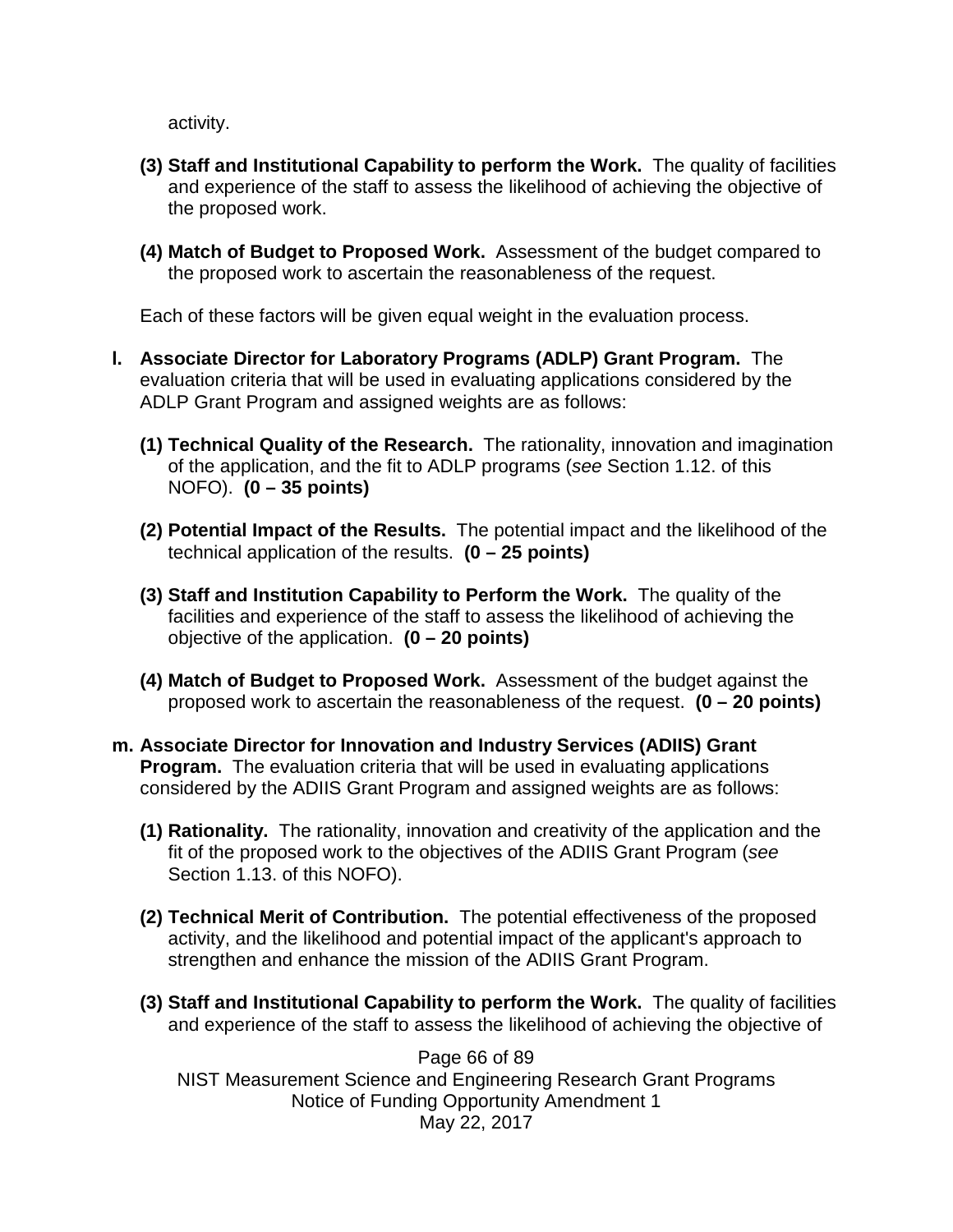activity.

**(3) Staff and Institutional Capability to perform the Work.** The quality of facilities and experience of the staff to assess the likelihood of achieving the objective of the proposed work.

**(4) Match of Budget to Proposed Work.** Assessment of the budget compared to the proposed work to ascertain the reasonableness of the request.

Each of these factors will be given equal weight in the evaluation process.

**l. Associate Director for Laboratory Programs (ADLP) Grant Program.** The evaluation criteria that will be used in evaluating applications considered by the ADLP Grant Program and assigned weights are as follows:

**(1) Technical Quality of the Research.** The rationality, innovation and imagination of the application, and the fit to ADLP programs (*see* Section 1.12. of this NOFO). **(0 – 35 points)**

**(2) Potential Impact of the Results.** The potential impact and the likelihood of the technical application of the results. **(0 – 25 points)**

**(3) Staff and Institution Capability to Perform the Work.** The quality of the facilities and experience of the staff to assess the likelihood of achieving the objective of the application. **(0 – 20 points)**

**(4) Match of Budget to Proposed Work.** Assessment of the budget against the proposed work to ascertain the reasonableness of the request. **(0 – 20 points)**

**m. Associate Director for Innovation and Industry Services (ADIIS) Grant Program.** The evaluation criteria that will be used in evaluating applications considered by the ADIIS Grant Program and assigned weights are as follows:

**(1) Rationality.** The rationality, innovation and creativity of the application and the fit of the proposed work to the objectives of the ADIIS Grant Program (*see* Section 1.13. of this NOFO).

**(2) Technical Merit of Contribution.** The potential effectiveness of the proposed activity, and the likelihood and potential impact of the applicant's approach to strengthen and enhance the mission of the ADIIS Grant Program.

**(3) Staff and Institutional Capability to perform the Work.** The quality of facilities and experience of the staff to assess the likelihood of achieving the objective of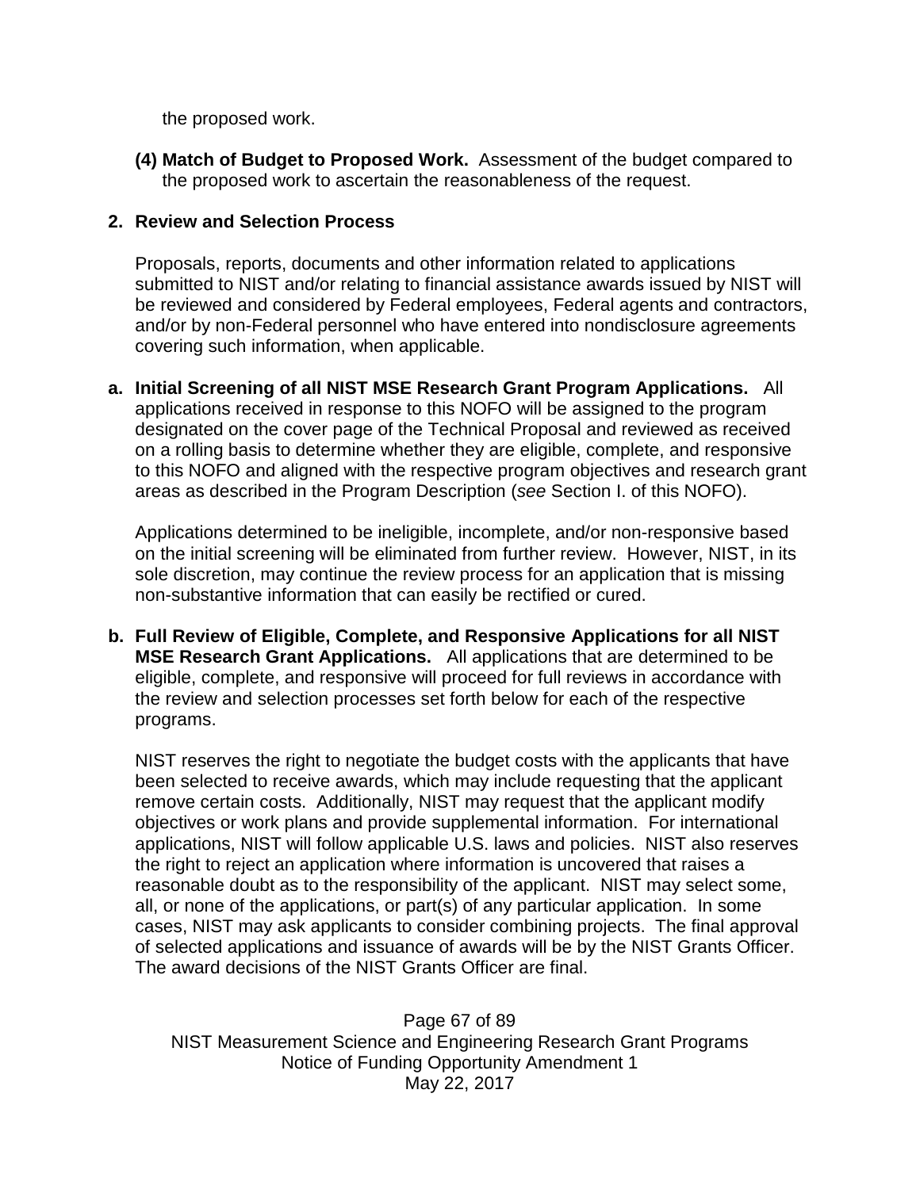the proposed work.

**(4) Match of Budget to Proposed Work.** Assessment of the budget compared to the proposed work to ascertain the reasonableness of the request.

## 2. Review and Selection Process

Proposals, reports, documents and other information related to applications submitted to NIST and/or relating to financial assistance awards issued by NIST will be reviewed and considered by Federal employees, Federal agents and contractors, and/or by non-Federal personnel who have entered into nondisclosure agreements covering such information, when applicable.

**a. Initial Screening of all NIST MSE Research Grant Program Applications.** All applications received in response to this NOFO will be assigned to the program designated on the cover page of the Technical Proposal and reviewed as received on a rolling basis to determine whether they are eligible, complete, and responsive to this NOFO and aligned with the respective program objectives and research grant areas as described in the Program Description (*see* Section I. of this NOFO).

Applications determined to be ineligible, incomplete, and/or non-responsive based on the initial screening will be eliminated from further review. However, NIST, in its sole discretion, may continue the review process for an application that is missing non-substantive information that can easily be rectified or cured.

**b. Full Review of Eligible, Complete, and Responsive Applications for all NIST MSE Research Grant Applications.** All applications that are determined to be eligible, complete, and responsive will proceed for full reviews in accordance with the review and selection processes set forth below for each of the respective programs.

NIST reserves the right to negotiate the budget costs with the applicants that have been selected to receive awards, which may include requesting that the applicant remove certain costs. Additionally, NIST may request that the applicant modify objectives or work plans and provide supplemental information. For international applications, NIST will follow applicable U.S. laws and policies. NIST also reserves the right to reject an application where information is uncovered that raises a reasonable doubt as to the responsibility of the applicant. NIST may select some, all, or none of the applications, or part(s) of any particular application. In some cases, NIST may ask applicants to consider combining projects. The final approval of selected applications and issuance of awards will be by the NIST Grants Officer. The award decisions of the NIST Grants Officer are final.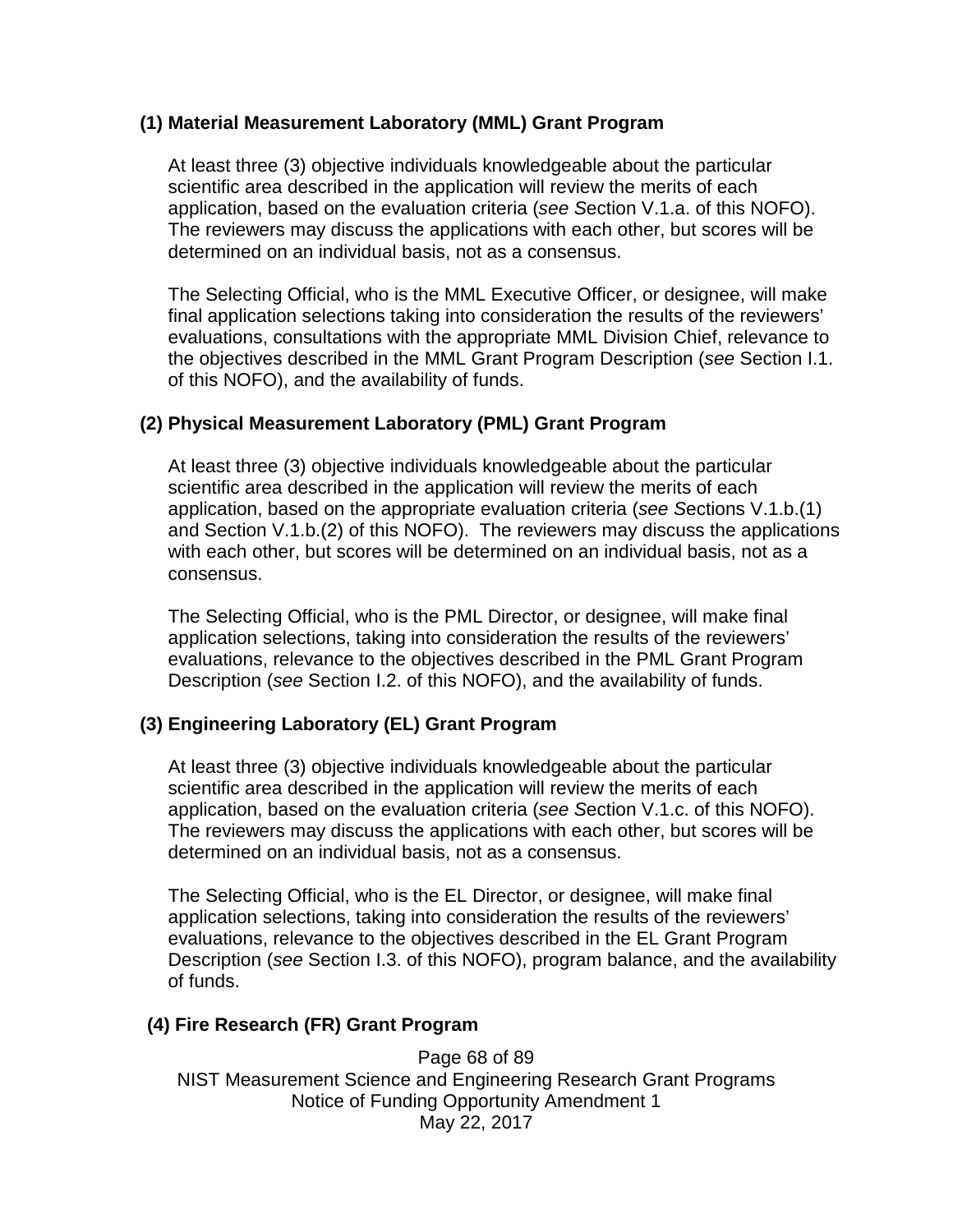**(1) Material Measurement Laboratory (MML) Grant Program**

At least three (3) objective individuals knowledgeable about the particular scientific area described in the application will review the merits of each application, based on the evaluation criteria (*see S*ection V.1.a. of this NOFO). The reviewers may discuss the applications with each other, but scores will be determined on an individual basis, not as a consensus.

The Selecting Official, who is the MML Executive Officer, or designee, will make final application selections taking into consideration the results of the reviewers' evaluations, consultations with the appropriate MML Division Chief, relevance to the objectives described in the MML Grant Program Description (*see* Section I.1. of this NOFO), and the availability of funds.

**(2) Physical Measurement Laboratory (PML) Grant Program**

At least three (3) objective individuals knowledgeable about the particular scientific area described in the application will review the merits of each application, based on the appropriate evaluation criteria (*see S*ections V.1.b.(1) and Section V.1.b.(2) of this NOFO). The reviewers may discuss the applications with each other, but scores will be determined on an individual basis, not as a consensus.

The Selecting Official, who is the PML Director, or designee, will make final application selections, taking into consideration the results of the reviewers' evaluations, relevance to the objectives described in the PML Grant Program Description (*see* Section I.2. of this NOFO), and the availability of funds.

**(3) Engineering Laboratory (EL) Grant Program**

At least three (3) objective individuals knowledgeable about the particular scientific area described in the application will review the merits of each application, based on the evaluation criteria (*see S*ection V.1.c. of this NOFO). The reviewers may discuss the applications with each other, but scores will be determined on an individual basis, not as a consensus.

The Selecting Official, who is the EL Director, or designee, will make final application selections, taking into consideration the results of the reviewers' evaluations, relevance to the objectives described in the EL Grant Program Description (*see* Section I.3. of this NOFO), program balance, and the availability of funds.

**(4) Fire Research (FR) Grant Program**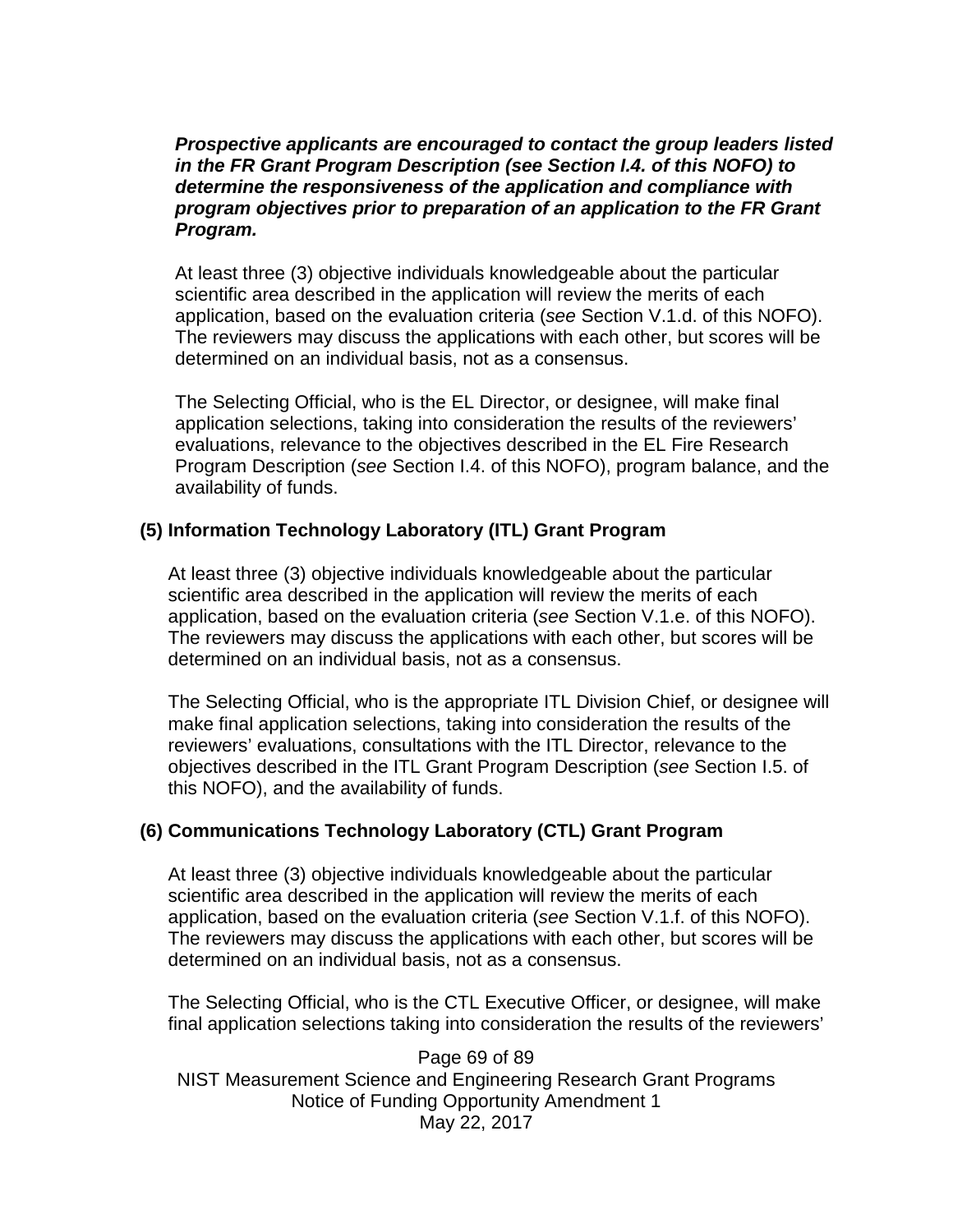***Prospective applicants are encouraged to contact the group leaders listed in the FR Grant Program Description (see Section I.4. of this NOFO) to determine the responsiveness of the application and compliance with program objectives prior to preparation of an application to the FR Grant Program.***

At least three (3) objective individuals knowledgeable about the particular scientific area described in the application will review the merits of each application, based on the evaluation criteria (*see* Section V.1.d. of this NOFO). The reviewers may discuss the applications with each other, but scores will be determined on an individual basis, not as a consensus.

The Selecting Official, who is the EL Director, or designee, will make final application selections, taking into consideration the results of the reviewers' evaluations, relevance to the objectives described in the EL Fire Research Program Description (*see* Section I.4. of this NOFO), program balance, and the availability of funds.

**(5) Information Technology Laboratory (ITL) Grant Program**

At least three (3) objective individuals knowledgeable about the particular scientific area described in the application will review the merits of each application, based on the evaluation criteria (*see* Section V.1.e. of this NOFO). The reviewers may discuss the applications with each other, but scores will be determined on an individual basis, not as a consensus.

The Selecting Official, who is the appropriate ITL Division Chief, or designee will make final application selections, taking into consideration the results of the reviewers' evaluations, consultations with the ITL Director, relevance to the objectives described in the ITL Grant Program Description (*see* Section I.5. of this NOFO), and the availability of funds.

**(6) Communications Technology Laboratory (CTL) Grant Program**

At least three (3) objective individuals knowledgeable about the particular scientific area described in the application will review the merits of each application, based on the evaluation criteria (*see* Section V.1.f. of this NOFO). The reviewers may discuss the applications with each other, but scores will be determined on an individual basis, not as a consensus.

The Selecting Official, who is the CTL Executive Officer, or designee, will make final application selections taking into consideration the results of the reviewers'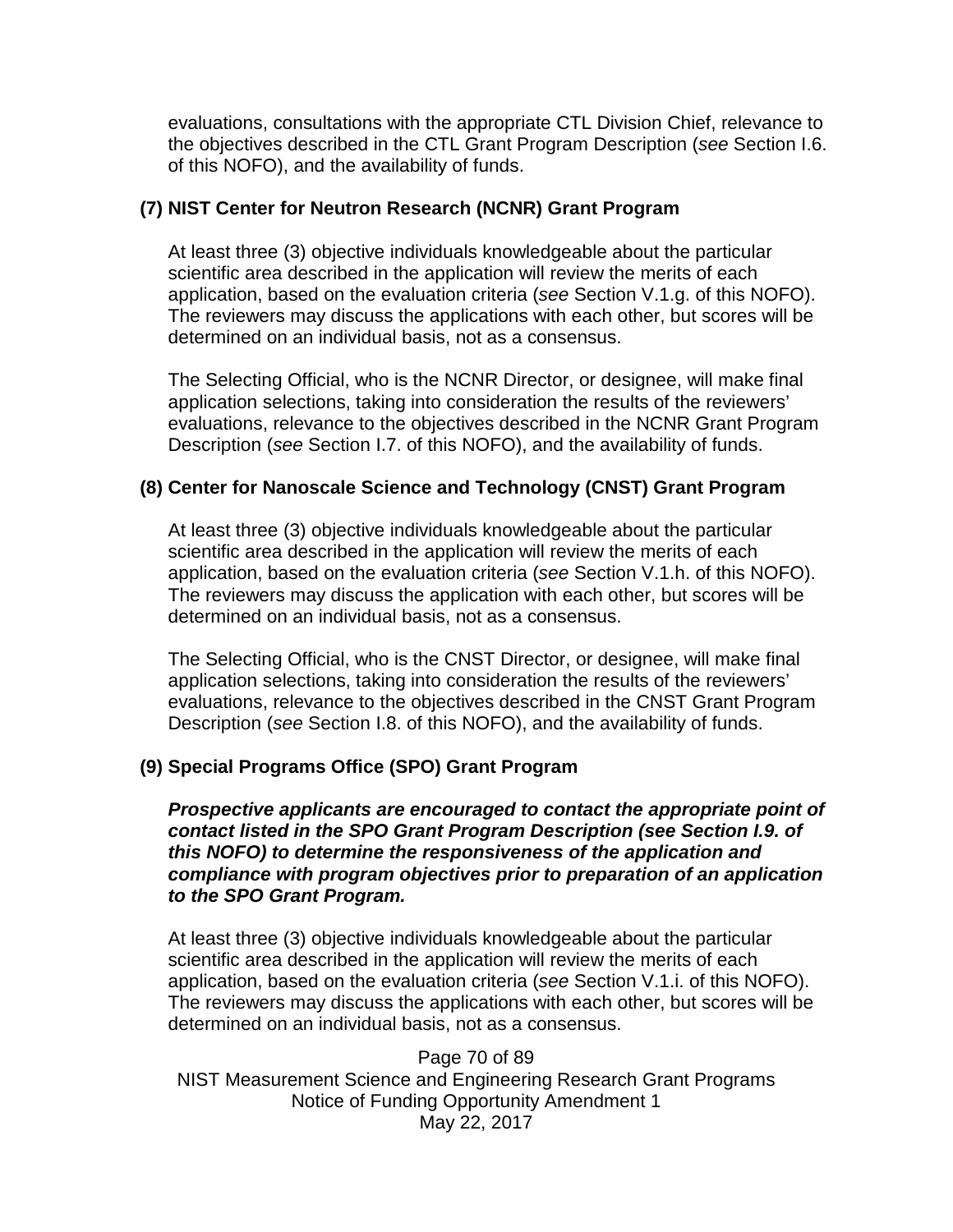evaluations, consultations with the appropriate CTL Division Chief, relevance to the objectives described in the CTL Grant Program Description (*see* Section I.6. of this NOFO), and the availability of funds.

**(7) NIST Center for Neutron Research (NCNR) Grant Program**

At least three (3) objective individuals knowledgeable about the particular scientific area described in the application will review the merits of each application, based on the evaluation criteria (*see* Section V.1.g. of this NOFO). The reviewers may discuss the applications with each other, but scores will be determined on an individual basis, not as a consensus.

The Selecting Official, who is the NCNR Director, or designee, will make final application selections, taking into consideration the results of the reviewers' evaluations, relevance to the objectives described in the NCNR Grant Program Description (*see* Section I.7. of this NOFO), and the availability of funds.

**(8) Center for Nanoscale Science and Technology (CNST) Grant Program**

At least three (3) objective individuals knowledgeable about the particular scientific area described in the application will review the merits of each application, based on the evaluation criteria (*see* Section V.1.h. of this NOFO). The reviewers may discuss the application with each other, but scores will be determined on an individual basis, not as a consensus.

The Selecting Official, who is the CNST Director, or designee, will make final application selections, taking into consideration the results of the reviewers' evaluations, relevance to the objectives described in the CNST Grant Program Description (*see* Section I.8. of this NOFO), and the availability of funds.

**(9) Special Programs Office (SPO) Grant Program**

***Prospective applicants are encouraged to contact the appropriate point of contact listed in the SPO Grant Program Description (see Section I.9. of this NOFO) to determine the responsiveness of the application and compliance with program objectives prior to preparation of an application to the SPO Grant Program.***

At least three (3) objective individuals knowledgeable about the particular scientific area described in the application will review the merits of each application, based on the evaluation criteria (*see* Section V.1.i. of this NOFO). The reviewers may discuss the applications with each other, but scores will be determined on an individual basis, not as a consensus.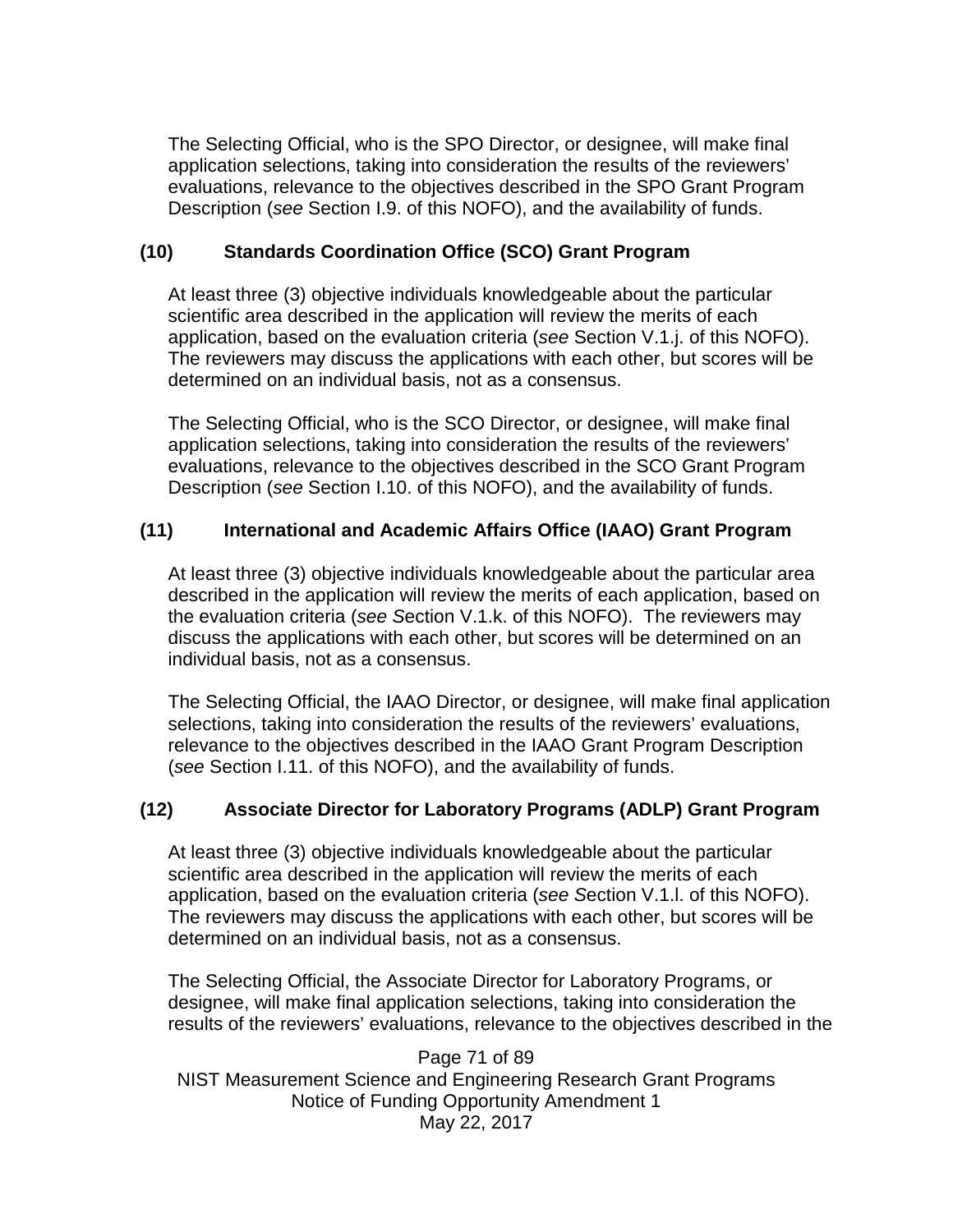The Selecting Official, who is the SPO Director, or designee, will make final application selections, taking into consideration the results of the reviewers' evaluations, relevance to the objectives described in the SPO Grant Program Description (*see* Section I.9. of this NOFO), and the availability of funds.

### (10) Standards Coordination Office (SCO) Grant Program

At least three (3) objective individuals knowledgeable about the particular scientific area described in the application will review the merits of each application, based on the evaluation criteria (*see* Section V.1.j. of this NOFO). The reviewers may discuss the applications with each other, but scores will be determined on an individual basis, not as a consensus.

The Selecting Official, who is the SCO Director, or designee, will make final application selections, taking into consideration the results of the reviewers' evaluations, relevance to the objectives described in the SCO Grant Program Description (*see* Section I.10. of this NOFO), and the availability of funds.

### (11) International and Academic Affairs Office (IAAO) Grant Program

At least three (3) objective individuals knowledgeable about the particular area described in the application will review the merits of each application, based on the evaluation criteria (*see S*ection V.1.k. of this NOFO). The reviewers may discuss the applications with each other, but scores will be determined on an individual basis, not as a consensus.

The Selecting Official, the IAAO Director, or designee, will make final application selections, taking into consideration the results of the reviewers' evaluations, relevance to the objectives described in the IAAO Grant Program Description (*see* Section I.11. of this NOFO), and the availability of funds.

### (12) Associate Director for Laboratory Programs (ADLP) Grant Program

At least three (3) objective individuals knowledgeable about the particular scientific area described in the application will review the merits of each application, based on the evaluation criteria (*see S*ection V.1.l. of this NOFO). The reviewers may discuss the applications with each other, but scores will be determined on an individual basis, not as a consensus.

The Selecting Official, the Associate Director for Laboratory Programs, or designee, will make final application selections, taking into consideration the results of the reviewers' evaluations, relevance to the objectives described in the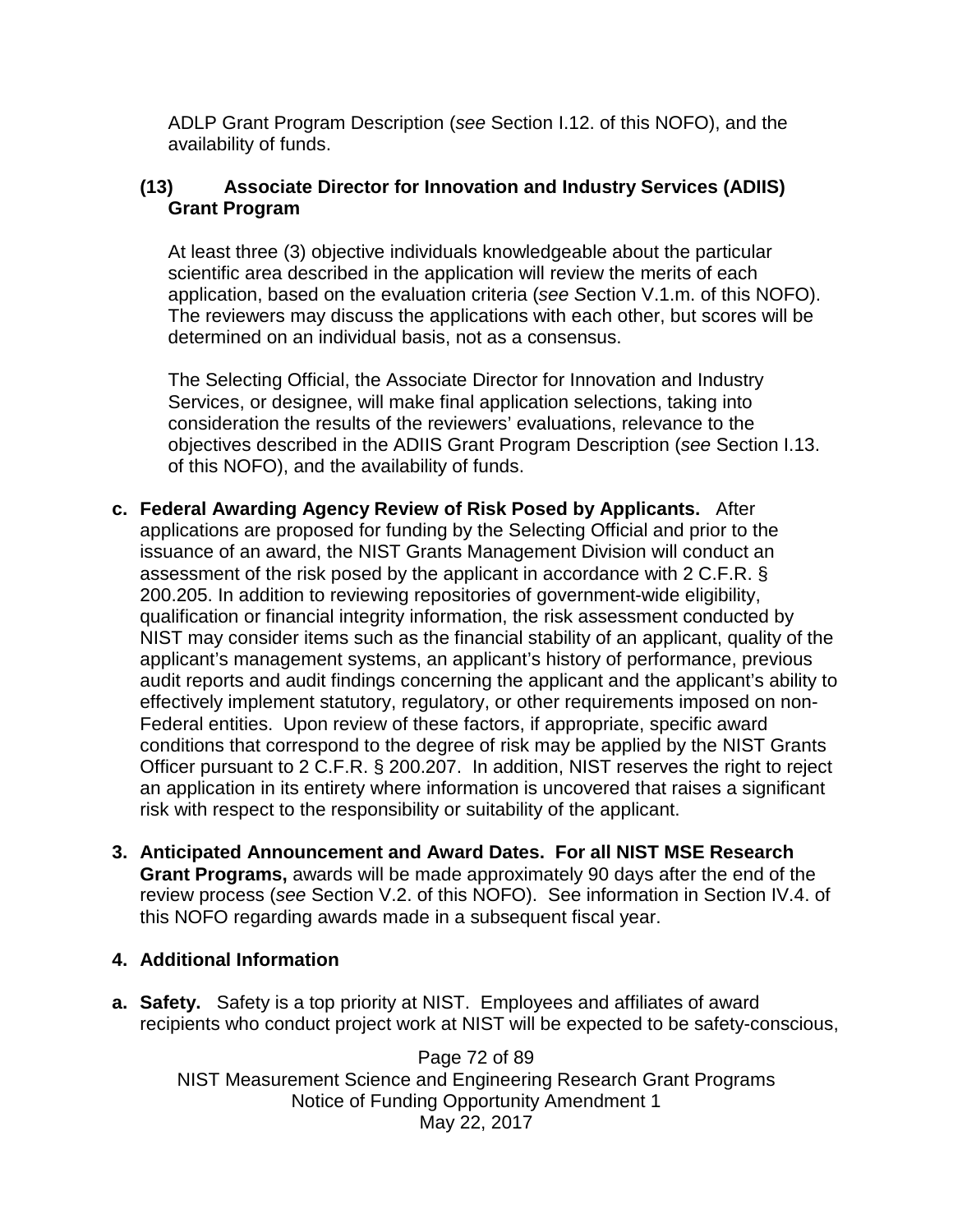ADLP Grant Program Description (*see* Section I.12. of this NOFO), and the availability of funds.

**(13) Associate Director for Innovation and Industry Services (ADIIS) Grant Program**

At least three (3) objective individuals knowledgeable about the particular scientific area described in the application will review the merits of each application, based on the evaluation criteria (*see S*ection V.1.m. of this NOFO). The reviewers may discuss the applications with each other, but scores will be determined on an individual basis, not as a consensus.

The Selecting Official, the Associate Director for Innovation and Industry Services, or designee, will make final application selections, taking into consideration the results of the reviewers' evaluations, relevance to the objectives described in the ADIIS Grant Program Description (*see S*ection I.13. of this NOFO), and the availability of funds.

**c. Federal Awarding Agency Review of Risk Posed by Applicants.** After applications are proposed for funding by the Selecting Official and prior to the issuance of an award, the NIST Grants Management Division will conduct an assessment of the risk posed by the applicant in accordance with 2 C.F.R. § 200.205. In addition to reviewing repositories of government-wide eligibility, qualification or financial integrity information, the risk assessment conducted by NIST may consider items such as the financial stability of an applicant, quality of the applicant's management systems, an applicant's history of performance, previous audit reports and audit findings concerning the applicant and the applicant's ability to effectively implement statutory, regulatory, or other requirements imposed on non-Federal entities. Upon review of these factors, if appropriate, specific award conditions that correspond to the degree of risk may be applied by the NIST Grants Officer pursuant to 2 C.F.R. § 200.207. In addition, NIST reserves the right to reject an application in its entirety where information is uncovered that raises a significant risk with respect to the responsibility or suitability of the applicant.

**3. Anticipated Announcement and Award Dates. For all NIST MSE Research Grant Programs,** awards will be made approximately 90 days after the end of the review process (*see* Section V.2. of this NOFO). See information in Section IV.4. of this NOFO regarding awards made in a subsequent fiscal year.

**4. Additional Information**

**a. Safety.** Safety is a top priority at NIST. Employees and affiliates of award recipients who conduct project work at NIST will be expected to be safety-conscious,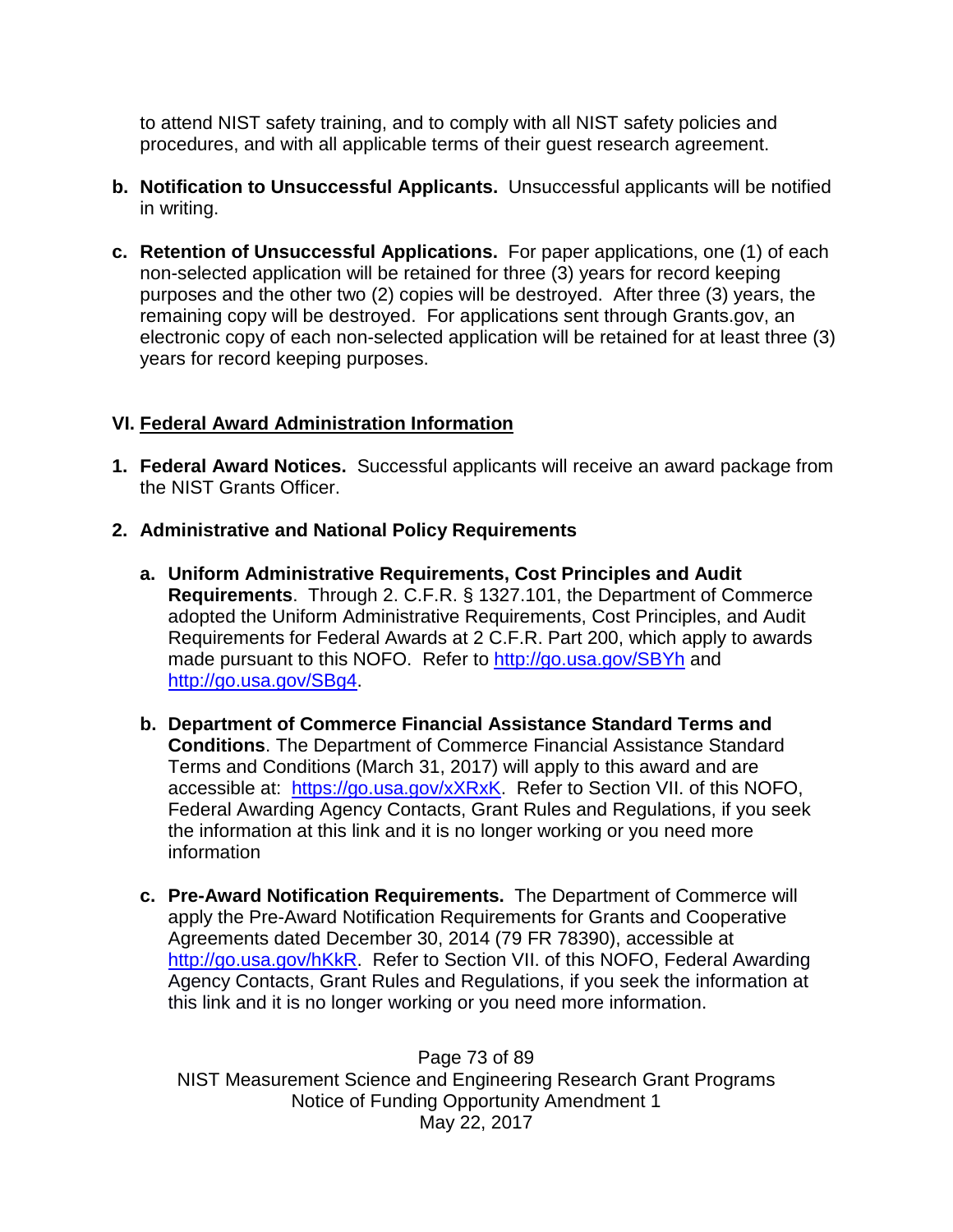to attend NIST safety training, and to comply with all NIST safety policies and procedures, and with all applicable terms of their guest research agreement.

**b. Notification to Unsuccessful Applicants.** Unsuccessful applicants will be notified in writing.

**c. Retention of Unsuccessful Applications.** For paper applications, one (1) of each non-selected application will be retained for three (3) years for record keeping purposes and the other two (2) copies will be destroyed. After three (3) years, the remaining copy will be destroyed. For applications sent through Grants.gov, an electronic copy of each non-selected application will be retained for at least three (3) years for record keeping purposes.

## VI. Federal Award Administration Information

**1. Federal Award Notices.** Successful applicants will receive an award package from the NIST Grants Officer.

**2. Administrative and National Policy Requirements**

**a. Uniform Administrative Requirements, Cost Principles and Audit Requirements**. Through 2. C.F.R. § 1327.101, the Department of Commerce adopted the Uniform Administrative Requirements, Cost Principles, and Audit Requirements for Federal Awards at 2 C.F.R. Part 200, which apply to awards made pursuant to this NOFO. Refer to http://go.usa.gov/SBYh and http://go.usa.gov/SBg4.

**b. Department of Commerce Financial Assistance Standard Terms and Conditions**. The Department of Commerce Financial Assistance Standard Terms and Conditions (March 31, 2017) will apply to this award and are accessible at: https://go.usa.gov/xXRxK. Refer to Section VII. of this NOFO, Federal Awarding Agency Contacts, Grant Rules and Regulations, if you seek the information at this link and it is no longer working or you need more information

**c. Pre-Award Notification Requirements.** The Department of Commerce will apply the Pre-Award Notification Requirements for Grants and Cooperative Agreements dated December 30, 2014 (79 FR 78390), accessible at http://go.usa.gov/hKkR. Refer to Section VII. of this NOFO, Federal Awarding Agency Contacts, Grant Rules and Regulations, if you seek the information at this link and it is no longer working or you need more information.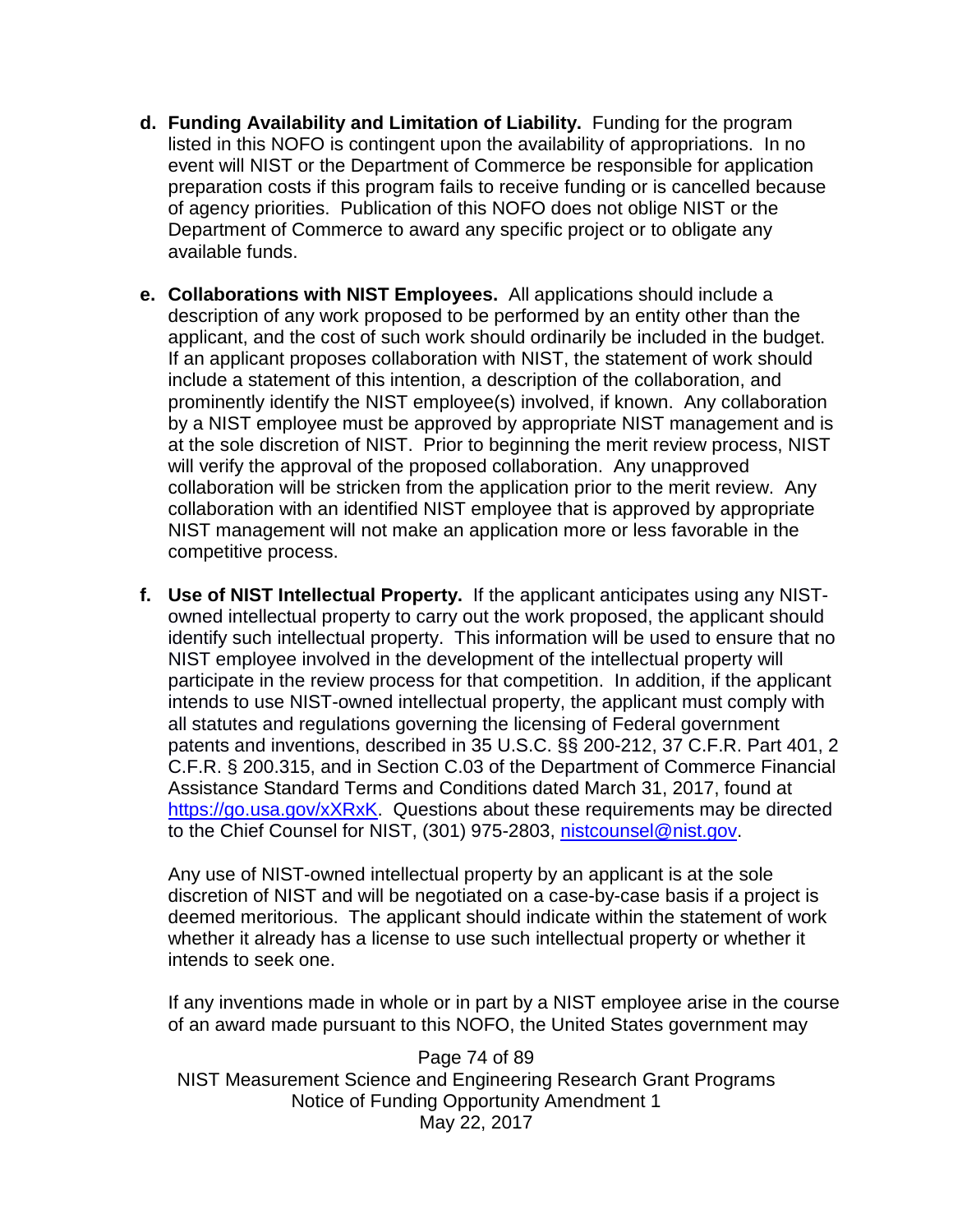d. **Funding Availability and Limitation of Liability.** Funding for the program listed in this NOFO is contingent upon the availability of appropriations. In no event will NIST or the Department of Commerce be responsible for application preparation costs if this program fails to receive funding or is cancelled because of agency priorities. Publication of this NOFO does not oblige NIST or the Department of Commerce to award any specific project or to obligate any available funds.

e. **Collaborations with NIST Employees.** All applications should include a description of any work proposed to be performed by an entity other than the applicant, and the cost of such work should ordinarily be included in the budget. If an applicant proposes collaboration with NIST, the statement of work should include a statement of this intention, a description of the collaboration, and prominently identify the NIST employee(s) involved, if known. Any collaboration by a NIST employee must be approved by appropriate NIST management and is at the sole discretion of NIST. Prior to beginning the merit review process, NIST will verify the approval of the proposed collaboration. Any unapproved collaboration will be stricken from the application prior to the merit review. Any collaboration with an identified NIST employee that is approved by appropriate NIST management will not make an application more or less favorable in the competitive process.

f. **Use of NIST Intellectual Property.** If the applicant anticipates using any NIST-owned intellectual property to carry out the work proposed, the applicant should identify such intellectual property. This information will be used to ensure that no NIST employee involved in the development of the intellectual property will participate in the review process for that competition. In addition, if the applicant intends to use NIST-owned intellectual property, the applicant must comply with all statutes and regulations governing the licensing of Federal government patents and inventions, described in 35 U.S.C. §§ 200-212, 37 C.F.R. Part 401, 2 C.F.R. § 200.315, and in Section C.03 of the Department of Commerce Financial Assistance Standard Terms and Conditions dated March 31, 2017, found at https://go.usa.gov/xXRxK. Questions about these requirements may be directed to the Chief Counsel for NIST, (301) 975-2803, nistcounsel@nist.gov.

   Any use of NIST-owned intellectual property by an applicant is at the sole discretion of NIST and will be negotiated on a case-by-case basis if a project is deemed meritorious. The applicant should indicate within the statement of work whether it already has a license to use such intellectual property or whether it intends to seek one.

   If any inventions made in whole or in part by a NIST employee arise in the course of an award made pursuant to this NOFO, the United States government may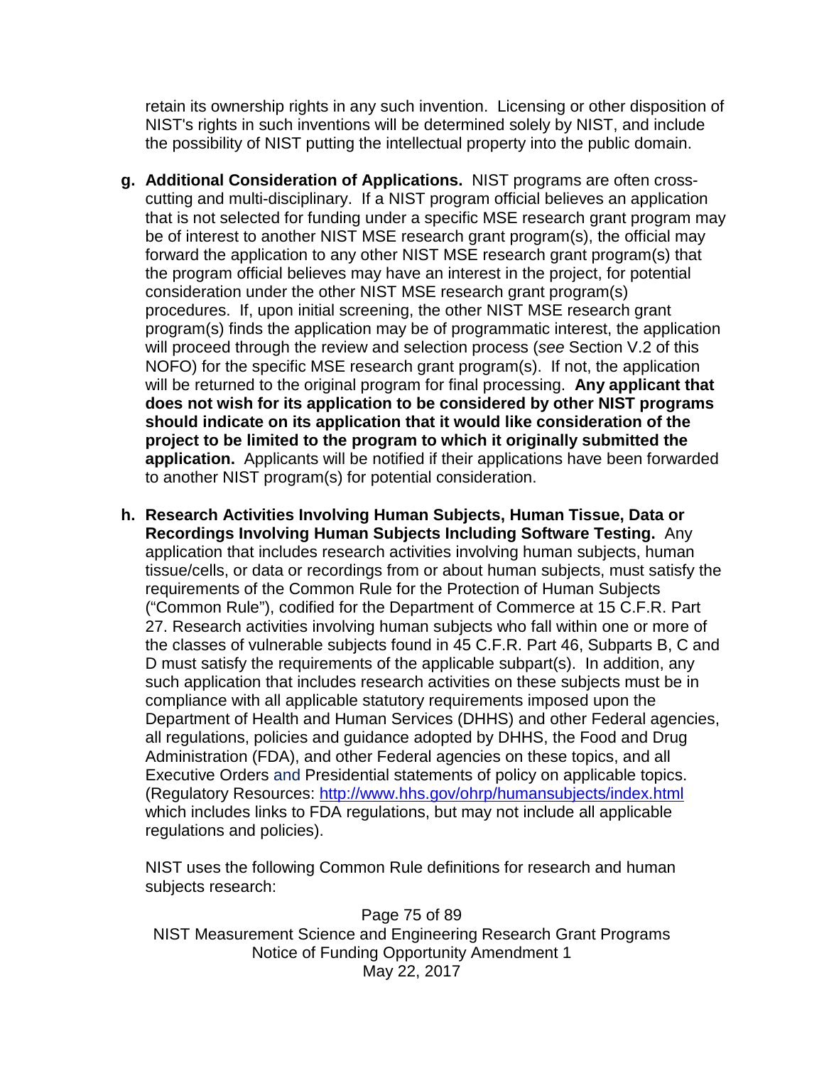retain its ownership rights in any such invention. Licensing or other disposition of NIST's rights in such inventions will be determined solely by NIST, and include the possibility of NIST putting the intellectual property into the public domain.

**g. Additional Consideration of Applications.** NIST programs are often cross-cutting and multi-disciplinary. If a NIST program official believes an application that is not selected for funding under a specific MSE research grant program may be of interest to another NIST MSE research grant program(s), the official may forward the application to any other NIST MSE research grant program(s) that the program official believes may have an interest in the project, for potential consideration under the other NIST MSE research grant program(s) procedures. If, upon initial screening, the other NIST MSE research grant program(s) finds the application may be of programmatic interest, the application will proceed through the review and selection process (*see* Section V.2 of this NOFO) for the specific MSE research grant program(s). If not, the application will be returned to the original program for final processing. **Any applicant that does not wish for its application to be considered by other NIST programs should indicate on its application that it would like consideration of the project to be limited to the program to which it originally submitted the application.** Applicants will be notified if their applications have been forwarded to another NIST program(s) for potential consideration.

**h. Research Activities Involving Human Subjects, Human Tissue, Data or Recordings Involving Human Subjects Including Software Testing.** Any application that includes research activities involving human subjects, human tissue/cells, or data or recordings from or about human subjects, must satisfy the requirements of the Common Rule for the Protection of Human Subjects ("Common Rule"), codified for the Department of Commerce at 15 C.F.R. Part 27. Research activities involving human subjects who fall within one or more of the classes of vulnerable subjects found in 45 C.F.R. Part 46, Subparts B, C and D must satisfy the requirements of the applicable subpart(s). In addition, any such application that includes research activities on these subjects must be in compliance with all applicable statutory requirements imposed upon the Department of Health and Human Services (DHHS) and other Federal agencies, all regulations, policies and guidance adopted by DHHS, the Food and Drug Administration (FDA), and other Federal agencies on these topics, and all Executive Orders and Presidential statements of policy on applicable topics. (Regulatory Resources: http://www.hhs.gov/ohrp/humansubjects/index.html which includes links to FDA regulations, but may not include all applicable regulations and policies).

NIST uses the following Common Rule definitions for research and human subjects research: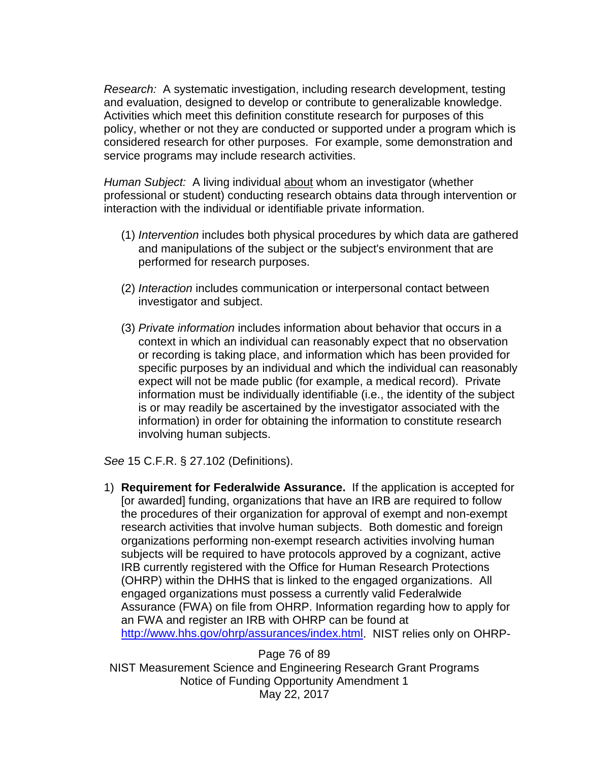*Research:* A systematic investigation, including research development, testing and evaluation, designed to develop or contribute to generalizable knowledge. Activities which meet this definition constitute research for purposes of this policy, whether or not they are conducted or supported under a program which is considered research for other purposes. For example, some demonstration and service programs may include research activities.

*Human Subject:* A living individual about whom an investigator (whether professional or student) conducting research obtains data through intervention or interaction with the individual or identifiable private information.

(1) *Intervention* includes both physical procedures by which data are gathered and manipulations of the subject or the subject's environment that are performed for research purposes.

(2) *Interaction* includes communication or interpersonal contact between investigator and subject.

(3) *Private information* includes information about behavior that occurs in a context in which an individual can reasonably expect that no observation or recording is taking place, and information which has been provided for specific purposes by an individual and which the individual can reasonably expect will not be made public (for example, a medical record). Private information must be individually identifiable (i.e., the identity of the subject is or may readily be ascertained by the investigator associated with the information) in order for obtaining the information to constitute research involving human subjects.

*See* 15 C.F.R. § 27.102 (Definitions).

1) **Requirement for Federalwide Assurance.** If the application is accepted for [or awarded] funding, organizations that have an IRB are required to follow the procedures of their organization for approval of exempt and non-exempt research activities that involve human subjects. Both domestic and foreign organizations performing non-exempt research activities involving human subjects will be required to have protocols approved by a cognizant, active IRB currently registered with the Office for Human Research Protections (OHRP) within the DHHS that is linked to the engaged organizations. All engaged organizations must possess a currently valid Federalwide Assurance (FWA) on file from OHRP. Information regarding how to apply for an FWA and register an IRB with OHRP can be found at http://www.hhs.gov/ohrp/assurances/index.html. NIST relies only on OHRP-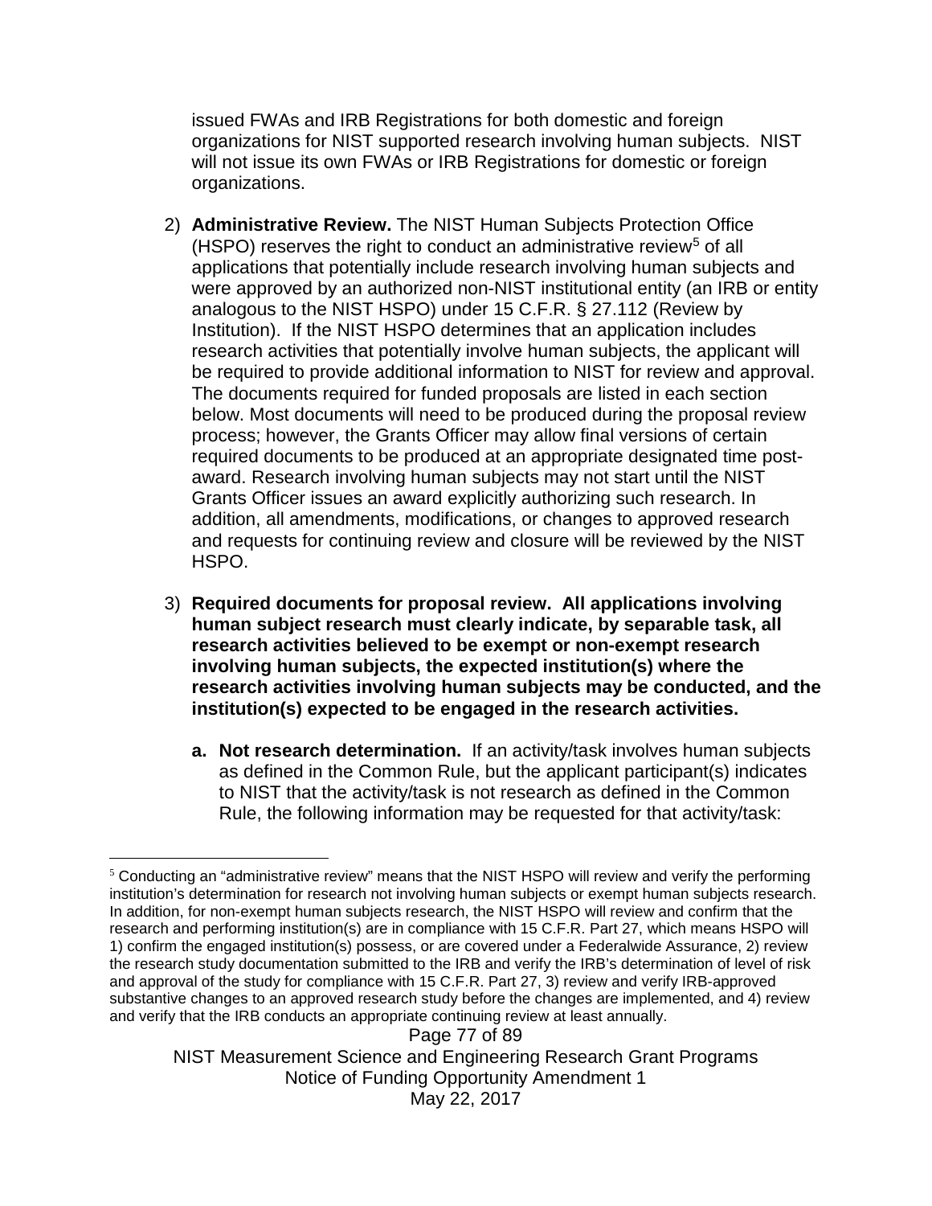issued FWAs and IRB Registrations for both domestic and foreign organizations for NIST supported research involving human subjects. NIST will not issue its own FWAs or IRB Registrations for domestic or foreign organizations.

2) **Administrative Review.** The NIST Human Subjects Protection Office (HSPO) reserves the right to conduct an administrative review[5] of all applications that potentially include research involving human subjects and were approved by an authorized non-NIST institutional entity (an IRB or entity analogous to the NIST HSPO) under 15 C.F.R. § 27.112 (Review by Institution). If the NIST HSPO determines that an application includes research activities that potentially involve human subjects, the applicant will be required to provide additional information to NIST for review and approval. The documents required for funded proposals are listed in each section below. Most documents will need to be produced during the proposal review process; however, the Grants Officer may allow final versions of certain required documents to be produced at an appropriate designated time post-award. Research involving human subjects may not start until the NIST Grants Officer issues an award explicitly authorizing such research. In addition, all amendments, modifications, or changes to approved research and requests for continuing review and closure will be reviewed by the NIST HSPO.

3) **Required documents for proposal review. All applications involving human subject research must clearly indicate, by separable task, all research activities believed to be exempt or non-exempt research involving human subjects, the expected institution(s) where the research activities involving human subjects may be conducted, and the institution(s) expected to be engaged in the research activities.**

   a. **Not research determination.** If an activity/task involves human subjects as defined in the Common Rule, but the applicant participant(s) indicates to NIST that the activity/task is not research as defined in the Common Rule, the following information may be requested for that activity/task:

---

[5] Conducting an "administrative review" means that the NIST HSPO will review and verify the performing institution's determination for research not involving human subjects or exempt human subjects research. In addition, for non-exempt human subjects research, the NIST HSPO will review and confirm that the research and performing institution(s) are in compliance with 15 C.F.R. Part 27, which means HSPO will 1) confirm the engaged institution(s) possess, or are covered under a Federalwide Assurance, 2) review the research study documentation submitted to the IRB and verify the IRB's determination of level of risk and approval of the study for compliance with 15 C.F.R. Part 27, 3) review and verify IRB-approved substantive changes to an approved research study before the changes are implemented, and 4) review and verify that the IRB conducts an appropriate continuing review at least annually.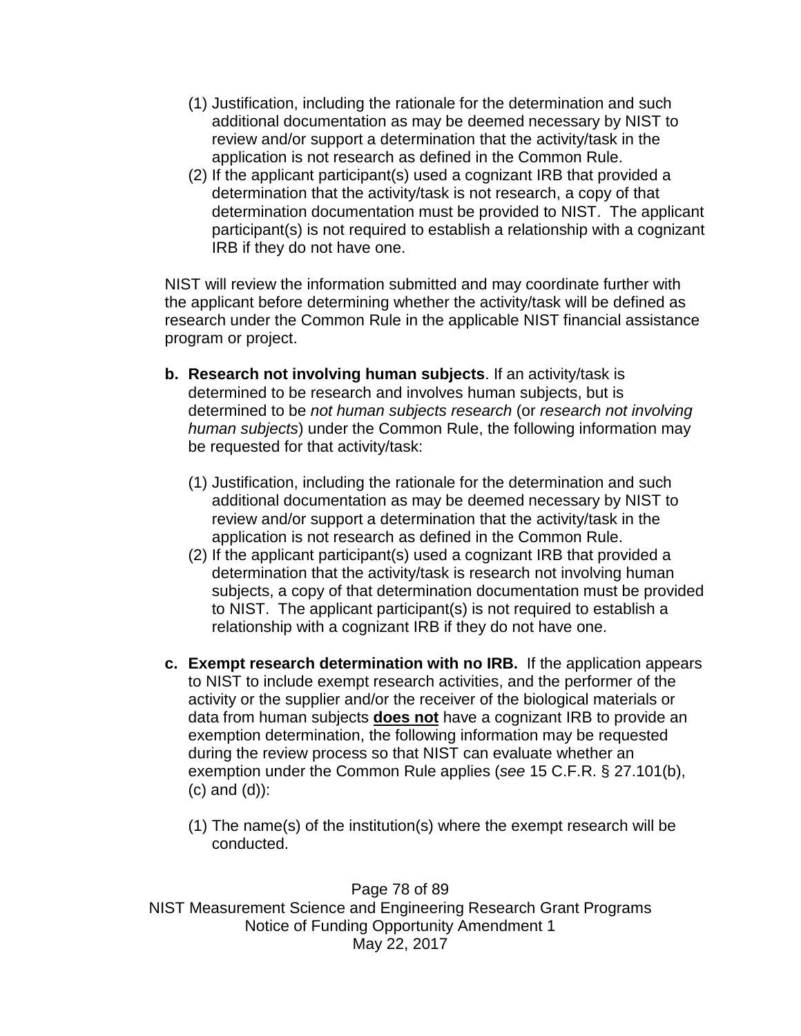(1) Justification, including the rationale for the determination and such additional documentation as may be deemed necessary by NIST to review and/or support a determination that the activity/task in the application is not research as defined in the Common Rule.
(2) If the applicant participant(s) used a cognizant IRB that provided a determination that the activity/task is not research, a copy of that determination documentation must be provided to NIST. The applicant participant(s) is not required to establish a relationship with a cognizant IRB if they do not have one.

NIST will review the information submitted and may coordinate further with the applicant before determining whether the activity/task will be defined as research under the Common Rule in the applicable NIST financial assistance program or project.

**b. Research not involving human subjects**. If an activity/task is determined to be research and involves human subjects, but is determined to be *not human subjects research* (or *research not involving human subjects*) under the Common Rule, the following information may be requested for that activity/task:

(1) Justification, including the rationale for the determination and such additional documentation as may be deemed necessary by NIST to review and/or support a determination that the activity/task in the application is not research as defined in the Common Rule.
(2) If the applicant participant(s) used a cognizant IRB that provided a determination that the activity/task is research not involving human subjects, a copy of that determination documentation must be provided to NIST. The applicant participant(s) is not required to establish a relationship with a cognizant IRB if they do not have one.

**c. Exempt research determination with no IRB.** If the application appears to NIST to include exempt research activities, and the performer of the activity or the supplier and/or the receiver of the biological materials or data from human subjects **does not** have a cognizant IRB to provide an exemption determination, the following information may be requested during the review process so that NIST can evaluate whether an exemption under the Common Rule applies (*see* 15 C.F.R. § 27.101(b), (c) and (d)):

(1) The name(s) of the institution(s) where the exempt research will be conducted.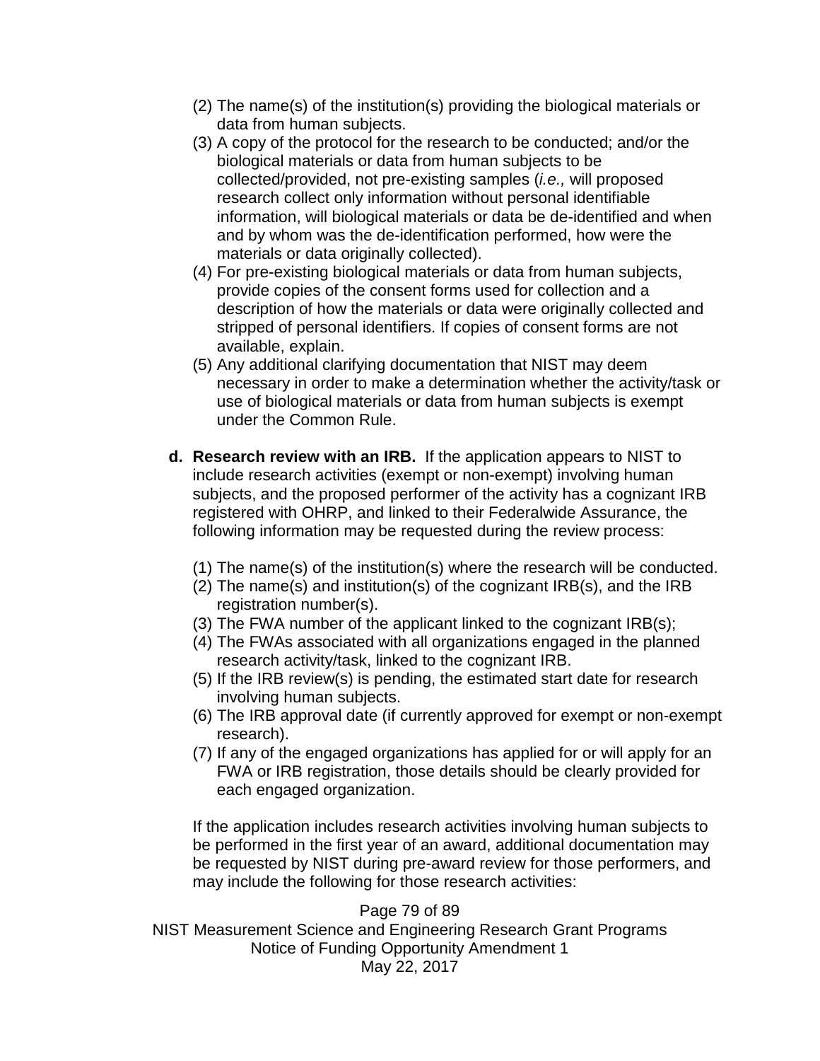(2) The name(s) of the institution(s) providing the biological materials or data from human subjects.
(3) A copy of the protocol for the research to be conducted; and/or the biological materials or data from human subjects to be collected/provided, not pre-existing samples (*i.e.,* will proposed research collect only information without personal identifiable information, will biological materials or data be de-identified and when and by whom was the de-identification performed, how were the materials or data originally collected).
(4) For pre-existing biological materials or data from human subjects, provide copies of the consent forms used for collection and a description of how the materials or data were originally collected and stripped of personal identifiers. If copies of consent forms are not available, explain.
(5) Any additional clarifying documentation that NIST may deem necessary in order to make a determination whether the activity/task or use of biological materials or data from human subjects is exempt under the Common Rule.

**d. Research review with an IRB.** If the application appears to NIST to include research activities (exempt or non-exempt) involving human subjects, and the proposed performer of the activity has a cognizant IRB registered with OHRP, and linked to their Federalwide Assurance, the following information may be requested during the review process:

(1) The name(s) of the institution(s) where the research will be conducted.
(2) The name(s) and institution(s) of the cognizant IRB(s), and the IRB registration number(s).
(3) The FWA number of the applicant linked to the cognizant IRB(s);
(4) The FWAs associated with all organizations engaged in the planned research activity/task, linked to the cognizant IRB.
(5) If the IRB review(s) is pending, the estimated start date for research involving human subjects.
(6) The IRB approval date (if currently approved for exempt or non-exempt research).
(7) If any of the engaged organizations has applied for or will apply for an FWA or IRB registration, those details should be clearly provided for each engaged organization.

If the application includes research activities involving human subjects to be performed in the first year of an award, additional documentation may be requested by NIST during pre-award review for those performers, and may include the following for those research activities: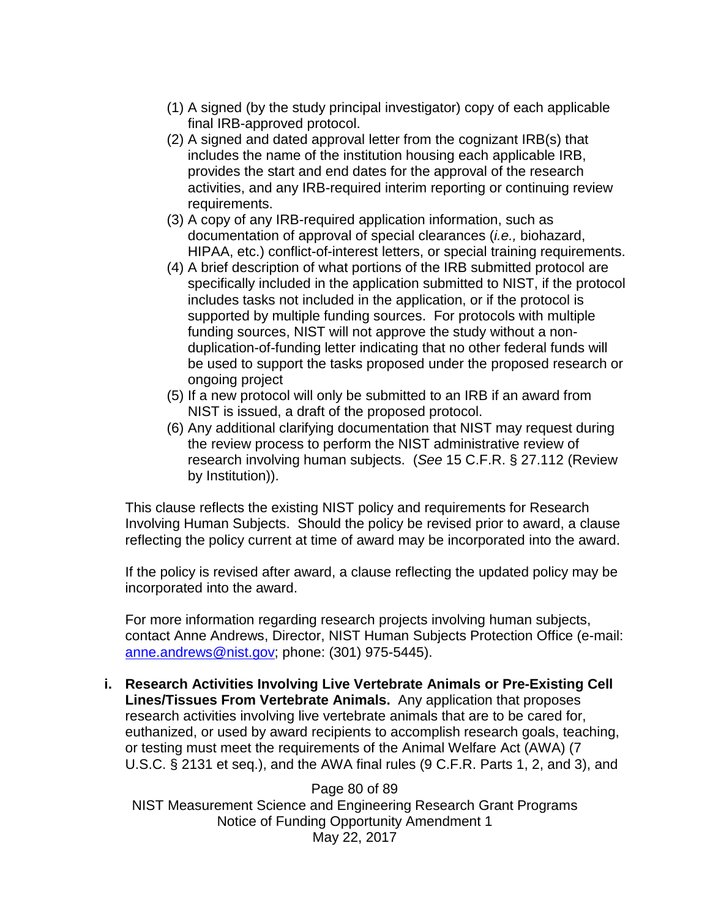(1) A signed (by the study principal investigator) copy of each applicable final IRB-approved protocol.
(2) A signed and dated approval letter from the cognizant IRB(s) that includes the name of the institution housing each applicable IRB, provides the start and end dates for the approval of the research activities, and any IRB-required interim reporting or continuing review requirements.
(3) A copy of any IRB-required application information, such as documentation of approval of special clearances (*i.e.,* biohazard, HIPAA, etc.) conflict-of-interest letters, or special training requirements.
(4) A brief description of what portions of the IRB submitted protocol are specifically included in the application submitted to NIST, if the protocol includes tasks not included in the application, or if the protocol is supported by multiple funding sources. For protocols with multiple funding sources, NIST will not approve the study without a non-duplication-of-funding letter indicating that no other federal funds will be used to support the tasks proposed under the proposed research or ongoing project
(5) If a new protocol will only be submitted to an IRB if an award from NIST is issued, a draft of the proposed protocol.
(6) Any additional clarifying documentation that NIST may request during the review process to perform the NIST administrative review of research involving human subjects. (*See* 15 C.F.R. § 27.112 (Review by Institution)).

This clause reflects the existing NIST policy and requirements for Research Involving Human Subjects. Should the policy be revised prior to award, a clause reflecting the policy current at time of award may be incorporated into the award.

If the policy is revised after award, a clause reflecting the updated policy may be incorporated into the award.

For more information regarding research projects involving human subjects, contact Anne Andrews, Director, NIST Human Subjects Protection Office (e-mail: [anne.andrews@nist.gov](mailto:anne.andrews@nist.gov); phone: (301) 975-5445).

**i. Research Activities Involving Live Vertebrate Animals or Pre-Existing Cell Lines/Tissues From Vertebrate Animals.** Any application that proposes research activities involving live vertebrate animals that are to be cared for, euthanized, or used by award recipients to accomplish research goals, teaching, or testing must meet the requirements of the Animal Welfare Act (AWA) (7 U.S.C. § 2131 et seq.), and the AWA final rules (9 C.F.R. Parts 1, 2, and 3), and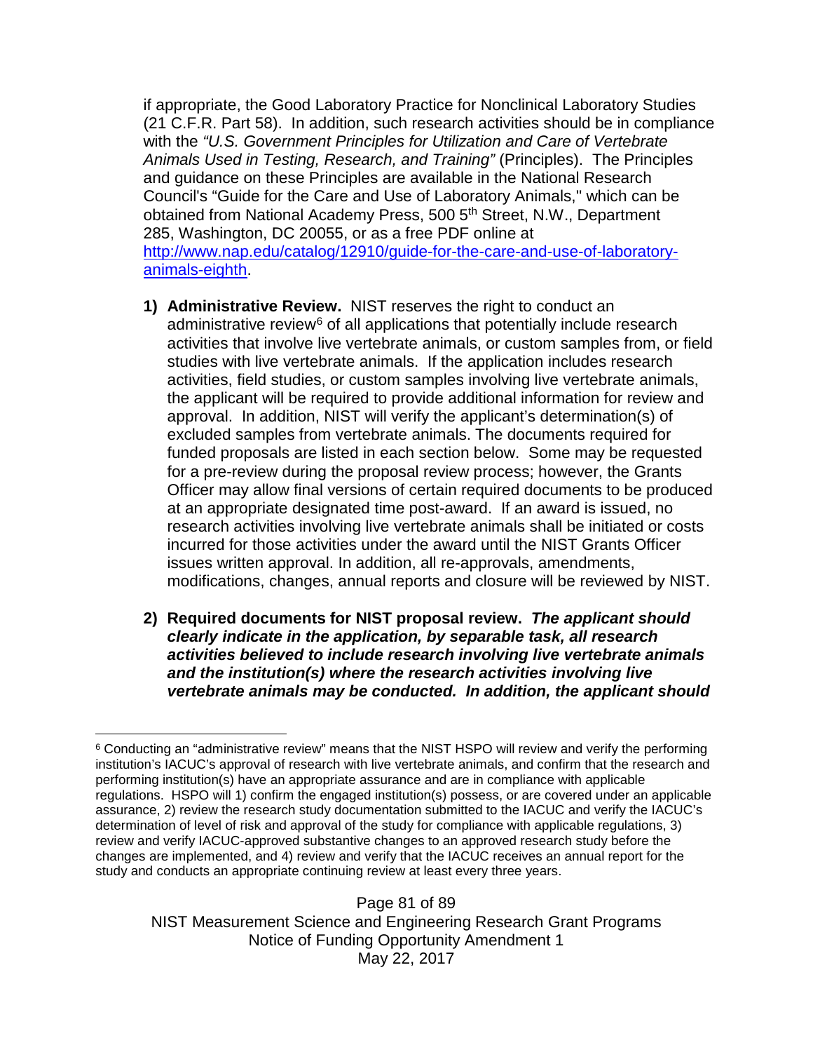if appropriate, the Good Laboratory Practice for Nonclinical Laboratory Studies (21 C.F.R. Part 58). In addition, such research activities should be in compliance with the *"U.S. Government Principles for Utilization and Care of Vertebrate Animals Used in Testing, Research, and Training"* (Principles). The Principles and guidance on these Principles are available in the National Research Council's "Guide for the Care and Use of Laboratory Animals," which can be obtained from National Academy Press, 500 5th Street, N.W., Department 285, Washington, DC 20055, or as a free PDF online at [http://www.nap.edu/catalog/12910/guide-for-the-care-and-use-of-laboratory-animals-eighth](http://www.nap.edu/catalog/12910/guide-for-the-care-and-use-of-laboratory-animals-eighth).

1) **Administrative Review.** NIST reserves the right to conduct an administrative review[6] of all applications that potentially include research activities that involve live vertebrate animals, or custom samples from, or field studies with live vertebrate animals. If the application includes research activities, field studies, or custom samples involving live vertebrate animals, the applicant will be required to provide additional information for review and approval. In addition, NIST will verify the applicant's determination(s) of excluded samples from vertebrate animals. The documents required for funded proposals are listed in each section below. Some may be requested for a pre-review during the proposal review process; however, the Grants Officer may allow final versions of certain required documents to be produced at an appropriate designated time post-award. If an award is issued, no research activities involving live vertebrate animals shall be initiated or costs incurred for those activities under the award until the NIST Grants Officer issues written approval. In addition, all re-approvals, amendments, modifications, changes, annual reports and closure will be reviewed by NIST.

2) **Required documents for NIST proposal review.** ***The applicant should clearly indicate in the application, by separable task, all research activities believed to include research involving live vertebrate animals and the institution(s) where the research activities involving live vertebrate animals may be conducted. In addition, the applicant should***

---

[6] Conducting an "administrative review" means that the NIST HSPO will review and verify the performing institution's IACUC's approval of research with live vertebrate animals, and confirm that the research and performing institution(s) have an appropriate assurance and are in compliance with applicable regulations. HSPO will 1) confirm the engaged institution(s) possess, or are covered under an applicable assurance, 2) review the research study documentation submitted to the IACUC and verify the IACUC's determination of level of risk and approval of the study for compliance with applicable regulations, 3) review and verify IACUC-approved substantive changes to an approved research study before the changes are implemented, and 4) review and verify that the IACUC receives an annual report for the study and conducts an appropriate continuing review at least every three years.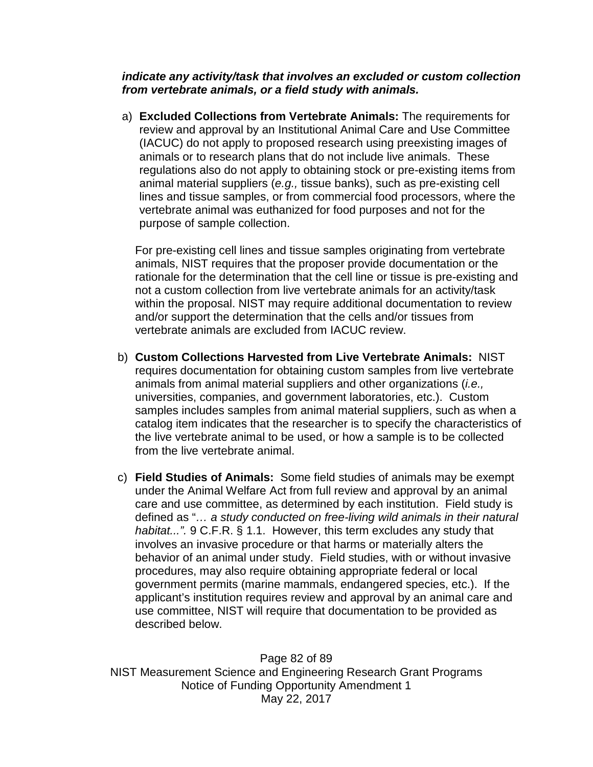***indicate any activity/task that involves an excluded or custom collection from vertebrate animals, or a field study with animals.***

a) **Excluded Collections from Vertebrate Animals:** The requirements for review and approval by an Institutional Animal Care and Use Committee (IACUC) do not apply to proposed research using preexisting images of animals or to research plans that do not include live animals. These regulations also do not apply to obtaining stock or pre-existing items from animal material suppliers (*e.g.,* tissue banks), such as pre-existing cell lines and tissue samples, or from commercial food processors, where the vertebrate animal was euthanized for food purposes and not for the purpose of sample collection.

   For pre-existing cell lines and tissue samples originating from vertebrate animals, NIST requires that the proposer provide documentation or the rationale for the determination that the cell line or tissue is pre-existing and not a custom collection from live vertebrate animals for an activity/task within the proposal. NIST may require additional documentation to review and/or support the determination that the cells and/or tissues from vertebrate animals are excluded from IACUC review.

b) **Custom Collections Harvested from Live Vertebrate Animals:** NIST requires documentation for obtaining custom samples from live vertebrate animals from animal material suppliers and other organizations (*i.e.,* universities, companies, and government laboratories, etc.). Custom samples includes samples from animal material suppliers, such as when a catalog item indicates that the researcher is to specify the characteristics of the live vertebrate animal to be used, or how a sample is to be collected from the live vertebrate animal.

c) **Field Studies of Animals:** Some field studies of animals may be exempt under the Animal Welfare Act from full review and approval by an animal care and use committee, as determined by each institution. Field study is defined as "*… a study conducted on free-living wild animals in their natural habitat...".* 9 C.F.R. § 1.1. However, this term excludes any study that involves an invasive procedure or that harms or materially alters the behavior of an animal under study. Field studies, with or without invasive procedures, may also require obtaining appropriate federal or local government permits (marine mammals, endangered species, etc.). If the applicant's institution requires review and approval by an animal care and use committee, NIST will require that documentation to be provided as described below.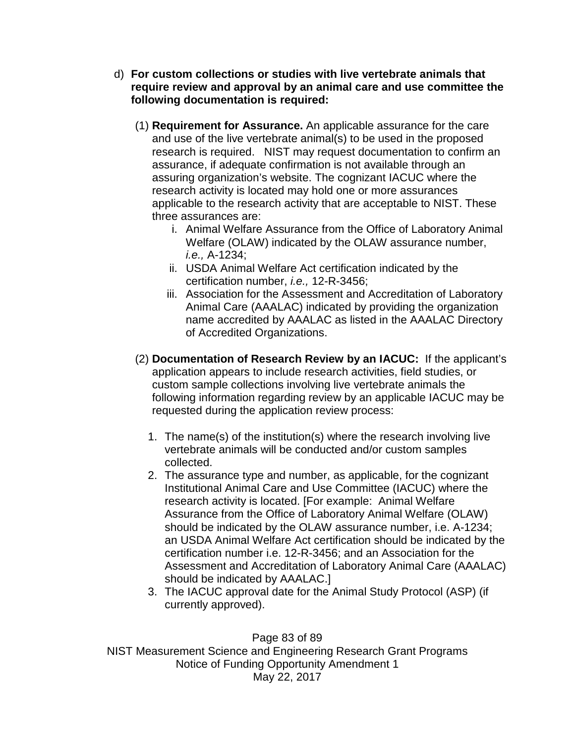d) **For custom collections or studies with live vertebrate animals that require review and approval by an animal care and use committee the following documentation is required:**

(1) **Requirement for Assurance.** An applicable assurance for the care and use of the live vertebrate animal(s) to be used in the proposed research is required. NIST may request documentation to confirm an assurance, if adequate confirmation is not available through an assuring organization's website. The cognizant IACUC where the research activity is located may hold one or more assurances applicable to the research activity that are acceptable to NIST. These three assurances are:

i. Animal Welfare Assurance from the Office of Laboratory Animal Welfare (OLAW) indicated by the OLAW assurance number, *i.e.,* A-1234;
ii. USDA Animal Welfare Act certification indicated by the certification number, *i.e.,* 12-R-3456;
iii. Association for the Assessment and Accreditation of Laboratory Animal Care (AAALAC) indicated by providing the organization name accredited by AAALAC as listed in the AAALAC Directory of Accredited Organizations.

(2) **Documentation of Research Review by an IACUC:** If the applicant's application appears to include research activities, field studies, or custom sample collections involving live vertebrate animals the following information regarding review by an applicable IACUC may be requested during the application review process:

1. The name(s) of the institution(s) where the research involving live vertebrate animals will be conducted and/or custom samples collected.
2. The assurance type and number, as applicable, for the cognizant Institutional Animal Care and Use Committee (IACUC) where the research activity is located. [For example: Animal Welfare Assurance from the Office of Laboratory Animal Welfare (OLAW) should be indicated by the OLAW assurance number, i.e. A-1234; an USDA Animal Welfare Act certification should be indicated by the certification number i.e. 12-R-3456; and an Association for the Assessment and Accreditation of Laboratory Animal Care (AAALAC) should be indicated by AAALAC.]
3. The IACUC approval date for the Animal Study Protocol (ASP) (if currently approved).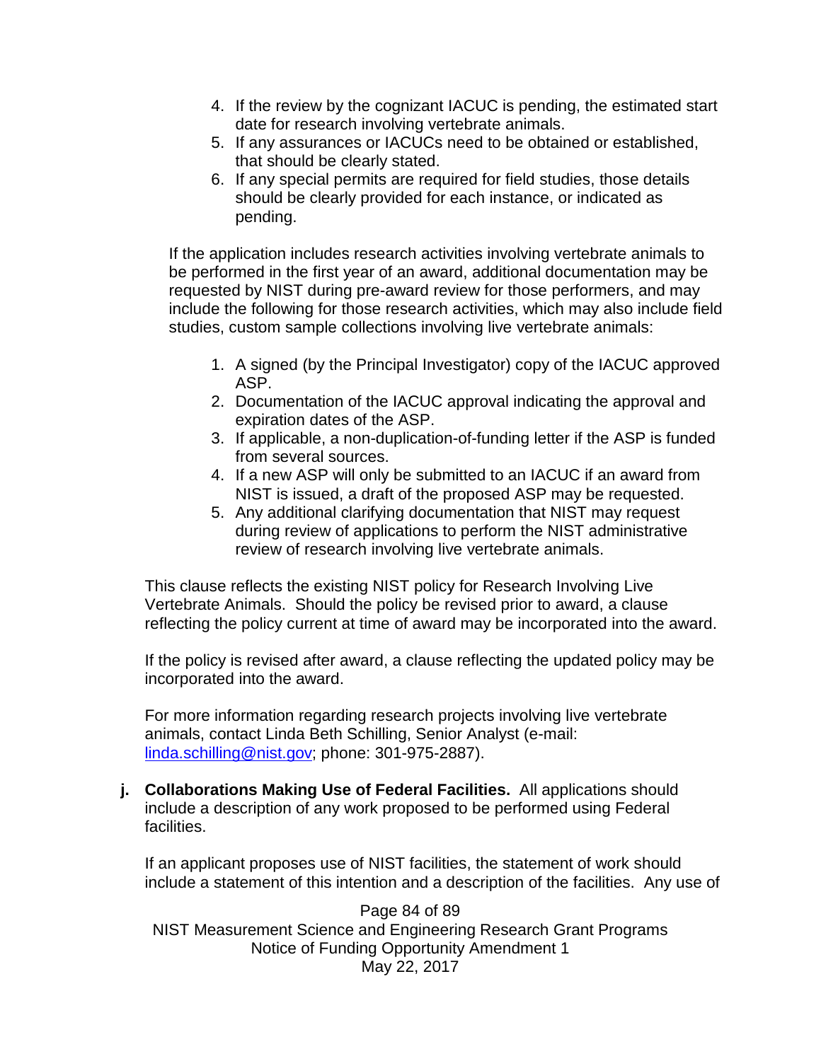4. If the review by the cognizant IACUC is pending, the estimated start date for research involving vertebrate animals.
5. If any assurances or IACUCs need to be obtained or established, that should be clearly stated.
6. If any special permits are required for field studies, those details should be clearly provided for each instance, or indicated as pending.

If the application includes research activities involving vertebrate animals to be performed in the first year of an award, additional documentation may be requested by NIST during pre-award review for those performers, and may include the following for those research activities, which may also include field studies, custom sample collections involving live vertebrate animals:

1. A signed (by the Principal Investigator) copy of the IACUC approved ASP.
2. Documentation of the IACUC approval indicating the approval and expiration dates of the ASP.
3. If applicable, a non-duplication-of-funding letter if the ASP is funded from several sources.
4. If a new ASP will only be submitted to an IACUC if an award from NIST is issued, a draft of the proposed ASP may be requested.
5. Any additional clarifying documentation that NIST may request during review of applications to perform the NIST administrative review of research involving live vertebrate animals.

This clause reflects the existing NIST policy for Research Involving Live Vertebrate Animals. Should the policy be revised prior to award, a clause reflecting the policy current at time of award may be incorporated into the award.

If the policy is revised after award, a clause reflecting the updated policy may be incorporated into the award.

For more information regarding research projects involving live vertebrate animals, contact Linda Beth Schilling, Senior Analyst (e-mail: linda.schilling@nist.gov; phone: 301-975-2887).

**j. Collaborations Making Use of Federal Facilities.** All applications should include a description of any work proposed to be performed using Federal facilities.

If an applicant proposes use of NIST facilities, the statement of work should include a statement of this intention and a description of the facilities. Any use of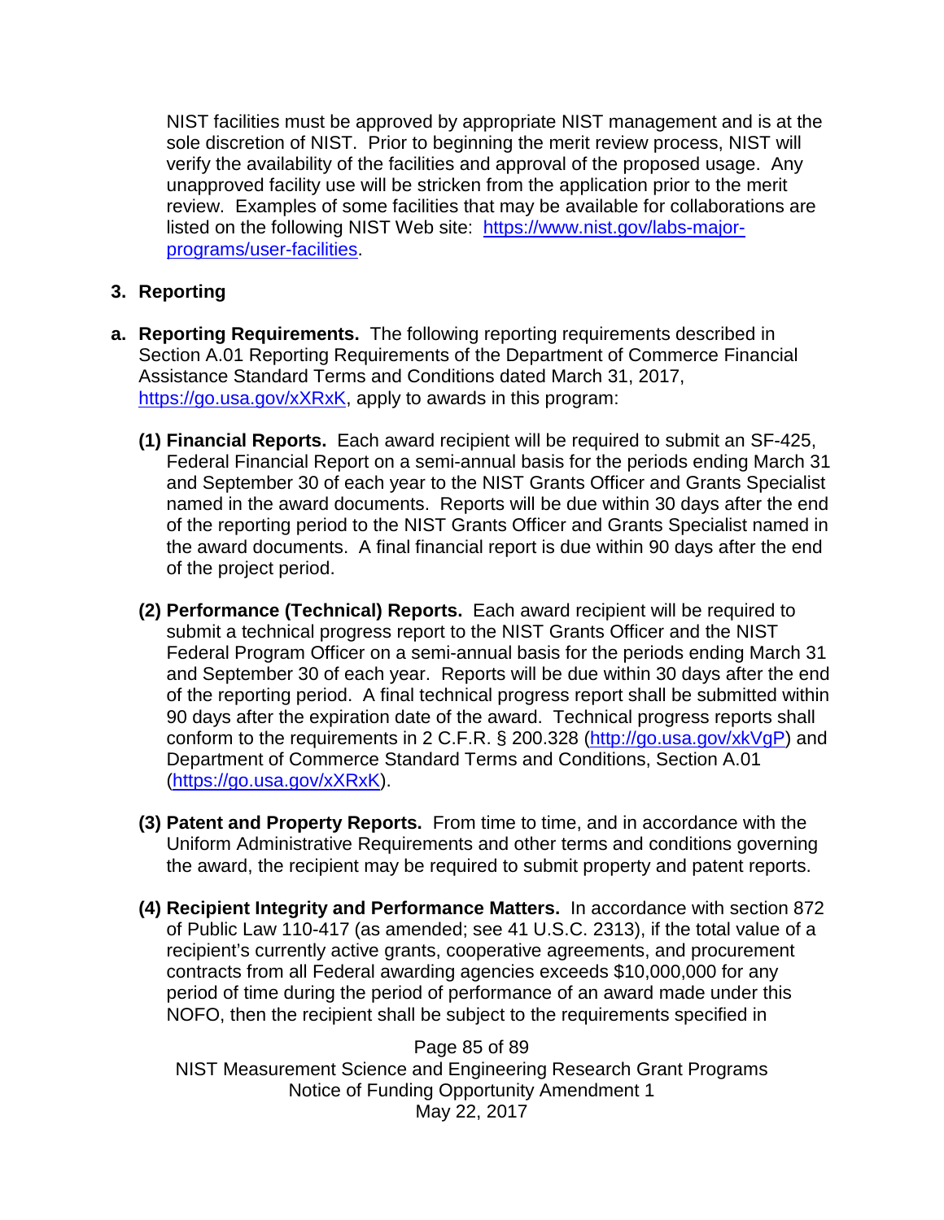NIST facilities must be approved by appropriate NIST management and is at the sole discretion of NIST. Prior to beginning the merit review process, NIST will verify the availability of the facilities and approval of the proposed usage. Any unapproved facility use will be stricken from the application prior to the merit review. Examples of some facilities that may be available for collaborations are listed on the following NIST Web site: [https://www.nist.gov/labs-major-programs/user-facilities](https://www.nist.gov/labs-major-programs/user-facilities).

## 3. Reporting

**a. Reporting Requirements.** The following reporting requirements described in Section A.01 Reporting Requirements of the Department of Commerce Financial Assistance Standard Terms and Conditions dated March 31, 2017, [https://go.usa.gov/xXRxK](https://go.usa.gov/xXRxK), apply to awards in this program:

**(1) Financial Reports.** Each award recipient will be required to submit an SF-425, Federal Financial Report on a semi-annual basis for the periods ending March 31 and September 30 of each year to the NIST Grants Officer and Grants Specialist named in the award documents. Reports will be due within 30 days after the end of the reporting period to the NIST Grants Officer and Grants Specialist named in the award documents. A final financial report is due within 90 days after the end of the project period.

**(2) Performance (Technical) Reports.** Each award recipient will be required to submit a technical progress report to the NIST Grants Officer and the NIST Federal Program Officer on a semi-annual basis for the periods ending March 31 and September 30 of each year. Reports will be due within 30 days after the end of the reporting period. A final technical progress report shall be submitted within 90 days after the expiration date of the award. Technical progress reports shall conform to the requirements in 2 C.F.R. § 200.328 ([http://go.usa.gov/xkVgP](http://go.usa.gov/xkVgP)) and Department of Commerce Standard Terms and Conditions, Section A.01 ([https://go.usa.gov/xXRxK](https://go.usa.gov/xXRxK)).

**(3) Patent and Property Reports.** From time to time, and in accordance with the Uniform Administrative Requirements and other terms and conditions governing the award, the recipient may be required to submit property and patent reports.

**(4) Recipient Integrity and Performance Matters.** In accordance with section 872 of Public Law 110-417 (as amended; see 41 U.S.C. 2313), if the total value of a recipient's currently active grants, cooperative agreements, and procurement contracts from all Federal awarding agencies exceeds $10,000,000 for any period of time during the period of performance of an award made under this NOFO, then the recipient shall be subject to the requirements specified in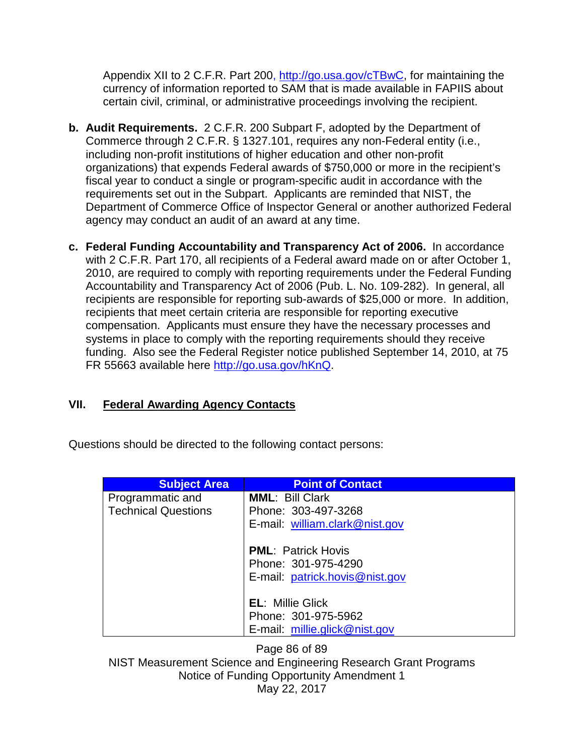Appendix XII to 2 C.F.R. Part 200, http://go.usa.gov/cTBwC, for maintaining the currency of information reported to SAM that is made available in FAPIIS about certain civil, criminal, or administrative proceedings involving the recipient.

**b. Audit Requirements.** 2 C.F.R. 200 Subpart F, adopted by the Department of Commerce through 2 C.F.R. § 1327.101, requires any non-Federal entity (i.e., including non-profit institutions of higher education and other non-profit organizations) that expends Federal awards of $750,000 or more in the recipient's fiscal year to conduct a single or program-specific audit in accordance with the requirements set out in the Subpart. Applicants are reminded that NIST, the Department of Commerce Office of Inspector General or another authorized Federal agency may conduct an audit of an award at any time.

**c. Federal Funding Accountability and Transparency Act of 2006.** In accordance with 2 C.F.R. Part 170, all recipients of a Federal award made on or after October 1, 2010, are required to comply with reporting requirements under the Federal Funding Accountability and Transparency Act of 2006 (Pub. L. No. 109-282). In general, all recipients are responsible for reporting sub-awards of $25,000 or more. In addition, recipients that meet certain criteria are responsible for reporting executive compensation. Applicants must ensure they have the necessary processes and systems in place to comply with the reporting requirements should they receive funding. Also see the Federal Register notice published September 14, 2010, at 75 FR 55663 available here http://go.usa.gov/hKnQ.

## VII. Federal Awarding Agency Contacts

Questions should be directed to the following contact persons:

| Subject Area | Point of Contact |
|---|---|
| Programmatic and Technical Questions | **MML**: Bill Clark<br>Phone: 303-497-3268<br>E-mail: william.clark@nist.gov<br><br>**PML**: Patrick Hovis<br>Phone: 301-975-4290<br>E-mail: patrick.hovis@nist.gov<br><br>**EL**: Millie Glick<br>Phone: 301-975-5962<br>E-mail: millie.glick@nist.gov |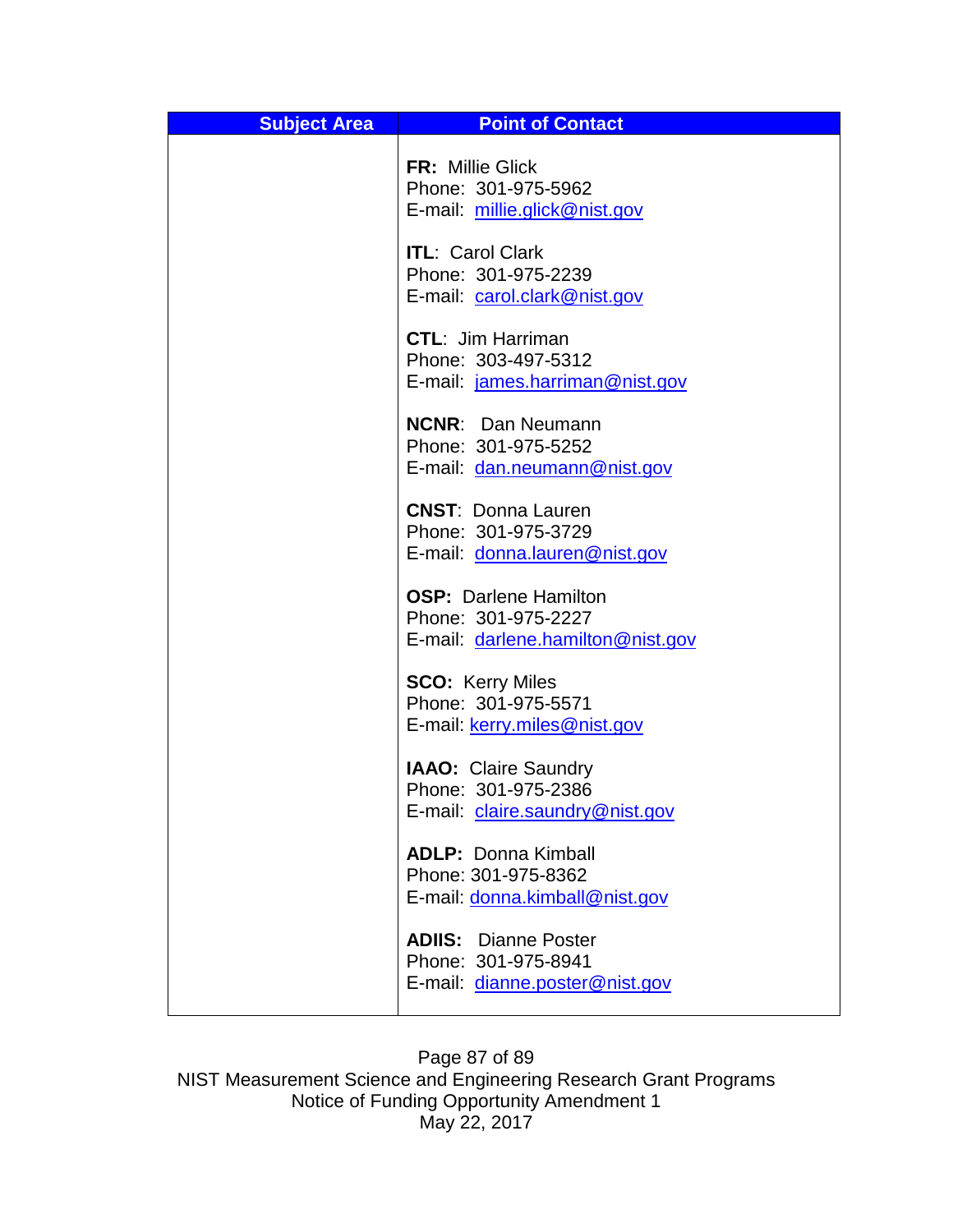| Subject Area | Point of Contact |
| --- | --- |
| | **FR:** Millie Glick<br>Phone: 301-975-5962<br>E-mail: millie.glick@nist.gov<br><br>**ITL**: Carol Clark<br>Phone: 301-975-2239<br>E-mail: carol.clark@nist.gov<br><br>**CTL**: Jim Harriman<br>Phone: 303-497-5312<br>E-mail: james.harriman@nist.gov<br><br>**NCNR**: Dan Neumann<br>Phone: 301-975-5252<br>E-mail: dan.neumann@nist.gov<br><br>**CNST**: Donna Lauren<br>Phone: 301-975-3729<br>E-mail: donna.lauren@nist.gov<br><br>**OSP:** Darlene Hamilton<br>Phone: 301-975-2227<br>E-mail: darlene.hamilton@nist.gov<br><br>**SCO:** Kerry Miles<br>Phone: 301-975-5571<br>E-mail: kerry.miles@nist.gov<br><br>**IAAO:** Claire Saundry<br>Phone: 301-975-2386<br>E-mail: claire.saundry@nist.gov<br><br>**ADLP:** Donna Kimball<br>Phone: 301-975-8362<br>E-mail: donna.kimball@nist.gov<br><br>**ADIIS:** Dianne Poster<br>Phone: 301-975-8941<br>E-mail: dianne.poster@nist.gov |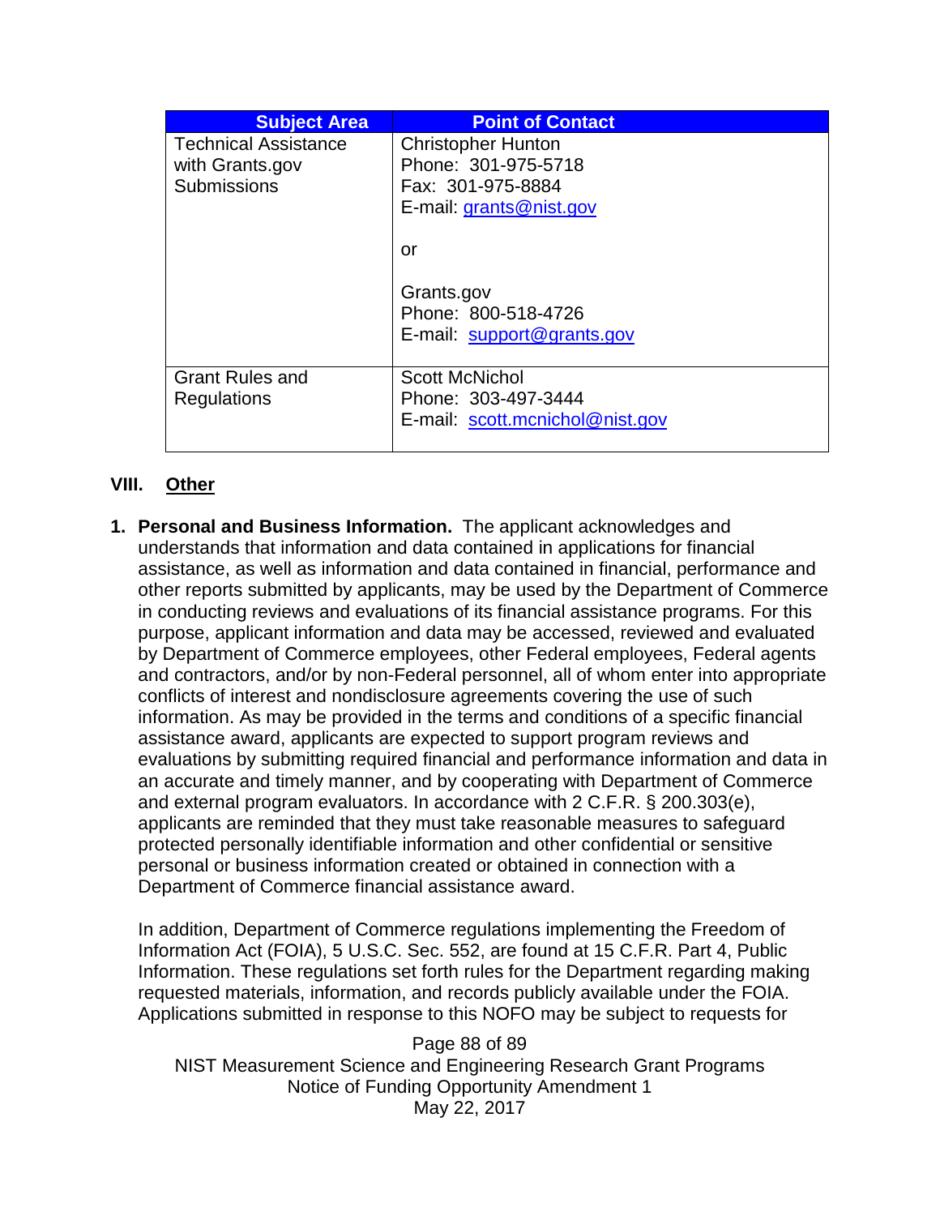| Subject Area | Point of Contact |
|---|---|
| Technical Assistance with Grants.gov Submissions | Christopher Hunton<br>Phone: 301-975-5718<br>Fax: 301-975-8884<br>E-mail: grants@nist.gov<br><br>or<br><br>Grants.gov<br>Phone: 800-518-4726<br>E-mail: support@grants.gov |
| Grant Rules and Regulations | Scott McNichol<br>Phone: 303-497-3444<br>E-mail: scott.mcnichol@nist.gov |

## VIII. Other

1. **Personal and Business Information.** The applicant acknowledges and understands that information and data contained in applications for financial assistance, as well as information and data contained in financial, performance and other reports submitted by applicants, may be used by the Department of Commerce in conducting reviews and evaluations of its financial assistance programs. For this purpose, applicant information and data may be accessed, reviewed and evaluated by Department of Commerce employees, other Federal employees, Federal agents and contractors, and/or by non-Federal personnel, all of whom enter into appropriate conflicts of interest and nondisclosure agreements covering the use of such information. As may be provided in the terms and conditions of a specific financial assistance award, applicants are expected to support program reviews and evaluations by submitting required financial and performance information and data in an accurate and timely manner, and by cooperating with Department of Commerce and external program evaluators. In accordance with 2 C.F.R. § 200.303(e), applicants are reminded that they must take reasonable measures to safeguard protected personally identifiable information and other confidential or sensitive personal or business information created or obtained in connection with a Department of Commerce financial assistance award.

   In addition, Department of Commerce regulations implementing the Freedom of Information Act (FOIA), 5 U.S.C. Sec. 552, are found at 15 C.F.R. Part 4, Public Information. These regulations set forth rules for the Department regarding making requested materials, information, and records publicly available under the FOIA. Applications submitted in response to this NOFO may be subject to requests for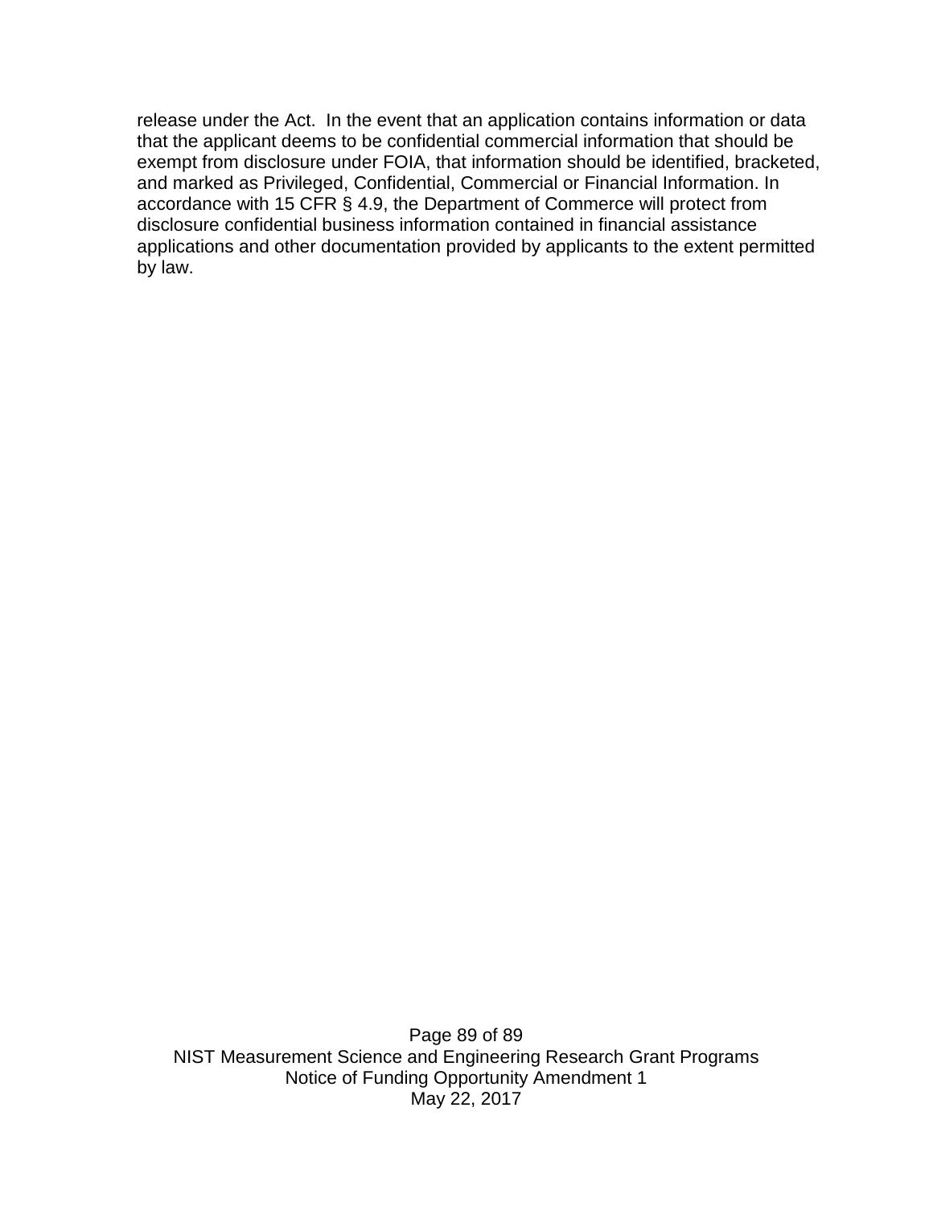release under the Act. In the event that an application contains information or data that the applicant deems to be confidential commercial information that should be exempt from disclosure under FOIA, that information should be identified, bracketed, and marked as Privileged, Confidential, Commercial or Financial Information. In accordance with 15 CFR § 4.9, the Department of Commerce will protect from disclosure confidential business information contained in financial assistance applications and other documentation provided by applicants to the extent permitted by law.